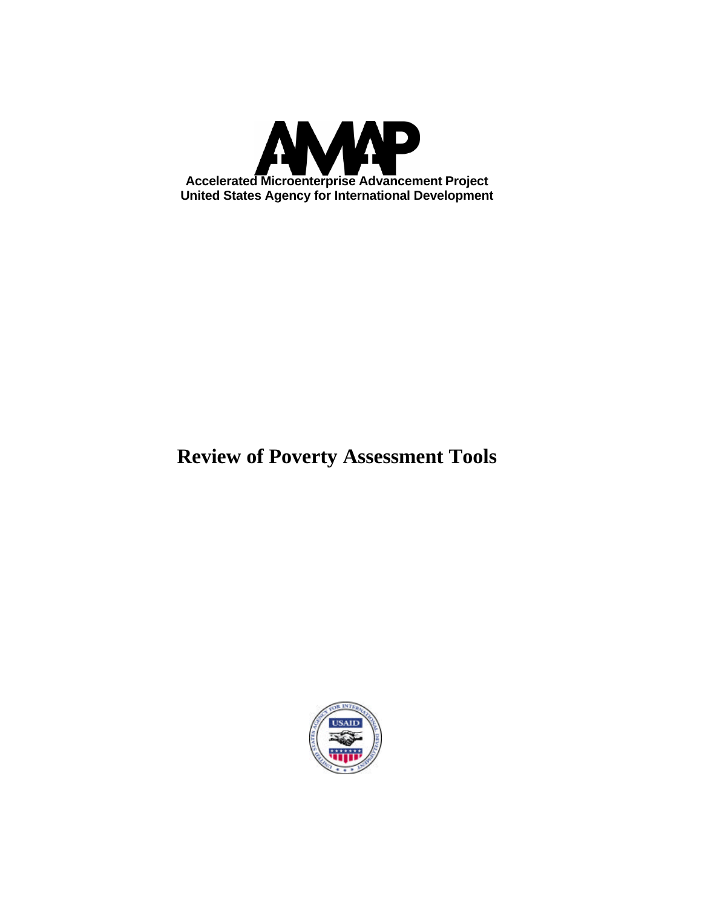AMAP

**Accelerated Microenterprise Advancement Project**
**United States Agency for International Development**

# Review of Poverty Assessment Tools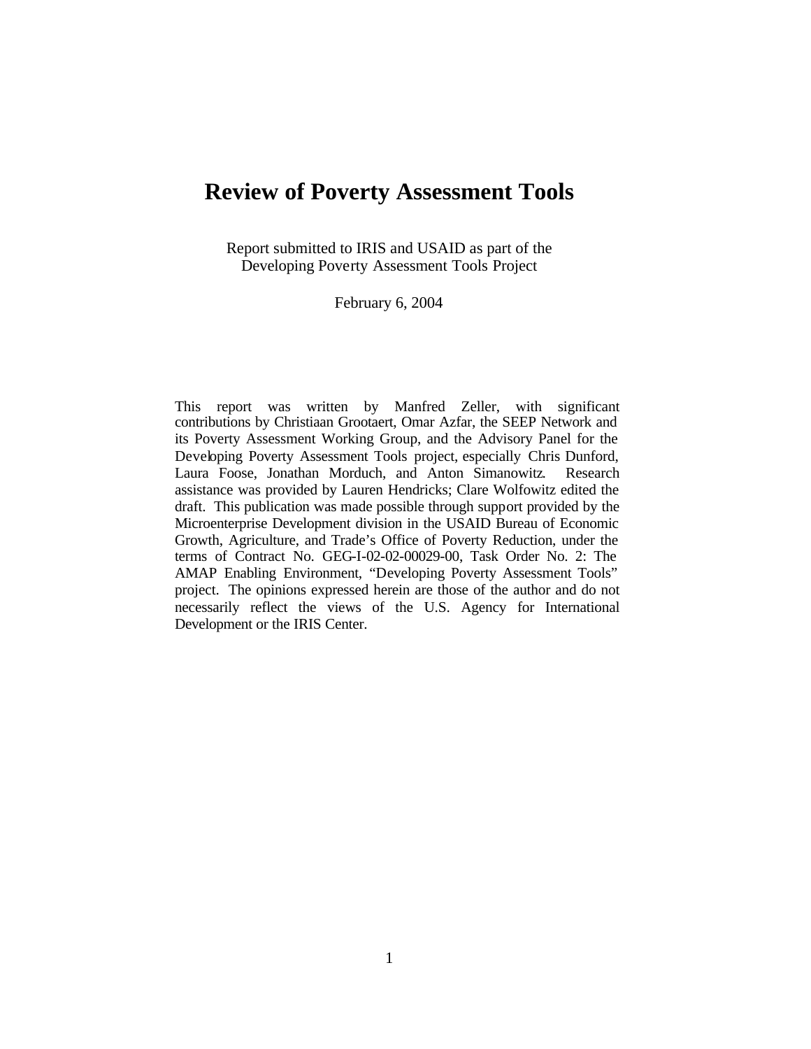# Review of Poverty Assessment Tools

Report submitted to IRIS and USAID as part of the
Developing Poverty Assessment Tools Project

February 6, 2004

This report was written by Manfred Zeller, with significant contributions by Christiaan Grootaert, Omar Azfar, the SEEP Network and its Poverty Assessment Working Group, and the Advisory Panel for the Developing Poverty Assessment Tools project, especially Chris Dunford, Laura Foose, Jonathan Morduch, and Anton Simanowitz. Research assistance was provided by Lauren Hendricks; Clare Wolfowitz edited the draft. This publication was made possible through support provided by the Microenterprise Development division in the USAID Bureau of Economic Growth, Agriculture, and Trade's Office of Poverty Reduction, under the terms of Contract No. GEG-I-02-02-00029-00, Task Order No. 2: The AMAP Enabling Environment, "Developing Poverty Assessment Tools" project. The opinions expressed herein are those of the author and do not necessarily reflect the views of the U.S. Agency for International Development or the IRIS Center.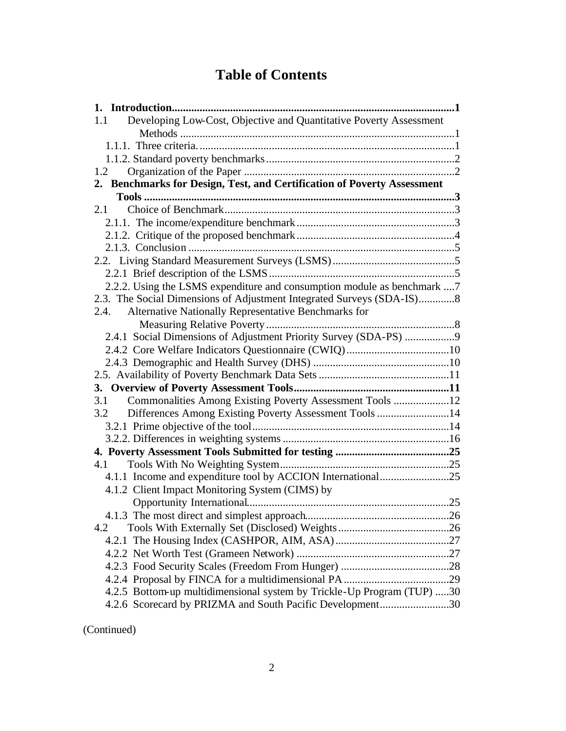# Table of Contents

**1. Introduction ... 1**

1.1 Developing Low-Cost, Objective and Quantitative Poverty Assessment Methods ... 1

1.1.1. Three criteria. ... 1

1.1.2. Standard poverty benchmarks ... 2

1.2 Organization of the Paper ... 2

**2. Benchmarks for Design, Test, and Certification of Poverty Assessment Tools ... 3**

2.1 Choice of Benchmark ... 3

2.1.1. The income/expenditure benchmark ... 3

2.1.2. Critique of the proposed benchmark ... 4

2.1.3. Conclusion ... 5

2.2. Living Standard Measurement Surveys (LSMS) ... 5

2.2.1 Brief description of the LSMS ... 5

2.2.2. Using the LSMS expenditure and consumption module as benchmark ... 7

2.3. The Social Dimensions of Adjustment Integrated Surveys (SDA-IS) ... 8

2.4. Alternative Nationally Representative Benchmarks for Measuring Relative Poverty ... 8

2.4.1 Social Dimensions of Adjustment Priority Survey (SDA-PS) ... 9

2.4.2 Core Welfare Indicators Questionnaire (CWIQ) ... 10

2.4.3 Demographic and Health Survey (DHS) ... 10

2.5. Availability of Poverty Benchmark Data Sets ... 11

**3. Overview of Poverty Assessment Tools ... 11**

3.1 Commonalities Among Existing Poverty Assessment Tools ... 12

3.2 Differences Among Existing Poverty Assessment Tools ... 14

3.2.1 Prime objective of the tool ... 14

3.2.2. Differences in weighting systems ... 16

**4. Poverty Assessment Tools Submitted for testing ... 25**

4.1 Tools With No Weighting System ... 25

4.1.1 Income and expenditure tool by ACCION International ... 25

4.1.2 Client Impact Monitoring System (CIMS) by Opportunity International ... 25

4.1.3 The most direct and simplest approach ... 26

4.2 Tools With Externally Set (Disclosed) Weights ... 26

4.2.1 The Housing Index (CASHPOR, AIM, ASA) ... 27

4.2.2 Net Worth Test (Grameen Network) ... 27

4.2.3 Food Security Scales (Freedom From Hunger) ... 28

4.2.4 Proposal by FINCA for a multidimensional PA ... 29

4.2.5 Bottom-up multidimensional system by Trickle-Up Program (TUP) ... 30

4.2.6 Scorecard by PRIZMA and South Pacific Development ... 30

(Continued)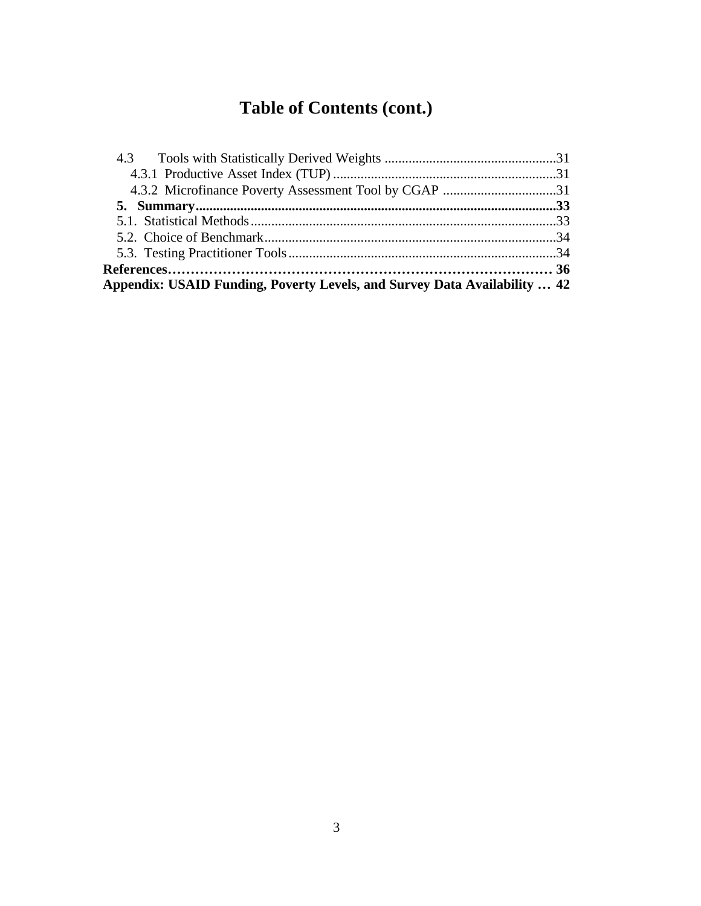# Table of Contents (cont.)

- 4.3 Tools with Statistically Derived Weights .................................................31
  - 4.3.1 Productive Asset Index (TUP) .................................................................31
  - 4.3.2 Microfinance Poverty Assessment Tool by CGAP .................................31
- **5. Summary.........................................................................................................33**
- 5.1. Statistical Methods........................................................................................33
- 5.2. Choice of Benchmark....................................................................................34
- 5.3. Testing Practitioner Tools.............................................................................34

**References……………………………………………………………………… 36**

**Appendix: USAID Funding, Poverty Levels, and Survey Data Availability … 42**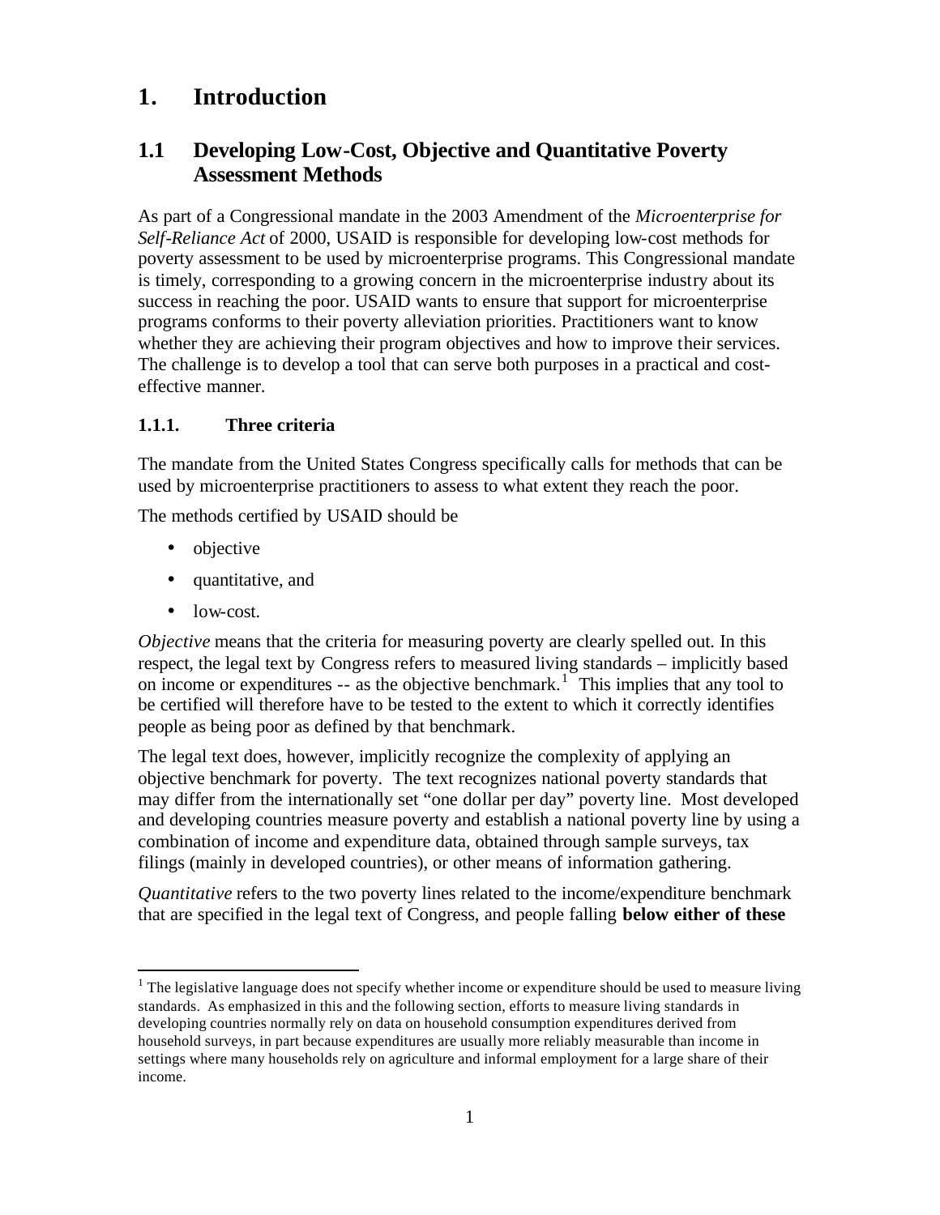# 1. Introduction

## 1.1 Developing Low-Cost, Objective and Quantitative Poverty Assessment Methods

As part of a Congressional mandate in the 2003 Amendment of the *Microenterprise for Self-Reliance Act* of 2000, USAID is responsible for developing low-cost methods for poverty assessment to be used by microenterprise programs. This Congressional mandate is timely, corresponding to a growing concern in the microenterprise industry about its success in reaching the poor. USAID wants to ensure that support for microenterprise programs conforms to their poverty alleviation priorities. Practitioners want to know whether they are achieving their program objectives and how to improve their services. The challenge is to develop a tool that can serve both purposes in a practical and cost-effective manner.

### 1.1.1. Three criteria

The mandate from the United States Congress specifically calls for methods that can be used by microenterprise practitioners to assess to what extent they reach the poor.

The methods certified by USAID should be

- objective
- quantitative, and
- low-cost.

*Objective* means that the criteria for measuring poverty are clearly spelled out. In this respect, the legal text by Congress refers to measured living standards – implicitly based on income or expenditures -- as the objective benchmark.[1] This implies that any tool to be certified will therefore have to be tested to the extent to which it correctly identifies people as being poor as defined by that benchmark.

The legal text does, however, implicitly recognize the complexity of applying an objective benchmark for poverty. The text recognizes national poverty standards that may differ from the internationally set "one dollar per day" poverty line. Most developed and developing countries measure poverty and establish a national poverty line by using a combination of income and expenditure data, obtained through sample surveys, tax filings (mainly in developed countries), or other means of information gathering.

*Quantitative* refers to the two poverty lines related to the income/expenditure benchmark that are specified in the legal text of Congress, and people falling **below either of these**

[1] The legislative language does not specify whether income or expenditure should be used to measure living standards. As emphasized in this and the following section, efforts to measure living standards in developing countries normally rely on data on household consumption expenditures derived from household surveys, in part because expenditures are usually more reliably measurable than income in settings where many households rely on agriculture and informal employment for a large share of their income.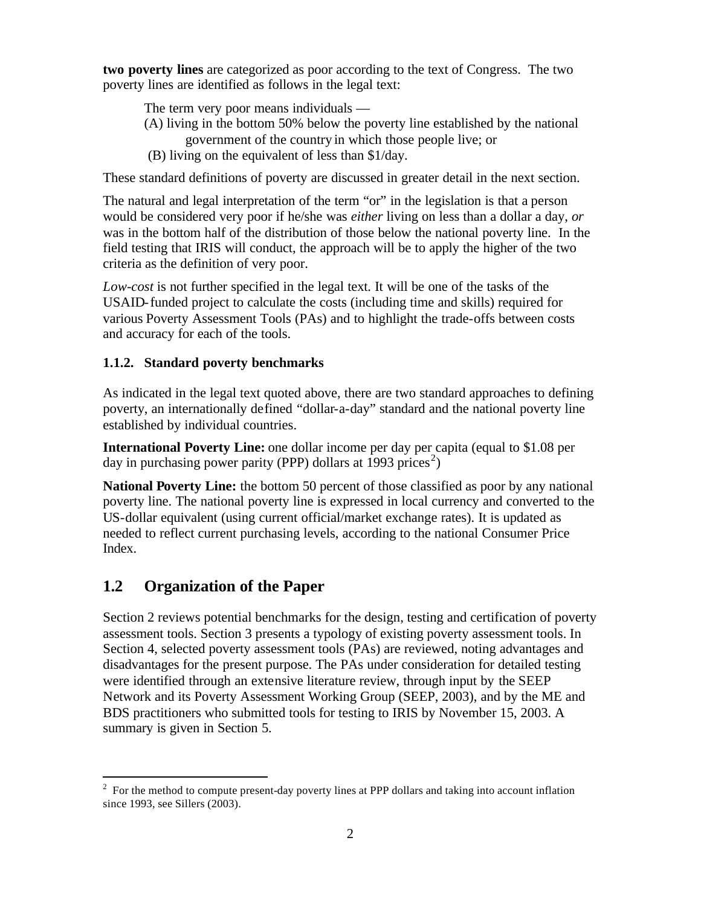**two poverty lines** are categorized as poor according to the text of Congress. The two poverty lines are identified as follows in the legal text:

> The term very poor means individuals —
> (A) living in the bottom 50% below the poverty line established by the national government of the country in which those people live; or
> (B) living on the equivalent of less than \$1/day.

These standard definitions of poverty are discussed in greater detail in the next section.

The natural and legal interpretation of the term "or" in the legislation is that a person would be considered very poor if he/she was *either* living on less than a dollar a day, *or* was in the bottom half of the distribution of those below the national poverty line. In the field testing that IRIS will conduct, the approach will be to apply the higher of the two criteria as the definition of very poor.

*Low-cost* is not further specified in the legal text. It will be one of the tasks of the USAID-funded project to calculate the costs (including time and skills) required for various Poverty Assessment Tools (PAs) and to highlight the trade-offs between costs and accuracy for each of the tools.

### 1.1.2. Standard poverty benchmarks

As indicated in the legal text quoted above, there are two standard approaches to defining poverty, an internationally defined "dollar-a-day" standard and the national poverty line established by individual countries.

**International Poverty Line:** one dollar income per day per capita (equal to \$1.08 per day in purchasing power parity (PPP) dollars at 1993 prices[2])

**National Poverty Line:** the bottom 50 percent of those classified as poor by any national poverty line. The national poverty line is expressed in local currency and converted to the US-dollar equivalent (using current official/market exchange rates). It is updated as needed to reflect current purchasing levels, according to the national Consumer Price Index.

## 1.2 Organization of the Paper

Section 2 reviews potential benchmarks for the design, testing and certification of poverty assessment tools. Section 3 presents a typology of existing poverty assessment tools. In Section 4, selected poverty assessment tools (PAs) are reviewed, noting advantages and disadvantages for the present purpose. The PAs under consideration for detailed testing were identified through an extensive literature review, through input by the SEEP Network and its Poverty Assessment Working Group (SEEP, 2003), and by the ME and BDS practitioners who submitted tools for testing to IRIS by November 15, 2003. A summary is given in Section 5.

---

[2] For the method to compute present-day poverty lines at PPP dollars and taking into account inflation since 1993, see Sillers (2003).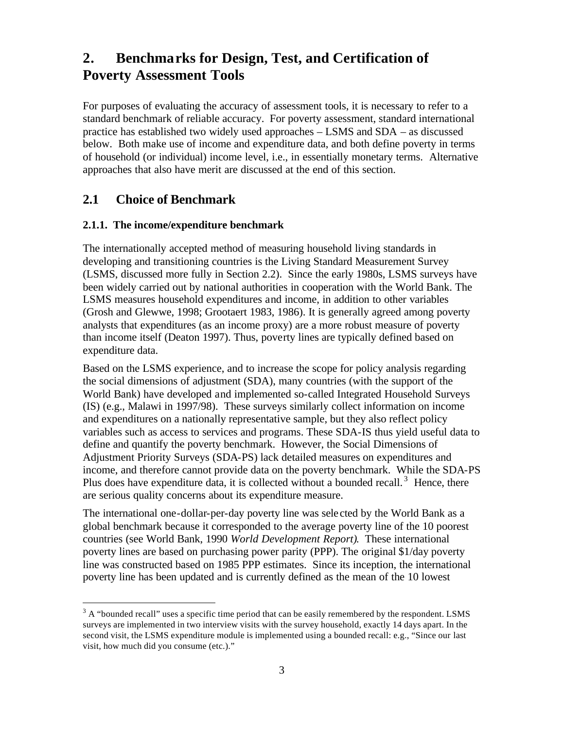# 2. Benchmarks for Design, Test, and Certification of Poverty Assessment Tools

For purposes of evaluating the accuracy of assessment tools, it is necessary to refer to a standard benchmark of reliable accuracy. For poverty assessment, standard international practice has established two widely used approaches – LSMS and SDA – as discussed below. Both make use of income and expenditure data, and both define poverty in terms of household (or individual) income level, i.e., in essentially monetary terms. Alternative approaches that also have merit are discussed at the end of this section.

## 2.1 Choice of Benchmark

### 2.1.1. The income/expenditure benchmark

The internationally accepted method of measuring household living standards in developing and transitioning countries is the Living Standard Measurement Survey (LSMS, discussed more fully in Section 2.2). Since the early 1980s, LSMS surveys have been widely carried out by national authorities in cooperation with the World Bank. The LSMS measures household expenditures and income, in addition to other variables (Grosh and Glewwe, 1998; Grootaert 1983, 1986). It is generally agreed among poverty analysts that expenditures (as an income proxy) are a more robust measure of poverty than income itself (Deaton 1997). Thus, poverty lines are typically defined based on expenditure data.

Based on the LSMS experience, and to increase the scope for policy analysis regarding the social dimensions of adjustment (SDA), many countries (with the support of the World Bank) have developed and implemented so-called Integrated Household Surveys (IS) (e.g., Malawi in 1997/98). These surveys similarly collect information on income and expenditures on a nationally representative sample, but they also reflect policy variables such as access to services and programs. These SDA-IS thus yield useful data to define and quantify the poverty benchmark. However, the Social Dimensions of Adjustment Priority Surveys (SDA-PS) lack detailed measures on expenditures and income, and therefore cannot provide data on the poverty benchmark. While the SDA-PS Plus does have expenditure data, it is collected without a bounded recall.[3] Hence, there are serious quality concerns about its expenditure measure.

The international one-dollar-per-day poverty line was selected by the World Bank as a global benchmark because it corresponded to the average poverty line of the 10 poorest countries (see World Bank, 1990 *World Development Report)*. These international poverty lines are based on purchasing power parity (PPP). The original $1/day poverty line was constructed based on 1985 PPP estimates. Since its inception, the international poverty line has been updated and is currently defined as the mean of the 10 lowest

[3] A "bounded recall" uses a specific time period that can be easily remembered by the respondent. LSMS surveys are implemented in two interview visits with the survey household, exactly 14 days apart. In the second visit, the LSMS expenditure module is implemented using a bounded recall: e.g., "Since our last visit, how much did you consume (etc.)."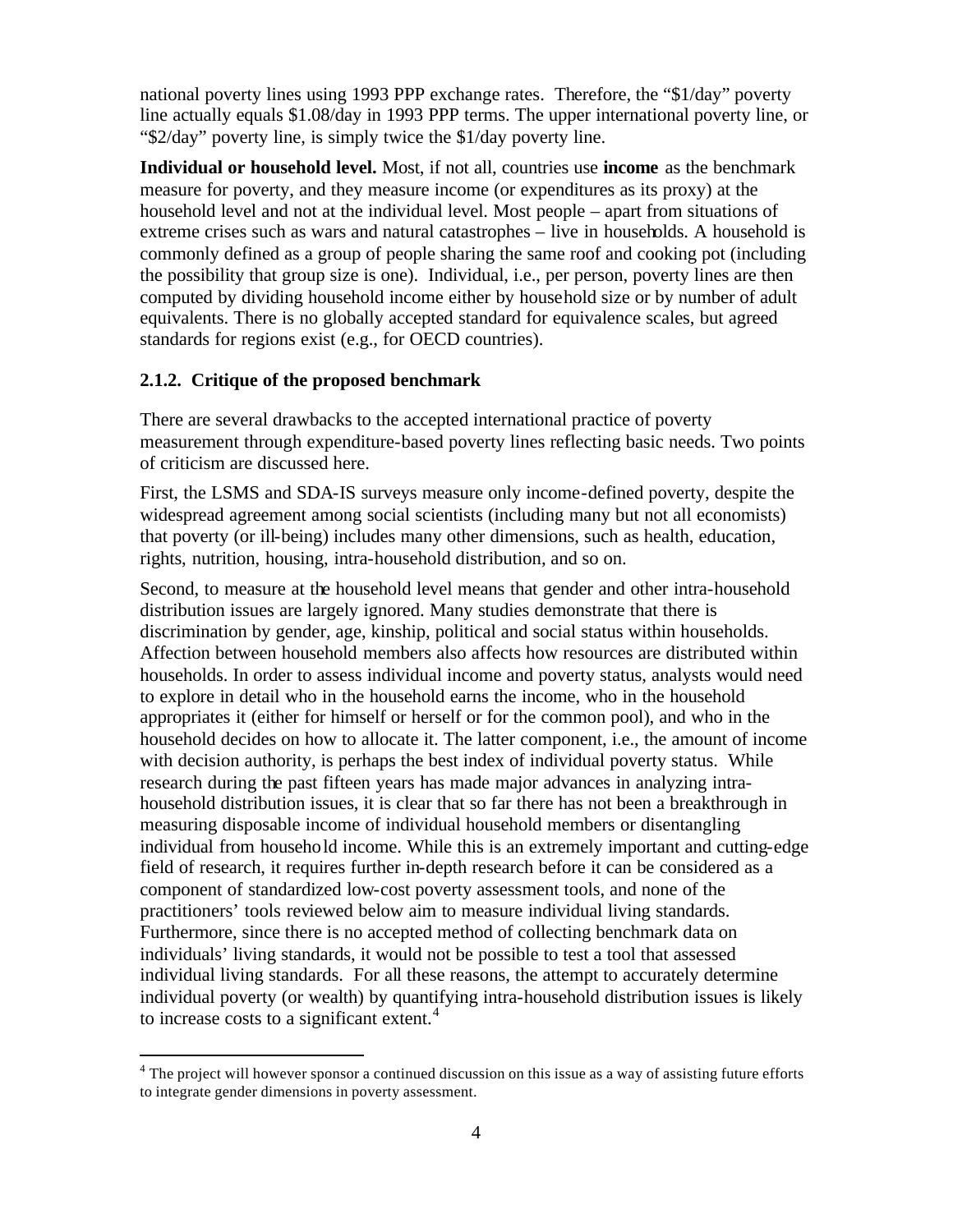national poverty lines using 1993 PPP exchange rates. Therefore, the "$1/day" poverty line actually equals $1.08/day in 1993 PPP terms. The upper international poverty line, or "$2/day" poverty line, is simply twice the $1/day poverty line.

**Individual or household level.** Most, if not all, countries use **income** as the benchmark measure for poverty, and they measure income (or expenditures as its proxy) at the household level and not at the individual level. Most people – apart from situations of extreme crises such as wars and natural catastrophes – live in households. A household is commonly defined as a group of people sharing the same roof and cooking pot (including the possibility that group size is one). Individual, i.e., per person, poverty lines are then computed by dividing household income either by household size or by number of adult equivalents. There is no globally accepted standard for equivalence scales, but agreed standards for regions exist (e.g., for OECD countries).

### 2.1.2. Critique of the proposed benchmark

There are several drawbacks to the accepted international practice of poverty measurement through expenditure-based poverty lines reflecting basic needs. Two points of criticism are discussed here.

First, the LSMS and SDA-IS surveys measure only income-defined poverty, despite the widespread agreement among social scientists (including many but not all economists) that poverty (or ill-being) includes many other dimensions, such as health, education, rights, nutrition, housing, intra-household distribution, and so on.

Second, to measure at the household level means that gender and other intra-household distribution issues are largely ignored. Many studies demonstrate that there is discrimination by gender, age, kinship, political and social status within households. Affection between household members also affects how resources are distributed within households. In order to assess individual income and poverty status, analysts would need to explore in detail who in the household earns the income, who in the household appropriates it (either for himself or herself or for the common pool), and who in the household decides on how to allocate it. The latter component, i.e., the amount of income with decision authority, is perhaps the best index of individual poverty status. While research during the past fifteen years has made major advances in analyzing intra-household distribution issues, it is clear that so far there has not been a breakthrough in measuring disposable income of individual household members or disentangling individual from household income. While this is an extremely important and cutting-edge field of research, it requires further in-depth research before it can be considered as a component of standardized low-cost poverty assessment tools, and none of the practitioners' tools reviewed below aim to measure individual living standards. Furthermore, since there is no accepted method of collecting benchmark data on individuals' living standards, it would not be possible to test a tool that assessed individual living standards. For all these reasons, the attempt to accurately determine individual poverty (or wealth) by quantifying intra-household distribution issues is likely to increase costs to a significant extent.[4]

[4] The project will however sponsor a continued discussion on this issue as a way of assisting future efforts to integrate gender dimensions in poverty assessment.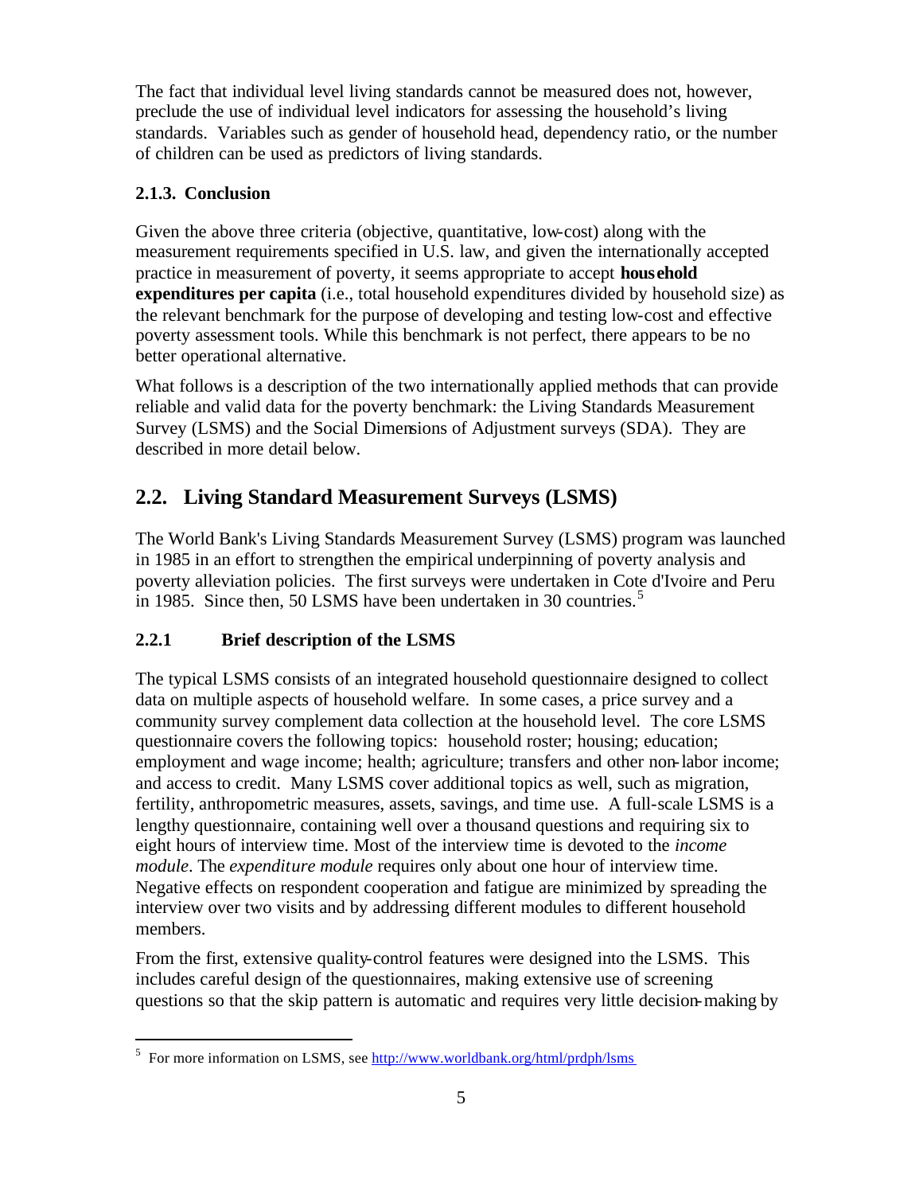The fact that individual level living standards cannot be measured does not, however, preclude the use of individual level indicators for assessing the household's living standards. Variables such as gender of household head, dependency ratio, or the number of children can be used as predictors of living standards.

### 2.1.3. Conclusion

Given the above three criteria (objective, quantitative, low-cost) along with the measurement requirements specified in U.S. law, and given the internationally accepted practice in measurement of poverty, it seems appropriate to accept **household expenditures per capita** (i.e., total household expenditures divided by household size) as the relevant benchmark for the purpose of developing and testing low-cost and effective poverty assessment tools. While this benchmark is not perfect, there appears to be no better operational alternative.

What follows is a description of the two internationally applied methods that can provide reliable and valid data for the poverty benchmark: the Living Standards Measurement Survey (LSMS) and the Social Dimensions of Adjustment surveys (SDA). They are described in more detail below.

## 2.2. Living Standard Measurement Surveys (LSMS)

The World Bank's Living Standards Measurement Survey (LSMS) program was launched in 1985 in an effort to strengthen the empirical underpinning of poverty analysis and poverty alleviation policies. The first surveys were undertaken in Cote d'Ivoire and Peru in 1985. Since then, 50 LSMS have been undertaken in 30 countries.[5]

### 2.2.1 Brief description of the LSMS

The typical LSMS consists of an integrated household questionnaire designed to collect data on multiple aspects of household welfare. In some cases, a price survey and a community survey complement data collection at the household level. The core LSMS questionnaire covers the following topics: household roster; housing; education; employment and wage income; health; agriculture; transfers and other non-labor income; and access to credit. Many LSMS cover additional topics as well, such as migration, fertility, anthropometric measures, assets, savings, and time use. A full-scale LSMS is a lengthy questionnaire, containing well over a thousand questions and requiring six to eight hours of interview time. Most of the interview time is devoted to the *income module*. The *expenditure module* requires only about one hour of interview time. Negative effects on respondent cooperation and fatigue are minimized by spreading the interview over two visits and by addressing different modules to different household members.

From the first, extensive quality-control features were designed into the LSMS. This includes careful design of the questionnaires, making extensive use of screening questions so that the skip pattern is automatic and requires very little decision-making by

---

[5] For more information on LSMS, see http://www.worldbank.org/html/prdph/lsms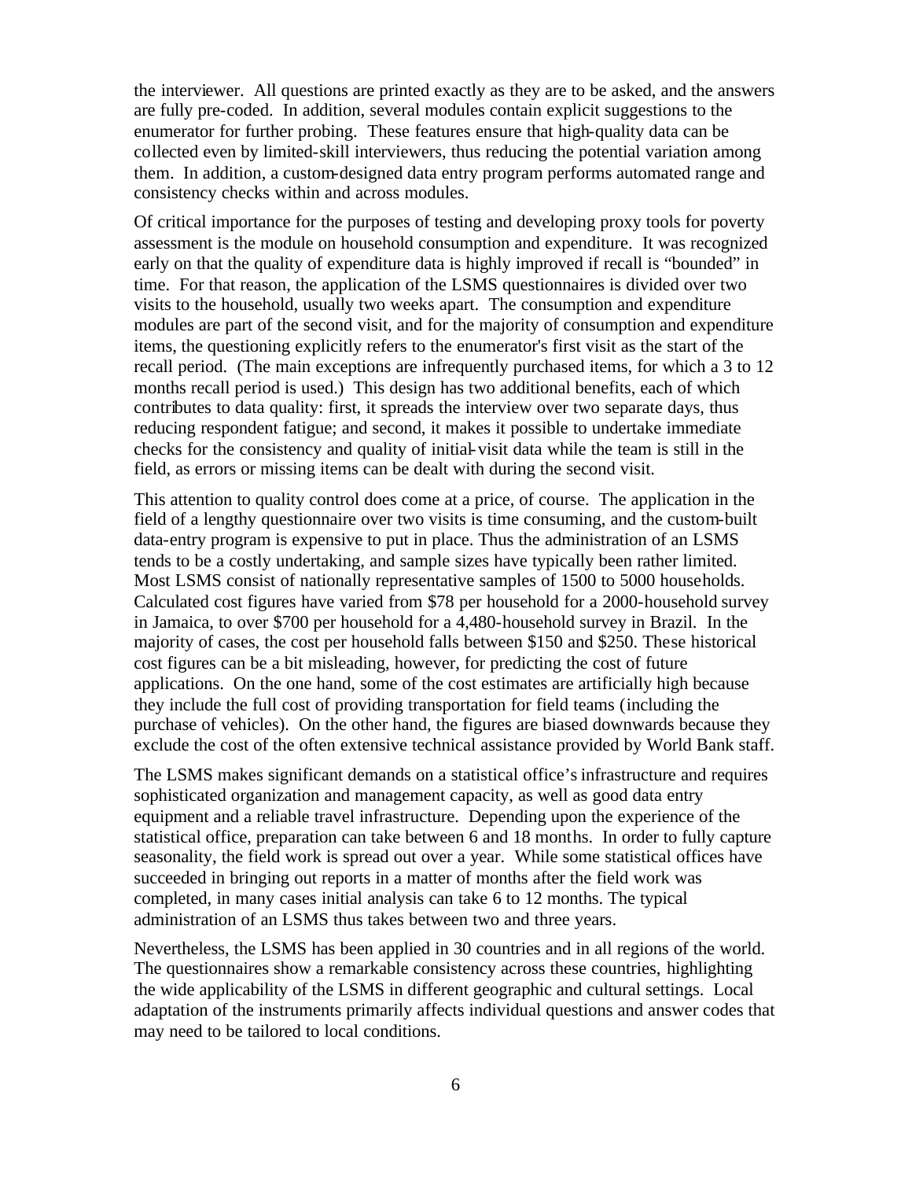the interviewer. All questions are printed exactly as they are to be asked, and the answers are fully pre-coded. In addition, several modules contain explicit suggestions to the enumerator for further probing. These features ensure that high-quality data can be collected even by limited-skill interviewers, thus reducing the potential variation among them. In addition, a custom-designed data entry program performs automated range and consistency checks within and across modules.

Of critical importance for the purposes of testing and developing proxy tools for poverty assessment is the module on household consumption and expenditure. It was recognized early on that the quality of expenditure data is highly improved if recall is "bounded" in time. For that reason, the application of the LSMS questionnaires is divided over two visits to the household, usually two weeks apart. The consumption and expenditure modules are part of the second visit, and for the majority of consumption and expenditure items, the questioning explicitly refers to the enumerator's first visit as the start of the recall period. (The main exceptions are infrequently purchased items, for which a 3 to 12 months recall period is used.) This design has two additional benefits, each of which contributes to data quality: first, it spreads the interview over two separate days, thus reducing respondent fatigue; and second, it makes it possible to undertake immediate checks for the consistency and quality of initial-visit data while the team is still in the field, as errors or missing items can be dealt with during the second visit.

This attention to quality control does come at a price, of course. The application in the field of a lengthy questionnaire over two visits is time consuming, and the custom-built data-entry program is expensive to put in place. Thus the administration of an LSMS tends to be a costly undertaking, and sample sizes have typically been rather limited. Most LSMS consist of nationally representative samples of 1500 to 5000 households. Calculated cost figures have varied from $78 per household for a 2000-household survey in Jamaica, to over $700 per household for a 4,480-household survey in Brazil. In the majority of cases, the cost per household falls between $150 and $250. These historical cost figures can be a bit misleading, however, for predicting the cost of future applications. On the one hand, some of the cost estimates are artificially high because they include the full cost of providing transportation for field teams (including the purchase of vehicles). On the other hand, the figures are biased downwards because they exclude the cost of the often extensive technical assistance provided by World Bank staff.

The LSMS makes significant demands on a statistical office's infrastructure and requires sophisticated organization and management capacity, as well as good data entry equipment and a reliable travel infrastructure. Depending upon the experience of the statistical office, preparation can take between 6 and 18 months. In order to fully capture seasonality, the field work is spread out over a year. While some statistical offices have succeeded in bringing out reports in a matter of months after the field work was completed, in many cases initial analysis can take 6 to 12 months. The typical administration of an LSMS thus takes between two and three years.

Nevertheless, the LSMS has been applied in 30 countries and in all regions of the world. The questionnaires show a remarkable consistency across these countries, highlighting the wide applicability of the LSMS in different geographic and cultural settings. Local adaptation of the instruments primarily affects individual questions and answer codes that may need to be tailored to local conditions.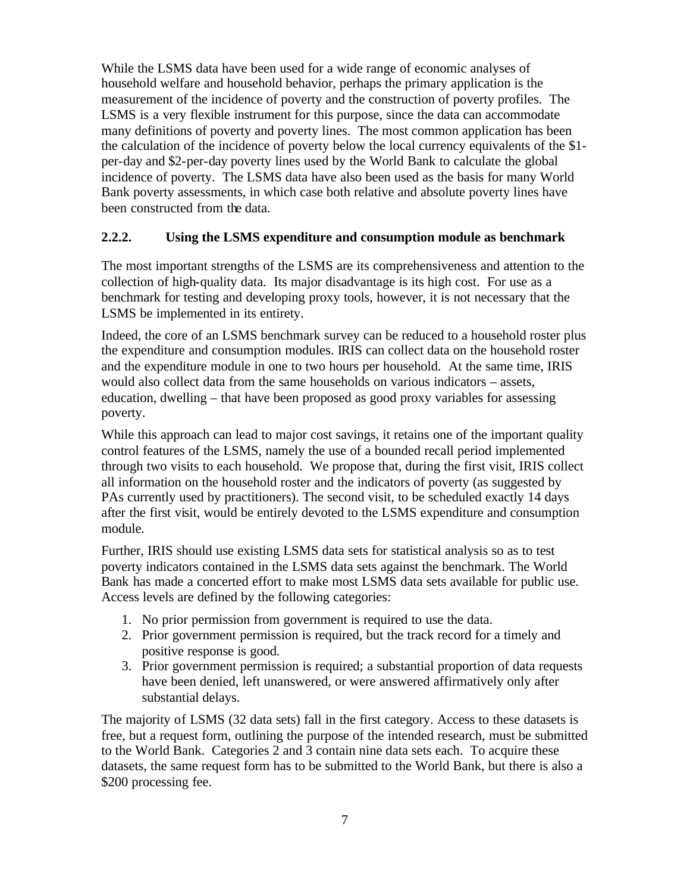While the LSMS data have been used for a wide range of economic analyses of household welfare and household behavior, perhaps the primary application is the measurement of the incidence of poverty and the construction of poverty profiles. The LSMS is a very flexible instrument for this purpose, since the data can accommodate many definitions of poverty and poverty lines. The most common application has been the calculation of the incidence of poverty below the local currency equivalents of the $1-per-day and $2-per-day poverty lines used by the World Bank to calculate the global incidence of poverty. The LSMS data have also been used as the basis for many World Bank poverty assessments, in which case both relative and absolute poverty lines have been constructed from the data.

### 2.2.2. Using the LSMS expenditure and consumption module as benchmark

The most important strengths of the LSMS are its comprehensiveness and attention to the collection of high-quality data. Its major disadvantage is its high cost. For use as a benchmark for testing and developing proxy tools, however, it is not necessary that the LSMS be implemented in its entirety.

Indeed, the core of an LSMS benchmark survey can be reduced to a household roster plus the expenditure and consumption modules. IRIS can collect data on the household roster and the expenditure module in one to two hours per household. At the same time, IRIS would also collect data from the same households on various indicators – assets, education, dwelling – that have been proposed as good proxy variables for assessing poverty.

While this approach can lead to major cost savings, it retains one of the important quality control features of the LSMS, namely the use of a bounded recall period implemented through two visits to each household. We propose that, during the first visit, IRIS collect all information on the household roster and the indicators of poverty (as suggested by PAs currently used by practitioners). The second visit, to be scheduled exactly 14 days after the first visit, would be entirely devoted to the LSMS expenditure and consumption module.

Further, IRIS should use existing LSMS data sets for statistical analysis so as to test poverty indicators contained in the LSMS data sets against the benchmark. The World Bank has made a concerted effort to make most LSMS data sets available for public use. Access levels are defined by the following categories:

1. No prior permission from government is required to use the data.
2. Prior government permission is required, but the track record for a timely and positive response is good.
3. Prior government permission is required; a substantial proportion of data requests have been denied, left unanswered, or were answered affirmatively only after substantial delays.

The majority of LSMS (32 data sets) fall in the first category. Access to these datasets is free, but a request form, outlining the purpose of the intended research, must be submitted to the World Bank. Categories 2 and 3 contain nine data sets each. To acquire these datasets, the same request form has to be submitted to the World Bank, but there is also a $200 processing fee.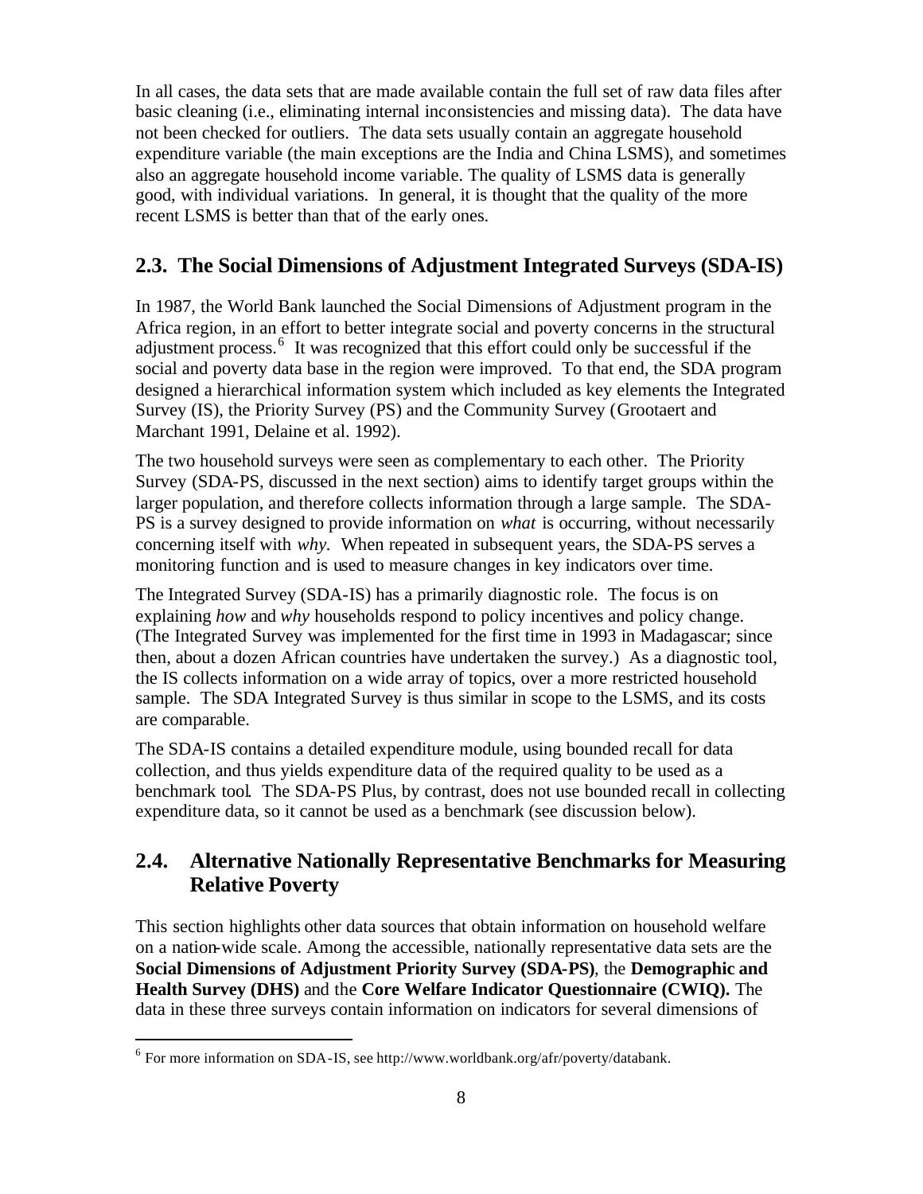In all cases, the data sets that are made available contain the full set of raw data files after basic cleaning (i.e., eliminating internal inconsistencies and missing data). The data have not been checked for outliers. The data sets usually contain an aggregate household expenditure variable (the main exceptions are the India and China LSMS), and sometimes also an aggregate household income variable. The quality of LSMS data is generally good, with individual variations. In general, it is thought that the quality of the more recent LSMS is better than that of the early ones.

## 2.3. The Social Dimensions of Adjustment Integrated Surveys (SDA-IS)

In 1987, the World Bank launched the Social Dimensions of Adjustment program in the Africa region, in an effort to better integrate social and poverty concerns in the structural adjustment process.[6] It was recognized that this effort could only be successful if the social and poverty data base in the region were improved. To that end, the SDA program designed a hierarchical information system which included as key elements the Integrated Survey (IS), the Priority Survey (PS) and the Community Survey (Grootaert and Marchant 1991, Delaine et al. 1992).

The two household surveys were seen as complementary to each other. The Priority Survey (SDA-PS, discussed in the next section) aims to identify target groups within the larger population, and therefore collects information through a large sample. The SDA-PS is a survey designed to provide information on *what* is occurring, without necessarily concerning itself with *why*. When repeated in subsequent years, the SDA-PS serves a monitoring function and is used to measure changes in key indicators over time.

The Integrated Survey (SDA-IS) has a primarily diagnostic role. The focus is on explaining *how* and *why* households respond to policy incentives and policy change. (The Integrated Survey was implemented for the first time in 1993 in Madagascar; since then, about a dozen African countries have undertaken the survey.) As a diagnostic tool, the IS collects information on a wide array of topics, over a more restricted household sample. The SDA Integrated Survey is thus similar in scope to the LSMS, and its costs are comparable.

The SDA-IS contains a detailed expenditure module, using bounded recall for data collection, and thus yields expenditure data of the required quality to be used as a benchmark tool. The SDA-PS Plus, by contrast, does not use bounded recall in collecting expenditure data, so it cannot be used as a benchmark (see discussion below).

## 2.4. Alternative Nationally Representative Benchmarks for Measuring Relative Poverty

This section highlights other data sources that obtain information on household welfare on a nation-wide scale. Among the accessible, nationally representative data sets are the **Social Dimensions of Adjustment Priority Survey (SDA-PS)**, the **Demographic and Health Survey (DHS)** and the **Core Welfare Indicator Questionnaire (CWIQ).** The data in these three surveys contain information on indicators for several dimensions of

[6] For more information on SDA-IS, see http://www.worldbank.org/afr/poverty/databank.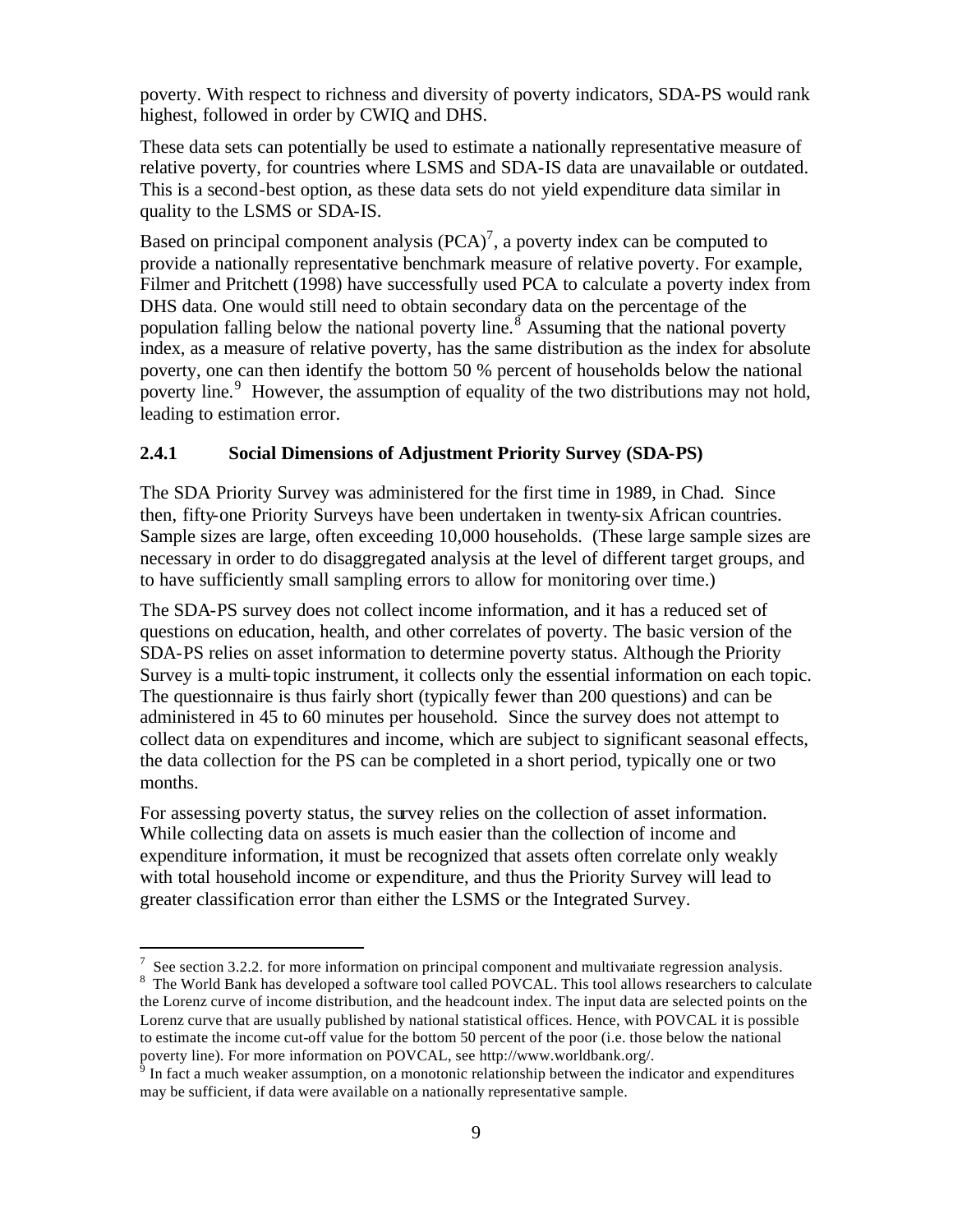poverty. With respect to richness and diversity of poverty indicators, SDA-PS would rank highest, followed in order by CWIQ and DHS.

These data sets can potentially be used to estimate a nationally representative measure of relative poverty, for countries where LSMS and SDA-IS data are unavailable or outdated. This is a second-best option, as these data sets do not yield expenditure data similar in quality to the LSMS or SDA-IS.

Based on principal component analysis (PCA)[7], a poverty index can be computed to provide a nationally representative benchmark measure of relative poverty. For example, Filmer and Pritchett (1998) have successfully used PCA to calculate a poverty index from DHS data. One would still need to obtain secondary data on the percentage of the population falling below the national poverty line.[8] Assuming that the national poverty index, as a measure of relative poverty, has the same distribution as the index for absolute poverty, one can then identify the bottom 50 % percent of households below the national poverty line.[9] However, the assumption of equality of the two distributions may not hold, leading to estimation error.

### 2.4.1 Social Dimensions of Adjustment Priority Survey (SDA-PS)

The SDA Priority Survey was administered for the first time in 1989, in Chad. Since then, fifty-one Priority Surveys have been undertaken in twenty-six African countries. Sample sizes are large, often exceeding 10,000 households. (These large sample sizes are necessary in order to do disaggregated analysis at the level of different target groups, and to have sufficiently small sampling errors to allow for monitoring over time.)

The SDA-PS survey does not collect income information, and it has a reduced set of questions on education, health, and other correlates of poverty. The basic version of the SDA-PS relies on asset information to determine poverty status. Although the Priority Survey is a multi-topic instrument, it collects only the essential information on each topic. The questionnaire is thus fairly short (typically fewer than 200 questions) and can be administered in 45 to 60 minutes per household. Since the survey does not attempt to collect data on expenditures and income, which are subject to significant seasonal effects, the data collection for the PS can be completed in a short period, typically one or two months.

For assessing poverty status, the survey relies on the collection of asset information. While collecting data on assets is much easier than the collection of income and expenditure information, it must be recognized that assets often correlate only weakly with total household income or expenditure, and thus the Priority Survey will lead to greater classification error than either the LSMS or the Integrated Survey.

---

[7] See section 3.2.2. for more information on principal component and multivariate regression analysis.

[8] The World Bank has developed a software tool called POVCAL. This tool allows researchers to calculate the Lorenz curve of income distribution, and the headcount index. The input data are selected points on the Lorenz curve that are usually published by national statistical offices. Hence, with POVCAL it is possible to estimate the income cut-off value for the bottom 50 percent of the poor (i.e. those below the national poverty line). For more information on POVCAL, see http://www.worldbank.org/.

[9] In fact a much weaker assumption, on a monotonic relationship between the indicator and expenditures may be sufficient, if data were available on a nationally representative sample.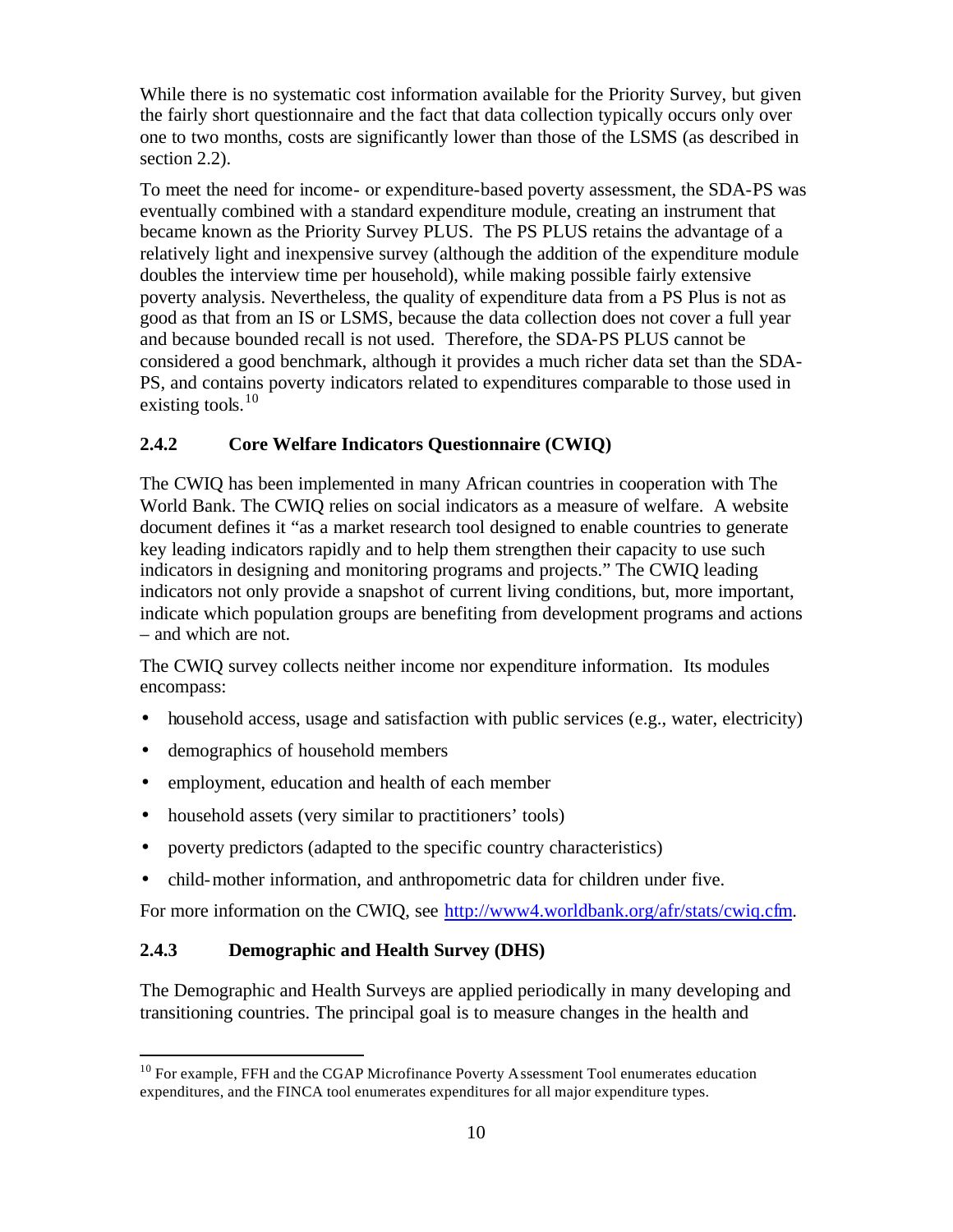While there is no systematic cost information available for the Priority Survey, but given the fairly short questionnaire and the fact that data collection typically occurs only over one to two months, costs are significantly lower than those of the LSMS (as described in section 2.2).

To meet the need for income- or expenditure-based poverty assessment, the SDA-PS was eventually combined with a standard expenditure module, creating an instrument that became known as the Priority Survey PLUS. The PS PLUS retains the advantage of a relatively light and inexpensive survey (although the addition of the expenditure module doubles the interview time per household), while making possible fairly extensive poverty analysis. Nevertheless, the quality of expenditure data from a PS Plus is not as good as that from an IS or LSMS, because the data collection does not cover a full year and because bounded recall is not used. Therefore, the SDA-PS PLUS cannot be considered a good benchmark, although it provides a much richer data set than the SDA-PS, and contains poverty indicators related to expenditures comparable to those used in existing tools.[10]

### 2.4.2 Core Welfare Indicators Questionnaire (CWIQ)

The CWIQ has been implemented in many African countries in cooperation with The World Bank. The CWIQ relies on social indicators as a measure of welfare. A website document defines it "as a market research tool designed to enable countries to generate key leading indicators rapidly and to help them strengthen their capacity to use such indicators in designing and monitoring programs and projects." The CWIQ leading indicators not only provide a snapshot of current living conditions, but, more important, indicate which population groups are benefiting from development programs and actions – and which are not.

The CWIQ survey collects neither income nor expenditure information. Its modules encompass:

- household access, usage and satisfaction with public services (e.g., water, electricity)
- demographics of household members
- employment, education and health of each member
- household assets (very similar to practitioners' tools)
- poverty predictors (adapted to the specific country characteristics)
- child-mother information, and anthropometric data for children under five.

For more information on the CWIQ, see http://www4.worldbank.org/afr/stats/cwiq.cfm.

### 2.4.3 Demographic and Health Survey (DHS)

The Demographic and Health Surveys are applied periodically in many developing and transitioning countries. The principal goal is to measure changes in the health and

[10] For example, FFH and the CGAP Microfinance Poverty Assessment Tool enumerates education expenditures, and the FINCA tool enumerates expenditures for all major expenditure types.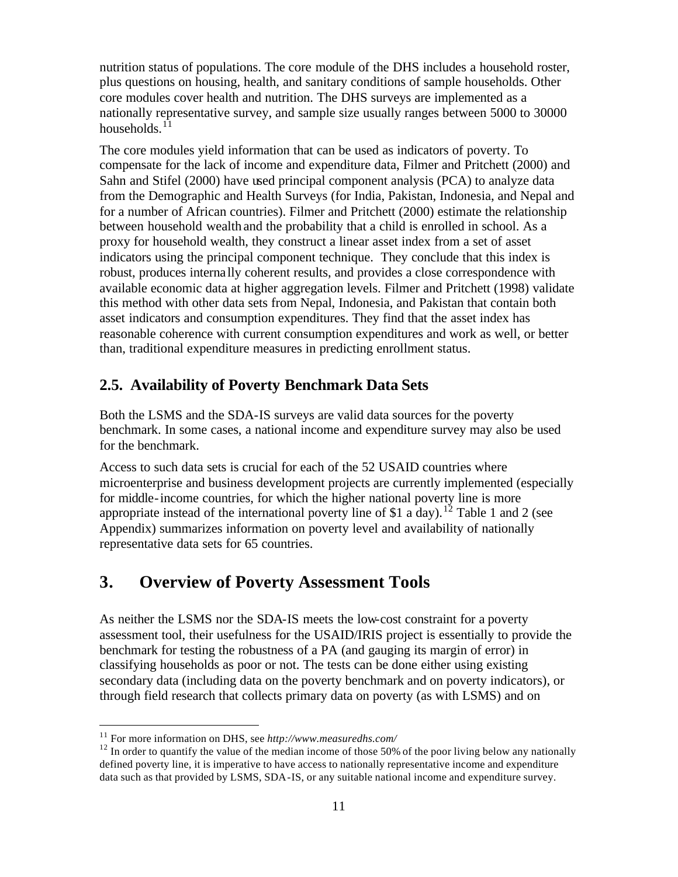nutrition status of populations. The core module of the DHS includes a household roster, plus questions on housing, health, and sanitary conditions of sample households. Other core modules cover health and nutrition. The DHS surveys are implemented as a nationally representative survey, and sample size usually ranges between 5000 to 30000 households.[11]

The core modules yield information that can be used as indicators of poverty. To compensate for the lack of income and expenditure data, Filmer and Pritchett (2000) and Sahn and Stifel (2000) have used principal component analysis (PCA) to analyze data from the Demographic and Health Surveys (for India, Pakistan, Indonesia, and Nepal and for a number of African countries). Filmer and Pritchett (2000) estimate the relationship between household wealth and the probability that a child is enrolled in school. As a proxy for household wealth, they construct a linear asset index from a set of asset indicators using the principal component technique. They conclude that this index is robust, produces internally coherent results, and provides a close correspondence with available economic data at higher aggregation levels. Filmer and Pritchett (1998) validate this method with other data sets from Nepal, Indonesia, and Pakistan that contain both asset indicators and consumption expenditures. They find that the asset index has reasonable coherence with current consumption expenditures and work as well, or better than, traditional expenditure measures in predicting enrollment status.

## 2.5. Availability of Poverty Benchmark Data Sets

Both the LSMS and the SDA-IS surveys are valid data sources for the poverty benchmark. In some cases, a national income and expenditure survey may also be used for the benchmark.

Access to such data sets is crucial for each of the 52 USAID countries where microenterprise and business development projects are currently implemented (especially for middle-income countries, for which the higher national poverty line is more appropriate instead of the international poverty line of $1 a day).[12] Table 1 and 2 (see Appendix) summarizes information on poverty level and availability of nationally representative data sets for 65 countries.

# 3. Overview of Poverty Assessment Tools

As neither the LSMS nor the SDA-IS meets the low-cost constraint for a poverty assessment tool, their usefulness for the USAID/IRIS project is essentially to provide the benchmark for testing the robustness of a PA (and gauging its margin of error) in classifying households as poor or not. The tests can be done either using existing secondary data (including data on the poverty benchmark and on poverty indicators), or through field research that collects primary data on poverty (as with LSMS) and on

[11] For more information on DHS, see *http://www.measuredhs.com/*

[12] In order to quantify the value of the median income of those 50% of the poor living below any nationally defined poverty line, it is imperative to have access to nationally representative income and expenditure data such as that provided by LSMS, SDA-IS, or any suitable national income and expenditure survey.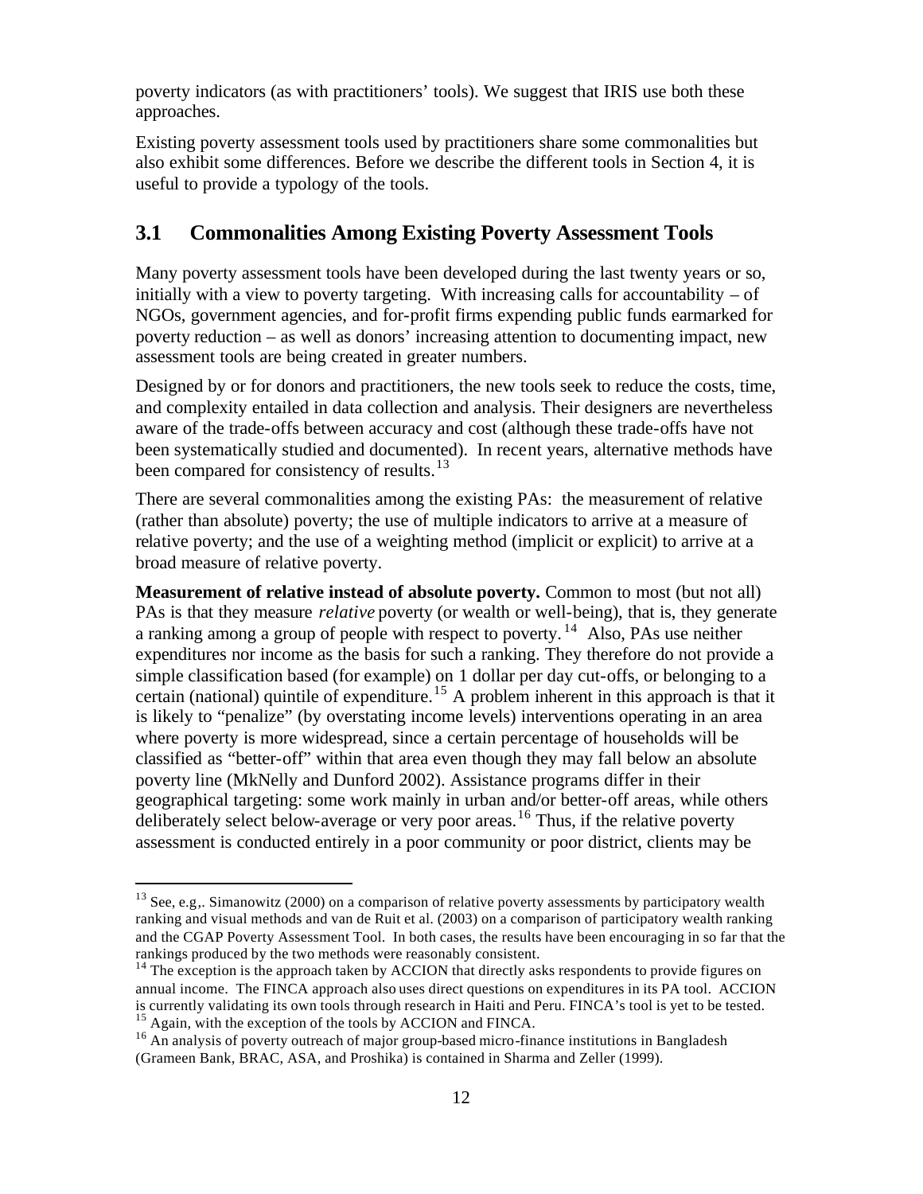poverty indicators (as with practitioners' tools). We suggest that IRIS use both these approaches.

Existing poverty assessment tools used by practitioners share some commonalities but also exhibit some differences. Before we describe the different tools in Section 4, it is useful to provide a typology of the tools.

## 3.1 Commonalities Among Existing Poverty Assessment Tools

Many poverty assessment tools have been developed during the last twenty years or so, initially with a view to poverty targeting. With increasing calls for accountability – of NGOs, government agencies, and for-profit firms expending public funds earmarked for poverty reduction – as well as donors' increasing attention to documenting impact, new assessment tools are being created in greater numbers.

Designed by or for donors and practitioners, the new tools seek to reduce the costs, time, and complexity entailed in data collection and analysis. Their designers are nevertheless aware of the trade-offs between accuracy and cost (although these trade-offs have not been systematically studied and documented). In recent years, alternative methods have been compared for consistency of results.[13]

There are several commonalities among the existing PAs: the measurement of relative (rather than absolute) poverty; the use of multiple indicators to arrive at a measure of relative poverty; and the use of a weighting method (implicit or explicit) to arrive at a broad measure of relative poverty.

**Measurement of relative instead of absolute poverty.** Common to most (but not all) PAs is that they measure *relative* poverty (or wealth or well-being), that is, they generate a ranking among a group of people with respect to poverty.[14] Also, PAs use neither expenditures nor income as the basis for such a ranking. They therefore do not provide a simple classification based (for example) on 1 dollar per day cut-offs, or belonging to a certain (national) quintile of expenditure.[15] A problem inherent in this approach is that it is likely to "penalize" (by overstating income levels) interventions operating in an area where poverty is more widespread, since a certain percentage of households will be classified as "better-off" within that area even though they may fall below an absolute poverty line (MkNelly and Dunford 2002). Assistance programs differ in their geographical targeting: some work mainly in urban and/or better-off areas, while others deliberately select below-average or very poor areas.[16] Thus, if the relative poverty assessment is conducted entirely in a poor community or poor district, clients may be

---

[13] See, e.g,. Simanowitz (2000) on a comparison of relative poverty assessments by participatory wealth ranking and visual methods and van de Ruit et al. (2003) on a comparison of participatory wealth ranking and the CGAP Poverty Assessment Tool. In both cases, the results have been encouraging in so far that the rankings produced by the two methods were reasonably consistent.

[14] The exception is the approach taken by ACCION that directly asks respondents to provide figures on annual income. The FINCA approach also uses direct questions on expenditures in its PA tool. ACCION is currently validating its own tools through research in Haiti and Peru. FINCA's tool is yet to be tested.

[15] Again, with the exception of the tools by ACCION and FINCA.

[16] An analysis of poverty outreach of major group-based micro-finance institutions in Bangladesh (Grameen Bank, BRAC, ASA, and Proshika) is contained in Sharma and Zeller (1999).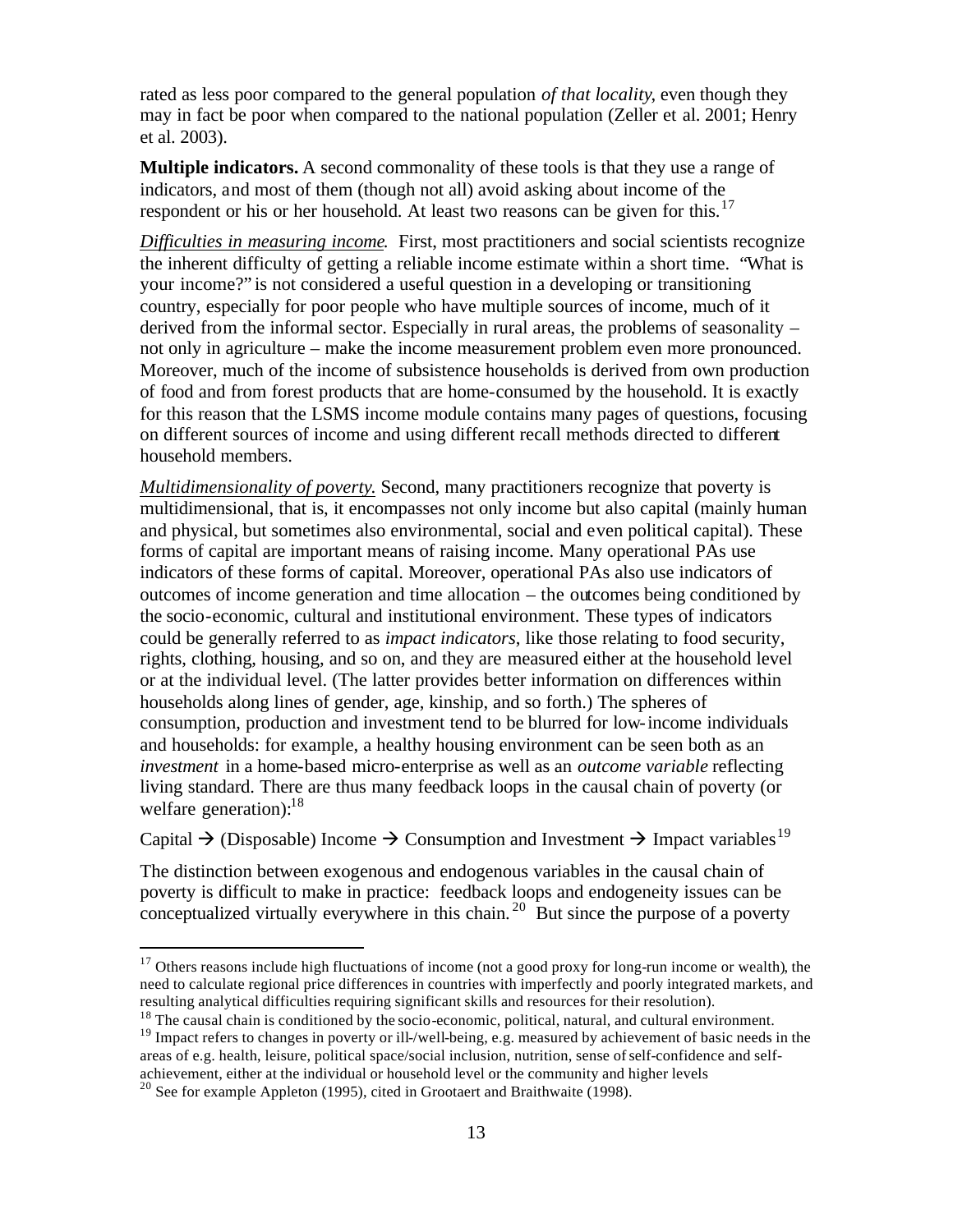rated as less poor compared to the general population *of that locality*, even though they may in fact be poor when compared to the national population (Zeller et al. 2001; Henry et al. 2003).

**Multiple indicators.** A second commonality of these tools is that they use a range of indicators, and most of them (though not all) avoid asking about income of the respondent or his or her household. At least two reasons can be given for this.[17]

<u>*Difficulties in measuring income*</u>. First, most practitioners and social scientists recognize the inherent difficulty of getting a reliable income estimate within a short time. "What is your income?" is not considered a useful question in a developing or transitioning country, especially for poor people who have multiple sources of income, much of it derived from the informal sector. Especially in rural areas, the problems of seasonality – not only in agriculture – make the income measurement problem even more pronounced. Moreover, much of the income of subsistence households is derived from own production of food and from forest products that are home-consumed by the household. It is exactly for this reason that the LSMS income module contains many pages of questions, focusing on different sources of income and using different recall methods directed to different household members.

<u>*Multidimensionality of poverty.*</u> Second, many practitioners recognize that poverty is multidimensional, that is, it encompasses not only income but also capital (mainly human and physical, but sometimes also environmental, social and even political capital). These forms of capital are important means of raising income. Many operational PAs use indicators of these forms of capital. Moreover, operational PAs also use indicators of outcomes of income generation and time allocation – the outcomes being conditioned by the socio-economic, cultural and institutional environment. These types of indicators could be generally referred to as *impact indicators*, like those relating to food security, rights, clothing, housing, and so on, and they are measured either at the household level or at the individual level. (The latter provides better information on differences within households along lines of gender, age, kinship, and so forth.) The spheres of consumption, production and investment tend to be blurred for low-income individuals and households: for example, a healthy housing environment can be seen both as an *investment* in a home-based micro-enterprise as well as an *outcome variable* reflecting living standard. There are thus many feedback loops in the causal chain of poverty (or welfare generation):[18]

Capital → (Disposable) Income → Consumption and Investment → Impact variables[19]

The distinction between exogenous and endogenous variables in the causal chain of poverty is difficult to make in practice: feedback loops and endogeneity issues can be conceptualized virtually everywhere in this chain.[20] But since the purpose of a poverty

---

[17] Others reasons include high fluctuations of income (not a good proxy for long-run income or wealth), the need to calculate regional price differences in countries with imperfectly and poorly integrated markets, and resulting analytical difficulties requiring significant skills and resources for their resolution).

[18] The causal chain is conditioned by the socio-economic, political, natural, and cultural environment.

[19] Impact refers to changes in poverty or ill-/well-being, e.g. measured by achievement of basic needs in the areas of e.g. health, leisure, political space/social inclusion, nutrition, sense of self-confidence and self-achievement, either at the individual or household level or the community and higher levels

[20] See for example Appleton (1995), cited in Grootaert and Braithwaite (1998).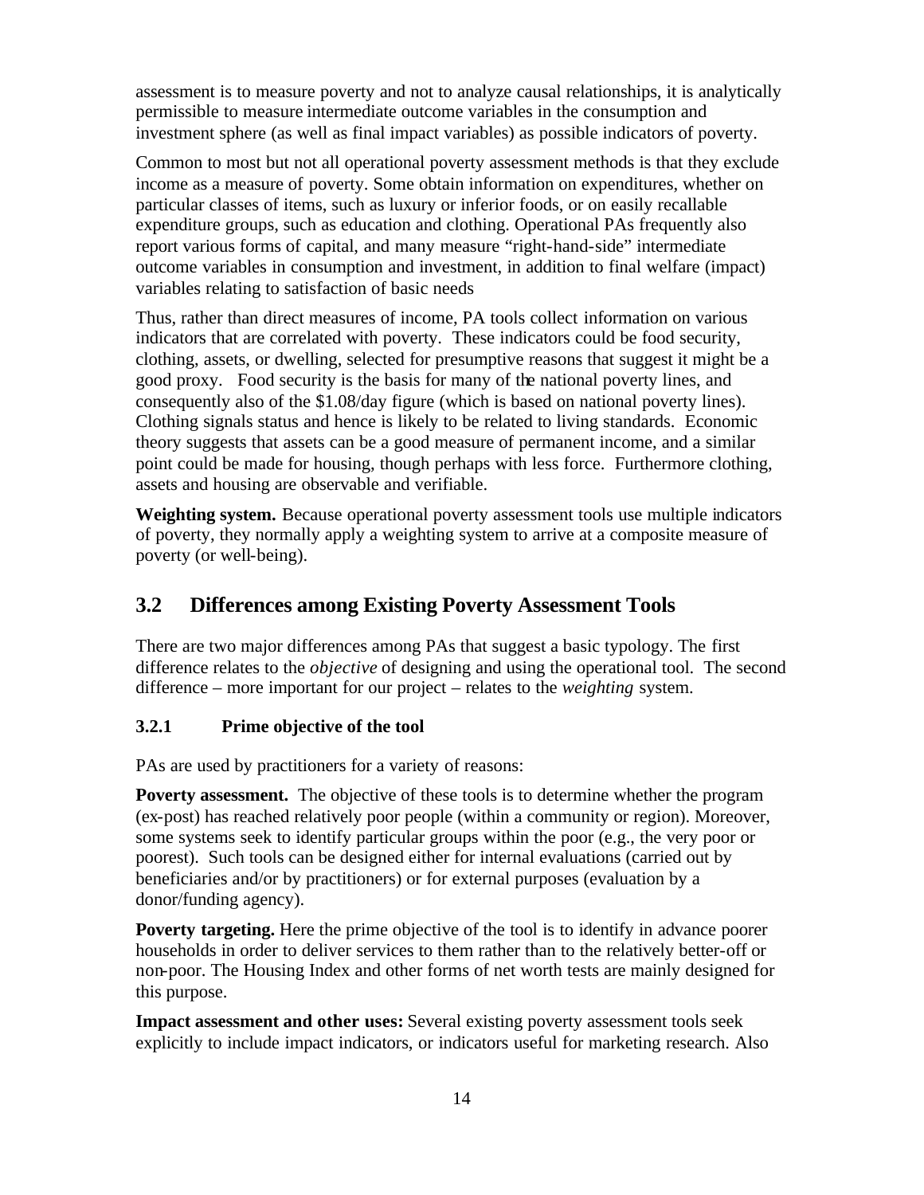assessment is to measure poverty and not to analyze causal relationships, it is analytically permissible to measure intermediate outcome variables in the consumption and investment sphere (as well as final impact variables) as possible indicators of poverty.

Common to most but not all operational poverty assessment methods is that they exclude income as a measure of poverty. Some obtain information on expenditures, whether on particular classes of items, such as luxury or inferior foods, or on easily recallable expenditure groups, such as education and clothing. Operational PAs frequently also report various forms of capital, and many measure "right-hand-side" intermediate outcome variables in consumption and investment, in addition to final welfare (impact) variables relating to satisfaction of basic needs

Thus, rather than direct measures of income, PA tools collect information on various indicators that are correlated with poverty. These indicators could be food security, clothing, assets, or dwelling, selected for presumptive reasons that suggest it might be a good proxy. Food security is the basis for many of the national poverty lines, and consequently also of the $1.08/day figure (which is based on national poverty lines). Clothing signals status and hence is likely to be related to living standards. Economic theory suggests that assets can be a good measure of permanent income, and a similar point could be made for housing, though perhaps with less force. Furthermore clothing, assets and housing are observable and verifiable.

**Weighting system.** Because operational poverty assessment tools use multiple indicators of poverty, they normally apply a weighting system to arrive at a composite measure of poverty (or well-being).

## 3.2 Differences among Existing Poverty Assessment Tools

There are two major differences among PAs that suggest a basic typology. The first difference relates to the *objective* of designing and using the operational tool. The second difference – more important for our project – relates to the *weighting* system.

### 3.2.1 Prime objective of the tool

PAs are used by practitioners for a variety of reasons:

**Poverty assessment.** The objective of these tools is to determine whether the program (ex-post) has reached relatively poor people (within a community or region). Moreover, some systems seek to identify particular groups within the poor (e.g., the very poor or poorest). Such tools can be designed either for internal evaluations (carried out by beneficiaries and/or by practitioners) or for external purposes (evaluation by a donor/funding agency).

**Poverty targeting.** Here the prime objective of the tool is to identify in advance poorer households in order to deliver services to them rather than to the relatively better-off or non-poor. The Housing Index and other forms of net worth tests are mainly designed for this purpose.

**Impact assessment and other uses:** Several existing poverty assessment tools seek explicitly to include impact indicators, or indicators useful for marketing research. Also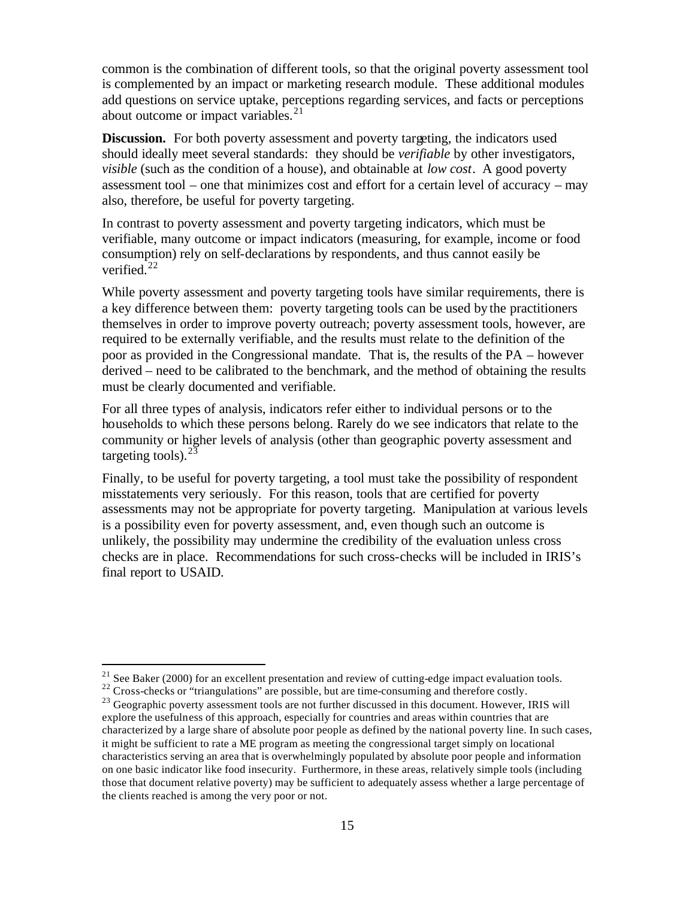common is the combination of different tools, so that the original poverty assessment tool is complemented by an impact or marketing research module. These additional modules add questions on service uptake, perceptions regarding services, and facts or perceptions about outcome or impact variables.[21]

**Discussion.** For both poverty assessment and poverty targeting, the indicators used should ideally meet several standards: they should be *verifiable* by other investigators, *visible* (such as the condition of a house), and obtainable at *low cost*. A good poverty assessment tool – one that minimizes cost and effort for a certain level of accuracy – may also, therefore, be useful for poverty targeting.

In contrast to poverty assessment and poverty targeting indicators, which must be verifiable, many outcome or impact indicators (measuring, for example, income or food consumption) rely on self-declarations by respondents, and thus cannot easily be verified.[22]

While poverty assessment and poverty targeting tools have similar requirements, there is a key difference between them: poverty targeting tools can be used by the practitioners themselves in order to improve poverty outreach; poverty assessment tools, however, are required to be externally verifiable, and the results must relate to the definition of the poor as provided in the Congressional mandate. That is, the results of the PA – however derived – need to be calibrated to the benchmark, and the method of obtaining the results must be clearly documented and verifiable.

For all three types of analysis, indicators refer either to individual persons or to the households to which these persons belong. Rarely do we see indicators that relate to the community or higher levels of analysis (other than geographic poverty assessment and targeting tools).[23]

Finally, to be useful for poverty targeting, a tool must take the possibility of respondent misstatements very seriously. For this reason, tools that are certified for poverty assessments may not be appropriate for poverty targeting. Manipulation at various levels is a possibility even for poverty assessment, and, even though such an outcome is unlikely, the possibility may undermine the credibility of the evaluation unless cross checks are in place. Recommendations for such cross-checks will be included in IRIS's final report to USAID.

---

[21] See Baker (2000) for an excellent presentation and review of cutting-edge impact evaluation tools.

[22] Cross-checks or "triangulations" are possible, but are time-consuming and therefore costly.

[23] Geographic poverty assessment tools are not further discussed in this document. However, IRIS will explore the usefulness of this approach, especially for countries and areas within countries that are characterized by a large share of absolute poor people as defined by the national poverty line. In such cases, it might be sufficient to rate a ME program as meeting the congressional target simply on locational characteristics serving an area that is overwhelmingly populated by absolute poor people and information on one basic indicator like food insecurity. Furthermore, in these areas, relatively simple tools (including those that document relative poverty) may be sufficient to adequately assess whether a large percentage of the clients reached is among the very poor or not.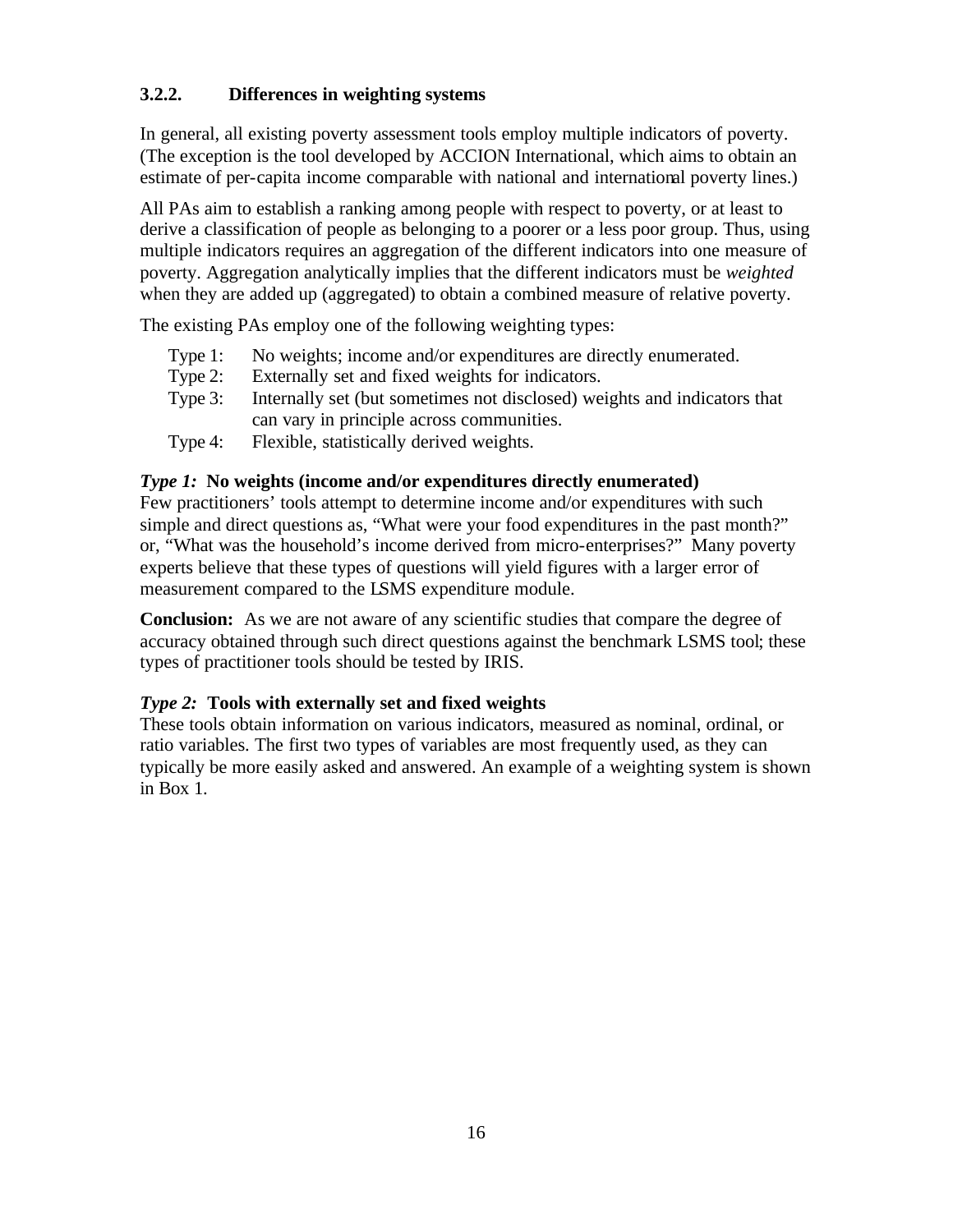### 3.2.2. Differences in weighting systems

In general, all existing poverty assessment tools employ multiple indicators of poverty. (The exception is the tool developed by ACCION International, which aims to obtain an estimate of per-capita income comparable with national and international poverty lines.)

All PAs aim to establish a ranking among people with respect to poverty, or at least to derive a classification of people as belonging to a poorer or a less poor group. Thus, using multiple indicators requires an aggregation of the different indicators into one measure of poverty. Aggregation analytically implies that the different indicators must be *weighted* when they are added up (aggregated) to obtain a combined measure of relative poverty.

The existing PAs employ one of the following weighting types:

- Type 1: No weights; income and/or expenditures are directly enumerated.
- Type 2: Externally set and fixed weights for indicators.
- Type 3: Internally set (but sometimes not disclosed) weights and indicators that can vary in principle across communities.
- Type 4: Flexible, statistically derived weights.

***Type 1:* No weights (income and/or expenditures directly enumerated)**
Few practitioners' tools attempt to determine income and/or expenditures with such simple and direct questions as, "What were your food expenditures in the past month?" or, "What was the household's income derived from micro-enterprises?" Many poverty experts believe that these types of questions will yield figures with a larger error of measurement compared to the LSMS expenditure module.

**Conclusion:** As we are not aware of any scientific studies that compare the degree of accuracy obtained through such direct questions against the benchmark LSMS tool; these types of practitioner tools should be tested by IRIS.

***Type 2:* Tools with externally set and fixed weights**
These tools obtain information on various indicators, measured as nominal, ordinal, or ratio variables. The first two types of variables are most frequently used, as they can typically be more easily asked and answered. An example of a weighting system is shown in Box 1.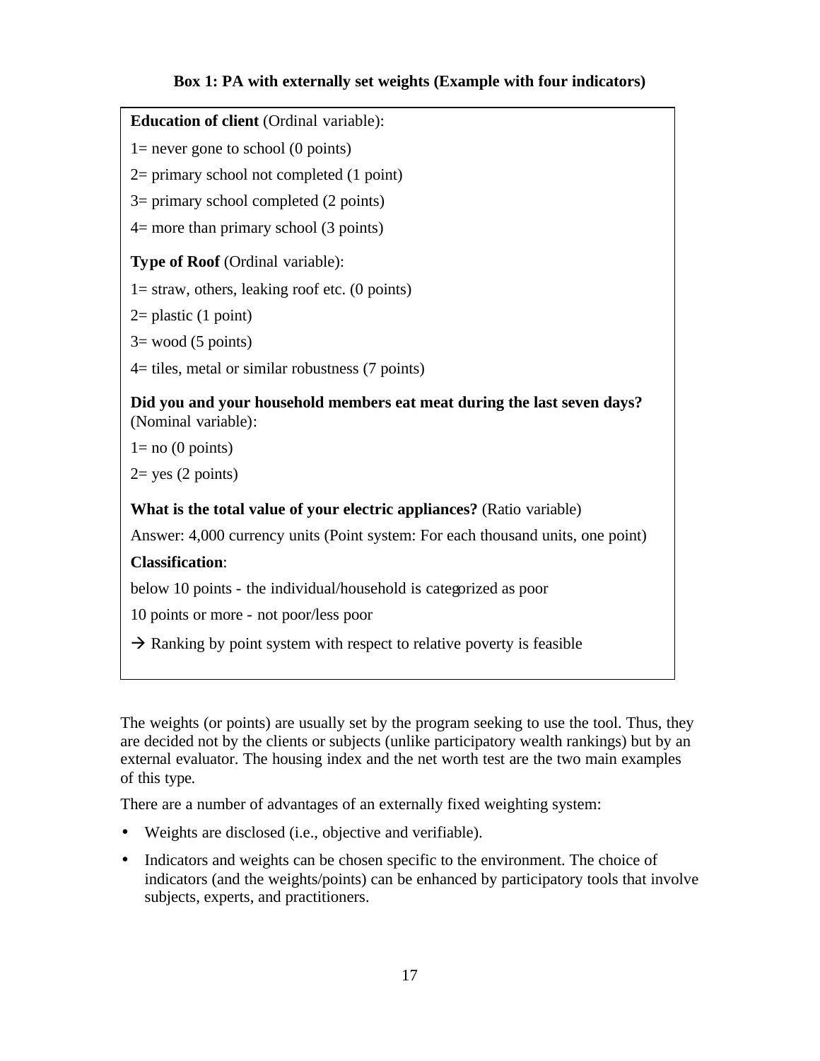**Box 1: PA with externally set weights (Example with four indicators)**

**Education of client** (Ordinal variable):

1= never gone to school (0 points)

2= primary school not completed (1 point)

3= primary school completed (2 points)

4= more than primary school (3 points)

**Type of Roof** (Ordinal variable):

1= straw, others, leaking roof etc. (0 points)

2= plastic (1 point)

3= wood (5 points)

4= tiles, metal or similar robustness (7 points)

**Did you and your household members eat meat during the last seven days?** (Nominal variable):

1= no (0 points)

2= yes (2 points)

**What is the total value of your electric appliances?** (Ratio variable)

Answer: 4,000 currency units (Point system: For each thousand units, one point)

**Classification**:

below 10 points - the individual/household is categorized as poor

10 points or more - not poor/less poor

→ Ranking by point system with respect to relative poverty is feasible

The weights (or points) are usually set by the program seeking to use the tool. Thus, they are decided not by the clients or subjects (unlike participatory wealth rankings) but by an external evaluator. The housing index and the net worth test are the two main examples of this type.

There are a number of advantages of an externally fixed weighting system:

- Weights are disclosed (i.e., objective and verifiable).
- Indicators and weights can be chosen specific to the environment. The choice of indicators (and the weights/points) can be enhanced by participatory tools that involve subjects, experts, and practitioners.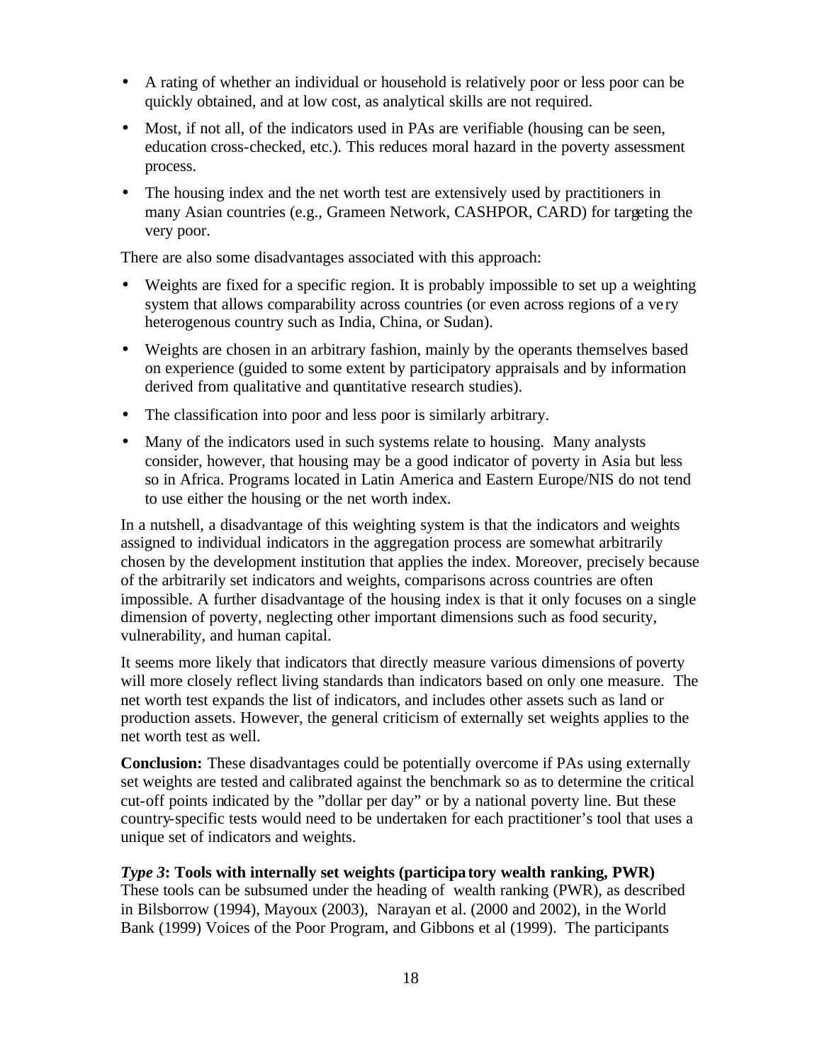- A rating of whether an individual or household is relatively poor or less poor can be quickly obtained, and at low cost, as analytical skills are not required.
- Most, if not all, of the indicators used in PAs are verifiable (housing can be seen, education cross-checked, etc.). This reduces moral hazard in the poverty assessment process.
- The housing index and the net worth test are extensively used by practitioners in many Asian countries (e.g., Grameen Network, CASHPOR, CARD) for targeting the very poor.

There are also some disadvantages associated with this approach:

- Weights are fixed for a specific region. It is probably impossible to set up a weighting system that allows comparability across countries (or even across regions of a very heterogenous country such as India, China, or Sudan).
- Weights are chosen in an arbitrary fashion, mainly by the operants themselves based on experience (guided to some extent by participatory appraisals and by information derived from qualitative and quantitative research studies).
- The classification into poor and less poor is similarly arbitrary.
- Many of the indicators used in such systems relate to housing. Many analysts consider, however, that housing may be a good indicator of poverty in Asia but less so in Africa. Programs located in Latin America and Eastern Europe/NIS do not tend to use either the housing or the net worth index.

In a nutshell, a disadvantage of this weighting system is that the indicators and weights assigned to individual indicators in the aggregation process are somewhat arbitrarily chosen by the development institution that applies the index. Moreover, precisely because of the arbitrarily set indicators and weights, comparisons across countries are often impossible. A further disadvantage of the housing index is that it only focuses on a single dimension of poverty, neglecting other important dimensions such as food security, vulnerability, and human capital.

It seems more likely that indicators that directly measure various dimensions of poverty will more closely reflect living standards than indicators based on only one measure. The net worth test expands the list of indicators, and includes other assets such as land or production assets. However, the general criticism of externally set weights applies to the net worth test as well.

**Conclusion:** These disadvantages could be potentially overcome if PAs using externally set weights are tested and calibrated against the benchmark so as to determine the critical cut-off points indicated by the "dollar per day" or by a national poverty line. But these country-specific tests would need to be undertaken for each practitioner's tool that uses a unique set of indicators and weights.

***Type 3*: Tools with internally set weights (participatory wealth ranking, PWR)**
These tools can be subsumed under the heading of wealth ranking (PWR), as described in Bilsborrow (1994), Mayoux (2003), Narayan et al. (2000 and 2002), in the World Bank (1999) Voices of the Poor Program, and Gibbons et al (1999). The participants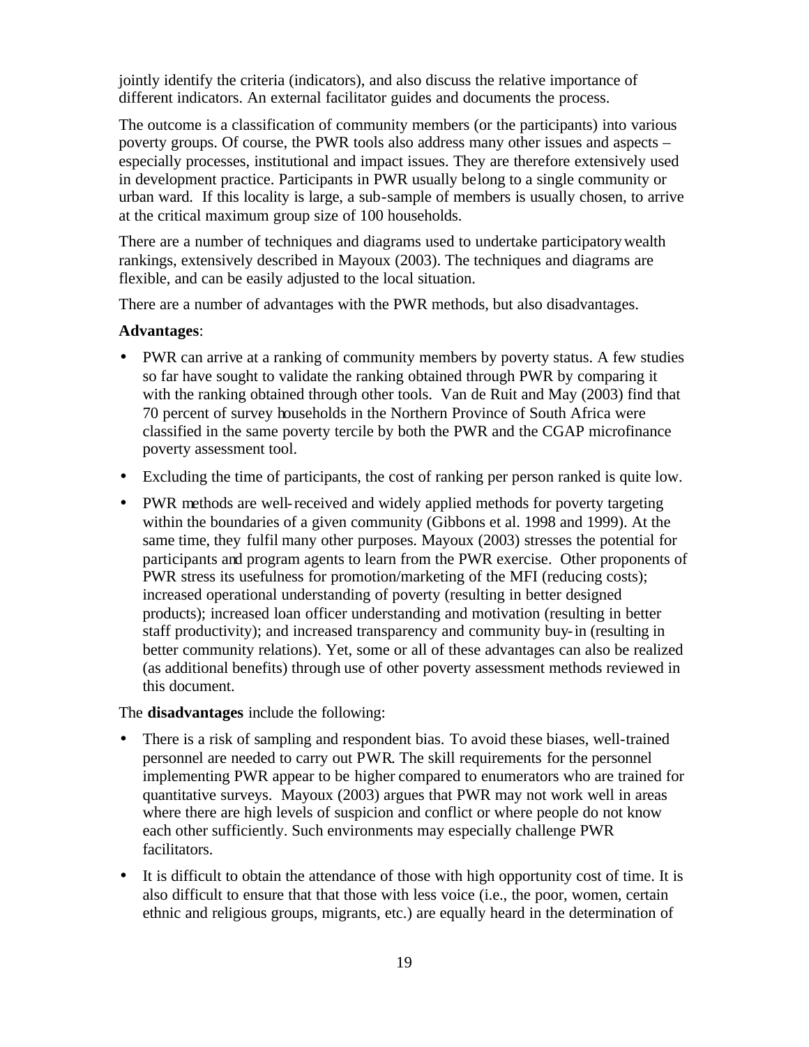jointly identify the criteria (indicators), and also discuss the relative importance of different indicators. An external facilitator guides and documents the process.

The outcome is a classification of community members (or the participants) into various poverty groups. Of course, the PWR tools also address many other issues and aspects – especially processes, institutional and impact issues. They are therefore extensively used in development practice. Participants in PWR usually belong to a single community or urban ward. If this locality is large, a sub-sample of members is usually chosen, to arrive at the critical maximum group size of 100 households.

There are a number of techniques and diagrams used to undertake participatory wealth rankings, extensively described in Mayoux (2003). The techniques and diagrams are flexible, and can be easily adjusted to the local situation.

There are a number of advantages with the PWR methods, but also disadvantages.

**Advantages**:

- PWR can arrive at a ranking of community members by poverty status. A few studies so far have sought to validate the ranking obtained through PWR by comparing it with the ranking obtained through other tools. Van de Ruit and May (2003) find that 70 percent of survey households in the Northern Province of South Africa were classified in the same poverty tercile by both the PWR and the CGAP microfinance poverty assessment tool.
- Excluding the time of participants, the cost of ranking per person ranked is quite low.
- PWR methods are well-received and widely applied methods for poverty targeting within the boundaries of a given community (Gibbons et al. 1998 and 1999). At the same time, they fulfil many other purposes. Mayoux (2003) stresses the potential for participants and program agents to learn from the PWR exercise. Other proponents of PWR stress its usefulness for promotion/marketing of the MFI (reducing costs); increased operational understanding of poverty (resulting in better designed products); increased loan officer understanding and motivation (resulting in better staff productivity); and increased transparency and community buy-in (resulting in better community relations). Yet, some or all of these advantages can also be realized (as additional benefits) through use of other poverty assessment methods reviewed in this document.

The **disadvantages** include the following:

- There is a risk of sampling and respondent bias. To avoid these biases, well-trained personnel are needed to carry out PWR. The skill requirements for the personnel implementing PWR appear to be higher compared to enumerators who are trained for quantitative surveys. Mayoux (2003) argues that PWR may not work well in areas where there are high levels of suspicion and conflict or where people do not know each other sufficiently. Such environments may especially challenge PWR facilitators.
- It is difficult to obtain the attendance of those with high opportunity cost of time. It is also difficult to ensure that that those with less voice (i.e., the poor, women, certain ethnic and religious groups, migrants, etc.) are equally heard in the determination of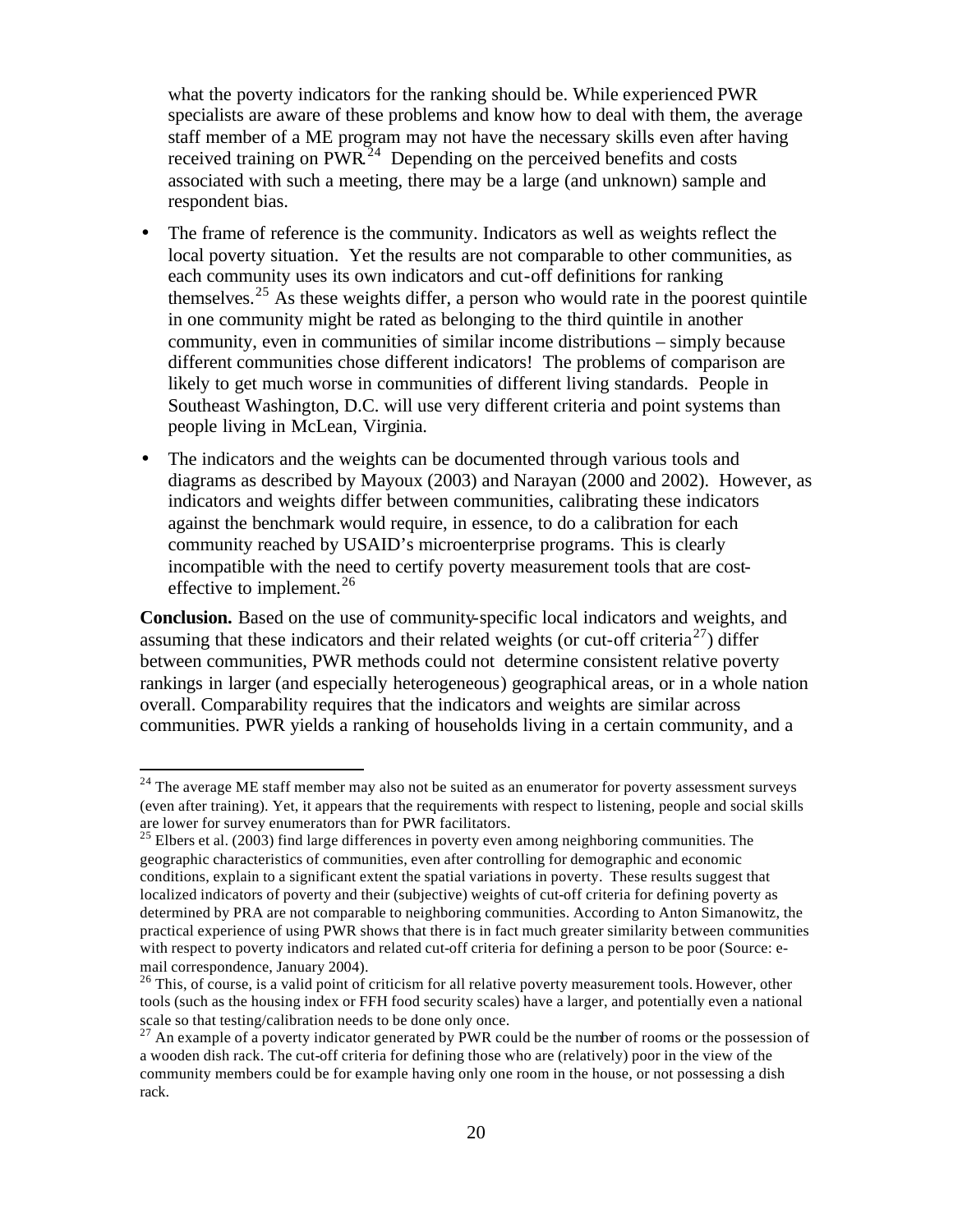what the poverty indicators for the ranking should be. While experienced PWR specialists are aware of these problems and know how to deal with them, the average staff member of a ME program may not have the necessary skills even after having received training on PWR.[24] Depending on the perceived benefits and costs associated with such a meeting, there may be a large (and unknown) sample and respondent bias.

- The frame of reference is the community. Indicators as well as weights reflect the local poverty situation. Yet the results are not comparable to other communities, as each community uses its own indicators and cut-off definitions for ranking themselves.[25] As these weights differ, a person who would rate in the poorest quintile in one community might be rated as belonging to the third quintile in another community, even in communities of similar income distributions – simply because different communities chose different indicators! The problems of comparison are likely to get much worse in communities of different living standards. People in Southeast Washington, D.C. will use very different criteria and point systems than people living in McLean, Virginia.

- The indicators and the weights can be documented through various tools and diagrams as described by Mayoux (2003) and Narayan (2000 and 2002). However, as indicators and weights differ between communities, calibrating these indicators against the benchmark would require, in essence, to do a calibration for each community reached by USAID's microenterprise programs. This is clearly incompatible with the need to certify poverty measurement tools that are cost-effective to implement.[26]

**Conclusion.** Based on the use of community-specific local indicators and weights, and assuming that these indicators and their related weights (or cut-off criteria[27]) differ between communities, PWR methods could not determine consistent relative poverty rankings in larger (and especially heterogeneous) geographical areas, or in a whole nation overall. Comparability requires that the indicators and weights are similar across communities. PWR yields a ranking of households living in a certain community, and a

[24] The average ME staff member may also not be suited as an enumerator for poverty assessment surveys (even after training). Yet, it appears that the requirements with respect to listening, people and social skills are lower for survey enumerators than for PWR facilitators.

[25] Elbers et al. (2003) find large differences in poverty even among neighboring communities. The geographic characteristics of communities, even after controlling for demographic and economic conditions, explain to a significant extent the spatial variations in poverty. These results suggest that localized indicators of poverty and their (subjective) weights of cut-off criteria for defining poverty as determined by PRA are not comparable to neighboring communities. According to Anton Simanowitz, the practical experience of using PWR shows that there is in fact much greater similarity between communities with respect to poverty indicators and related cut-off criteria for defining a person to be poor (Source: e-mail correspondence, January 2004).

[26] This, of course, is a valid point of criticism for all relative poverty measurement tools. However, other tools (such as the housing index or FFH food security scales) have a larger, and potentially even a national scale so that testing/calibration needs to be done only once.

[27] An example of a poverty indicator generated by PWR could be the number of rooms or the possession of a wooden dish rack. The cut-off criteria for defining those who are (relatively) poor in the view of the community members could be for example having only one room in the house, or not possessing a dish rack.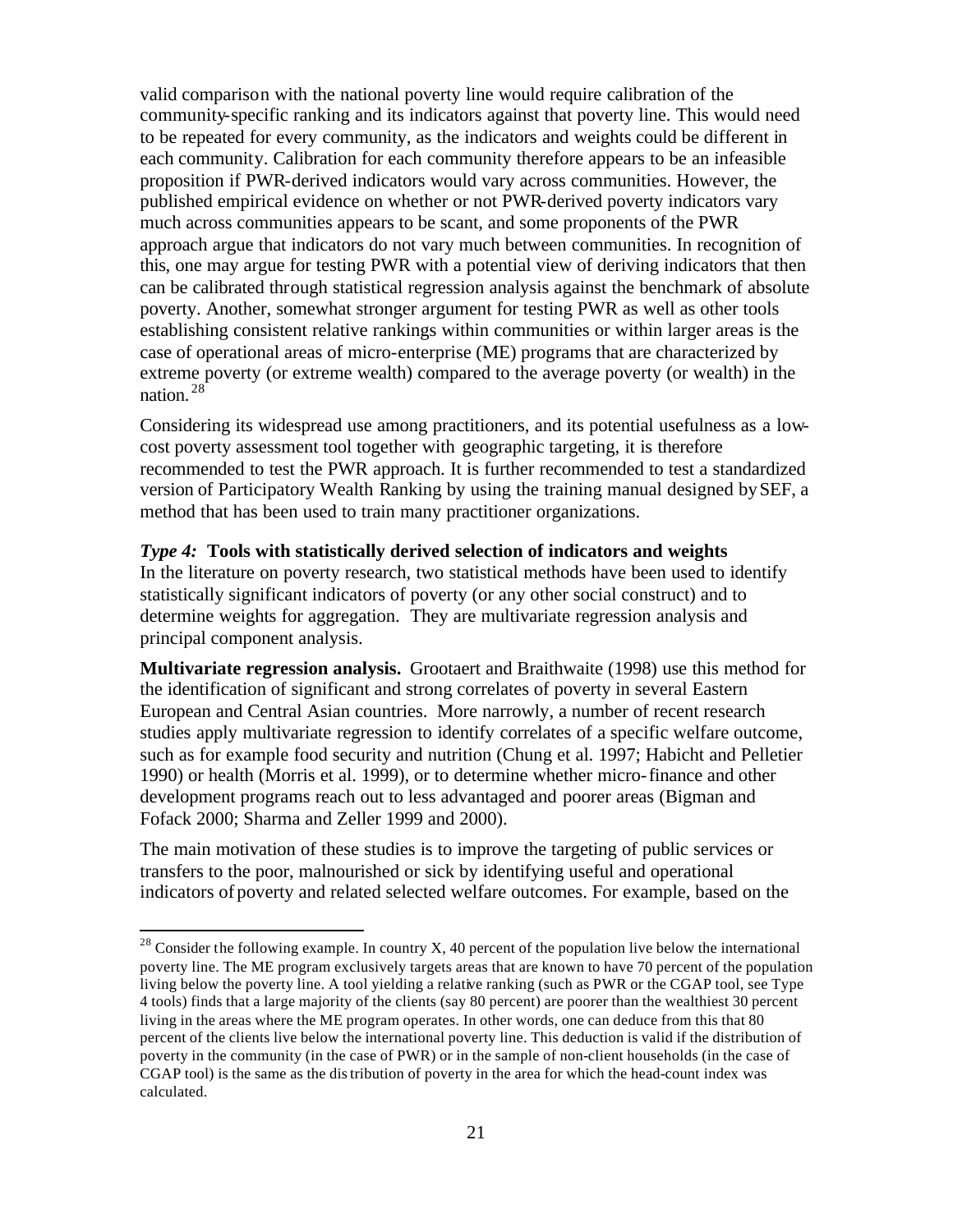valid comparison with the national poverty line would require calibration of the community-specific ranking and its indicators against that poverty line. This would need to be repeated for every community, as the indicators and weights could be different in each community. Calibration for each community therefore appears to be an infeasible proposition if PWR-derived indicators would vary across communities. However, the published empirical evidence on whether or not PWR-derived poverty indicators vary much across communities appears to be scant, and some proponents of the PWR approach argue that indicators do not vary much between communities. In recognition of this, one may argue for testing PWR with a potential view of deriving indicators that then can be calibrated through statistical regression analysis against the benchmark of absolute poverty. Another, somewhat stronger argument for testing PWR as well as other tools establishing consistent relative rankings within communities or within larger areas is the case of operational areas of micro-enterprise (ME) programs that are characterized by extreme poverty (or extreme wealth) compared to the average poverty (or wealth) in the nation.[28]

Considering its widespread use among practitioners, and its potential usefulness as a low-cost poverty assessment tool together with geographic targeting, it is therefore recommended to test the PWR approach. It is further recommended to test a standardized version of Participatory Wealth Ranking by using the training manual designed by SEF, a method that has been used to train many practitioner organizations.

***Type 4:*** **Tools with statistically derived selection of indicators and weights**

In the literature on poverty research, two statistical methods have been used to identify statistically significant indicators of poverty (or any other social construct) and to determine weights for aggregation. They are multivariate regression analysis and principal component analysis.

**Multivariate regression analysis.** Grootaert and Braithwaite (1998) use this method for the identification of significant and strong correlates of poverty in several Eastern European and Central Asian countries. More narrowly, a number of recent research studies apply multivariate regression to identify correlates of a specific welfare outcome, such as for example food security and nutrition (Chung et al. 1997; Habicht and Pelletier 1990) or health (Morris et al. 1999), or to determine whether micro-finance and other development programs reach out to less advantaged and poorer areas (Bigman and Fofack 2000; Sharma and Zeller 1999 and 2000).

The main motivation of these studies is to improve the targeting of public services or transfers to the poor, malnourished or sick by identifying useful and operational indicators of poverty and related selected welfare outcomes. For example, based on the

[28] Consider the following example. In country X, 40 percent of the population live below the international poverty line. The ME program exclusively targets areas that are known to have 70 percent of the population living below the poverty line. A tool yielding a relative ranking (such as PWR or the CGAP tool, see Type 4 tools) finds that a large majority of the clients (say 80 percent) are poorer than the wealthiest 30 percent living in the areas where the ME program operates. In other words, one can deduce from this that 80 percent of the clients live below the international poverty line. This deduction is valid if the distribution of poverty in the community (in the case of PWR) or in the sample of non-client households (in the case of CGAP tool) is the same as the distribution of poverty in the area for which the head-count index was calculated.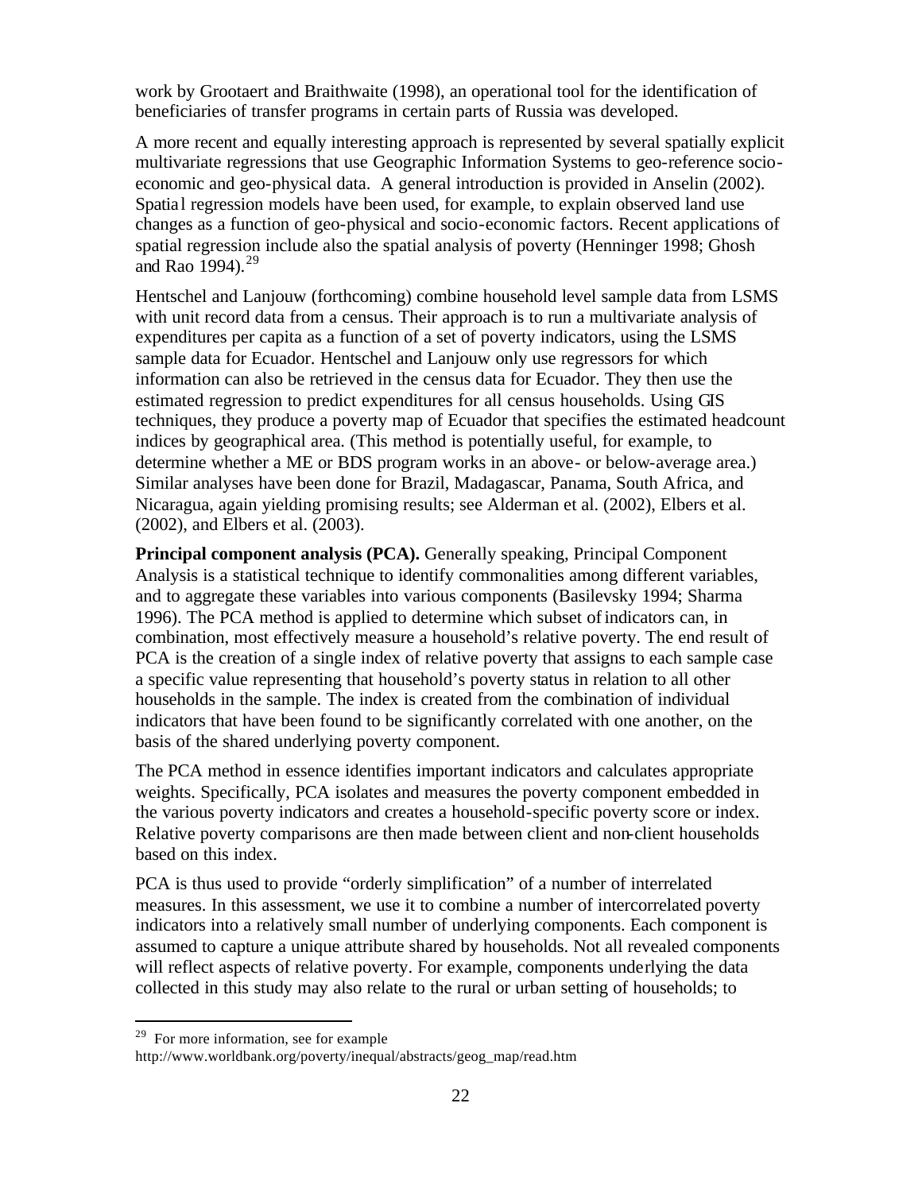work by Grootaert and Braithwaite (1998), an operational tool for the identification of beneficiaries of transfer programs in certain parts of Russia was developed.

A more recent and equally interesting approach is represented by several spatially explicit multivariate regressions that use Geographic Information Systems to geo-reference socio-economic and geo-physical data. A general introduction is provided in Anselin (2002). Spatial regression models have been used, for example, to explain observed land use changes as a function of geo-physical and socio-economic factors. Recent applications of spatial regression include also the spatial analysis of poverty (Henninger 1998; Ghosh and Rao 1994).[29]

Hentschel and Lanjouw (forthcoming) combine household level sample data from LSMS with unit record data from a census. Their approach is to run a multivariate analysis of expenditures per capita as a function of a set of poverty indicators, using the LSMS sample data for Ecuador. Hentschel and Lanjouw only use regressors for which information can also be retrieved in the census data for Ecuador. They then use the estimated regression to predict expenditures for all census households. Using GIS techniques, they produce a poverty map of Ecuador that specifies the estimated headcount indices by geographical area. (This method is potentially useful, for example, to determine whether a ME or BDS program works in an above- or below-average area.) Similar analyses have been done for Brazil, Madagascar, Panama, South Africa, and Nicaragua, again yielding promising results; see Alderman et al. (2002), Elbers et al. (2002), and Elbers et al. (2003).

**Principal component analysis (PCA).** Generally speaking, Principal Component Analysis is a statistical technique to identify commonalities among different variables, and to aggregate these variables into various components (Basilevsky 1994; Sharma 1996). The PCA method is applied to determine which subset of indicators can, in combination, most effectively measure a household's relative poverty. The end result of PCA is the creation of a single index of relative poverty that assigns to each sample case a specific value representing that household's poverty status in relation to all other households in the sample. The index is created from the combination of individual indicators that have been found to be significantly correlated with one another, on the basis of the shared underlying poverty component.

The PCA method in essence identifies important indicators and calculates appropriate weights. Specifically, PCA isolates and measures the poverty component embedded in the various poverty indicators and creates a household-specific poverty score or index. Relative poverty comparisons are then made between client and non-client households based on this index.

PCA is thus used to provide "orderly simplification" of a number of interrelated measures. In this assessment, we use it to combine a number of intercorrelated poverty indicators into a relatively small number of underlying components. Each component is assumed to capture a unique attribute shared by households. Not all revealed components will reflect aspects of relative poverty. For example, components underlying the data collected in this study may also relate to the rural or urban setting of households; to

[29] For more information, see for example http://www.worldbank.org/poverty/inequal/abstracts/geog_map/read.htm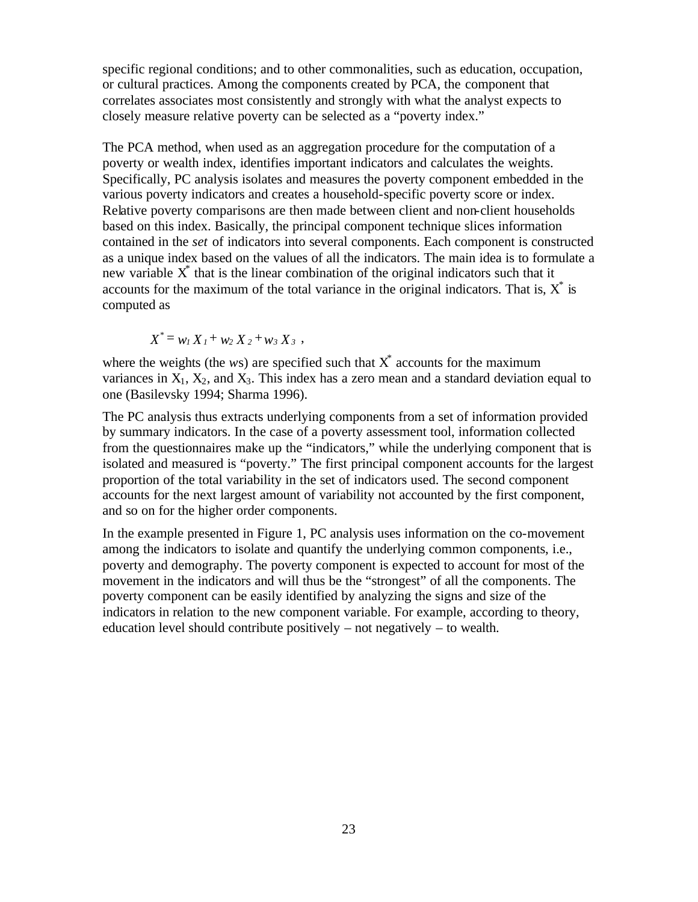specific regional conditions; and to other commonalities, such as education, occupation, or cultural practices. Among the components created by PCA, the component that correlates associates most consistently and strongly with what the analyst expects to closely measure relative poverty can be selected as a "poverty index."

The PCA method, when used as an aggregation procedure for the computation of a poverty or wealth index, identifies important indicators and calculates the weights. Specifically, PC analysis isolates and measures the poverty component embedded in the various poverty indicators and creates a household-specific poverty score or index. Relative poverty comparisons are then made between client and non-client households based on this index. Basically, the principal component technique slices information contained in the *set* of indicators into several components. Each component is constructed as a unique index based on the values of all the indicators. The main idea is to formulate a new variable $X^*$ that is the linear combination of the original indicators such that it accounts for the maximum of the total variance in the original indicators. That is, $X^*$ is computed as

$$X^* = w_1 X_1 + w_2 X_2 + w_3 X_3 \ ,$$

where the weights (the *w*s) are specified such that $X^*$ accounts for the maximum variances in $X_1$, $X_2$, and $X_3$. This index has a zero mean and a standard deviation equal to one (Basilevsky 1994; Sharma 1996).

The PC analysis thus extracts underlying components from a set of information provided by summary indicators. In the case of a poverty assessment tool, information collected from the questionnaires make up the "indicators," while the underlying component that is isolated and measured is "poverty." The first principal component accounts for the largest proportion of the total variability in the set of indicators used. The second component accounts for the next largest amount of variability not accounted by the first component, and so on for the higher order components.

In the example presented in Figure 1, PC analysis uses information on the co-movement among the indicators to isolate and quantify the underlying common components, i.e., poverty and demography. The poverty component is expected to account for most of the movement in the indicators and will thus be the "strongest" of all the components. The poverty component can be easily identified by analyzing the signs and size of the indicators in relation to the new component variable. For example, according to theory, education level should contribute positively – not negatively – to wealth.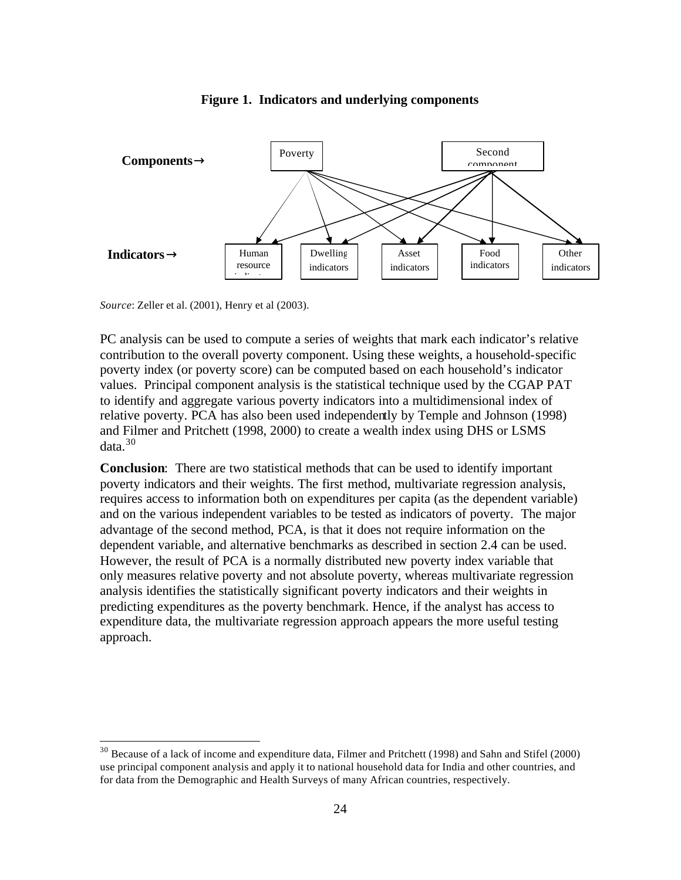**Figure 1. Indicators and underlying components**

Components→

Poverty

Second component

Indicators→

Human resource indicators

Dwelling indicators

Asset indicators

Food indicators

Other indicators

*Source*: Zeller et al. (2001), Henry et al (2003).

PC analysis can be used to compute a series of weights that mark each indicator's relative contribution to the overall poverty component. Using these weights, a household-specific poverty index (or poverty score) can be computed based on each household's indicator values. Principal component analysis is the statistical technique used by the CGAP PAT to identify and aggregate various poverty indicators into a multidimensional index of relative poverty. PCA has also been used independently by Temple and Johnson (1998) and Filmer and Pritchett (1998, 2000) to create a wealth index using DHS or LSMS data.[30]

**Conclusion**: There are two statistical methods that can be used to identify important poverty indicators and their weights. The first method, multivariate regression analysis, requires access to information both on expenditures per capita (as the dependent variable) and on the various independent variables to be tested as indicators of poverty. The major advantage of the second method, PCA, is that it does not require information on the dependent variable, and alternative benchmarks as described in section 2.4 can be used. However, the result of PCA is a normally distributed new poverty index variable that only measures relative poverty and not absolute poverty, whereas multivariate regression analysis identifies the statistically significant poverty indicators and their weights in predicting expenditures as the poverty benchmark. Hence, if the analyst has access to expenditure data, the multivariate regression approach appears the more useful testing approach.

[30] Because of a lack of income and expenditure data, Filmer and Pritchett (1998) and Sahn and Stifel (2000) use principal component analysis and apply it to national household data for India and other countries, and for data from the Demographic and Health Surveys of many African countries, respectively.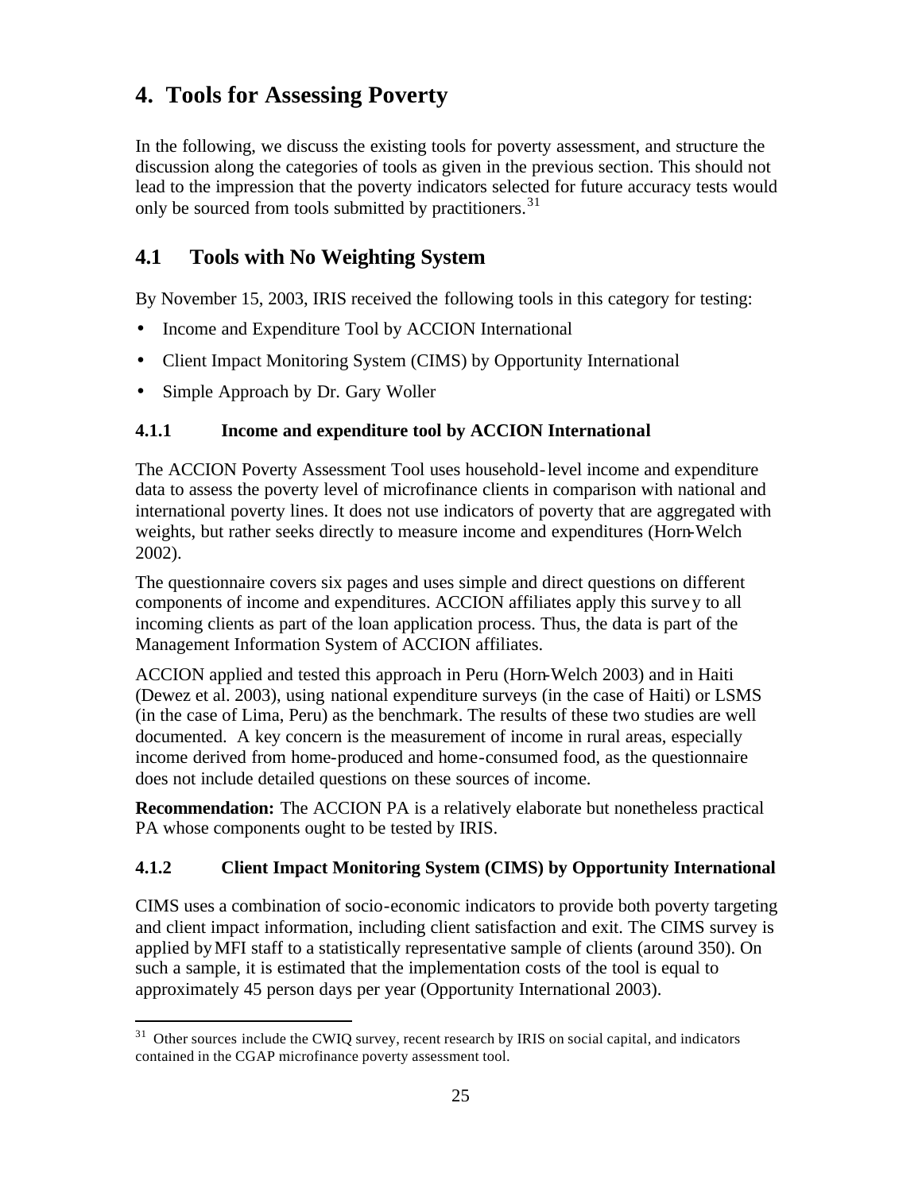# 4. Tools for Assessing Poverty

In the following, we discuss the existing tools for poverty assessment, and structure the discussion along the categories of tools as given in the previous section. This should not lead to the impression that the poverty indicators selected for future accuracy tests would only be sourced from tools submitted by practitioners.[31]

## 4.1 Tools with No Weighting System

By November 15, 2003, IRIS received the following tools in this category for testing:

- Income and Expenditure Tool by ACCION International
- Client Impact Monitoring System (CIMS) by Opportunity International
- Simple Approach by Dr. Gary Woller

### 4.1.1 Income and expenditure tool by ACCION International

The ACCION Poverty Assessment Tool uses household-level income and expenditure data to assess the poverty level of microfinance clients in comparison with national and international poverty lines. It does not use indicators of poverty that are aggregated with weights, but rather seeks directly to measure income and expenditures (Horn-Welch 2002).

The questionnaire covers six pages and uses simple and direct questions on different components of income and expenditures. ACCION affiliates apply this survey to all incoming clients as part of the loan application process. Thus, the data is part of the Management Information System of ACCION affiliates.

ACCION applied and tested this approach in Peru (Horn-Welch 2003) and in Haiti (Dewez et al. 2003), using national expenditure surveys (in the case of Haiti) or LSMS (in the case of Lima, Peru) as the benchmark. The results of these two studies are well documented. A key concern is the measurement of income in rural areas, especially income derived from home-produced and home-consumed food, as the questionnaire does not include detailed questions on these sources of income.

**Recommendation:** The ACCION PA is a relatively elaborate but nonetheless practical PA whose components ought to be tested by IRIS.

### 4.1.2 Client Impact Monitoring System (CIMS) by Opportunity International

CIMS uses a combination of socio-economic indicators to provide both poverty targeting and client impact information, including client satisfaction and exit. The CIMS survey is applied by MFI staff to a statistically representative sample of clients (around 350). On such a sample, it is estimated that the implementation costs of the tool is equal to approximately 45 person days per year (Opportunity International 2003).

[31] Other sources include the CWIQ survey, recent research by IRIS on social capital, and indicators contained in the CGAP microfinance poverty assessment tool.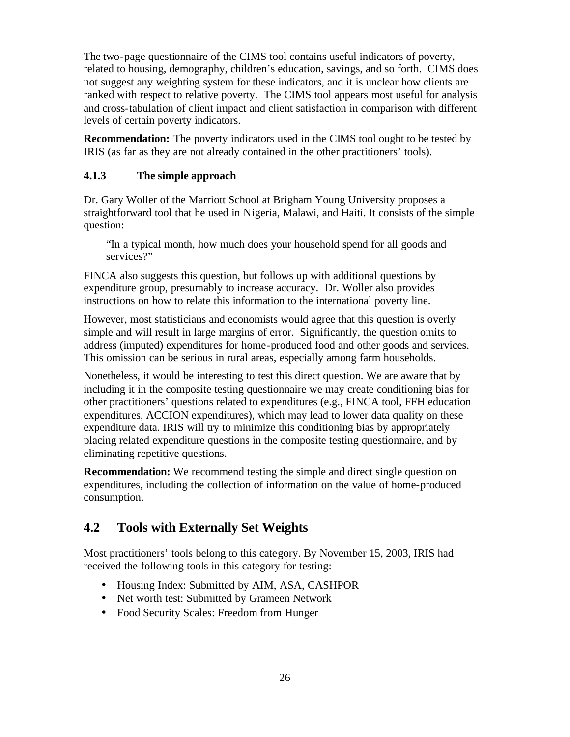The two-page questionnaire of the CIMS tool contains useful indicators of poverty, related to housing, demography, children's education, savings, and so forth. CIMS does not suggest any weighting system for these indicators, and it is unclear how clients are ranked with respect to relative poverty. The CIMS tool appears most useful for analysis and cross-tabulation of client impact and client satisfaction in comparison with different levels of certain poverty indicators.

**Recommendation:** The poverty indicators used in the CIMS tool ought to be tested by IRIS (as far as they are not already contained in the other practitioners' tools).

### 4.1.3 The simple approach

Dr. Gary Woller of the Marriott School at Brigham Young University proposes a straightforward tool that he used in Nigeria, Malawi, and Haiti. It consists of the simple question:

> "In a typical month, how much does your household spend for all goods and services?"

FINCA also suggests this question, but follows up with additional questions by expenditure group, presumably to increase accuracy. Dr. Woller also provides instructions on how to relate this information to the international poverty line.

However, most statisticians and economists would agree that this question is overly simple and will result in large margins of error. Significantly, the question omits to address (imputed) expenditures for home-produced food and other goods and services. This omission can be serious in rural areas, especially among farm households.

Nonetheless, it would be interesting to test this direct question. We are aware that by including it in the composite testing questionnaire we may create conditioning bias for other practitioners' questions related to expenditures (e.g., FINCA tool, FFH education expenditures, ACCION expenditures), which may lead to lower data quality on these expenditure data. IRIS will try to minimize this conditioning bias by appropriately placing related expenditure questions in the composite testing questionnaire, and by eliminating repetitive questions.

**Recommendation:** We recommend testing the simple and direct single question on expenditures, including the collection of information on the value of home-produced consumption.

## 4.2 Tools with Externally Set Weights

Most practitioners' tools belong to this category. By November 15, 2003, IRIS had received the following tools in this category for testing:

- Housing Index: Submitted by AIM, ASA, CASHPOR
- Net worth test: Submitted by Grameen Network
- Food Security Scales: Freedom from Hunger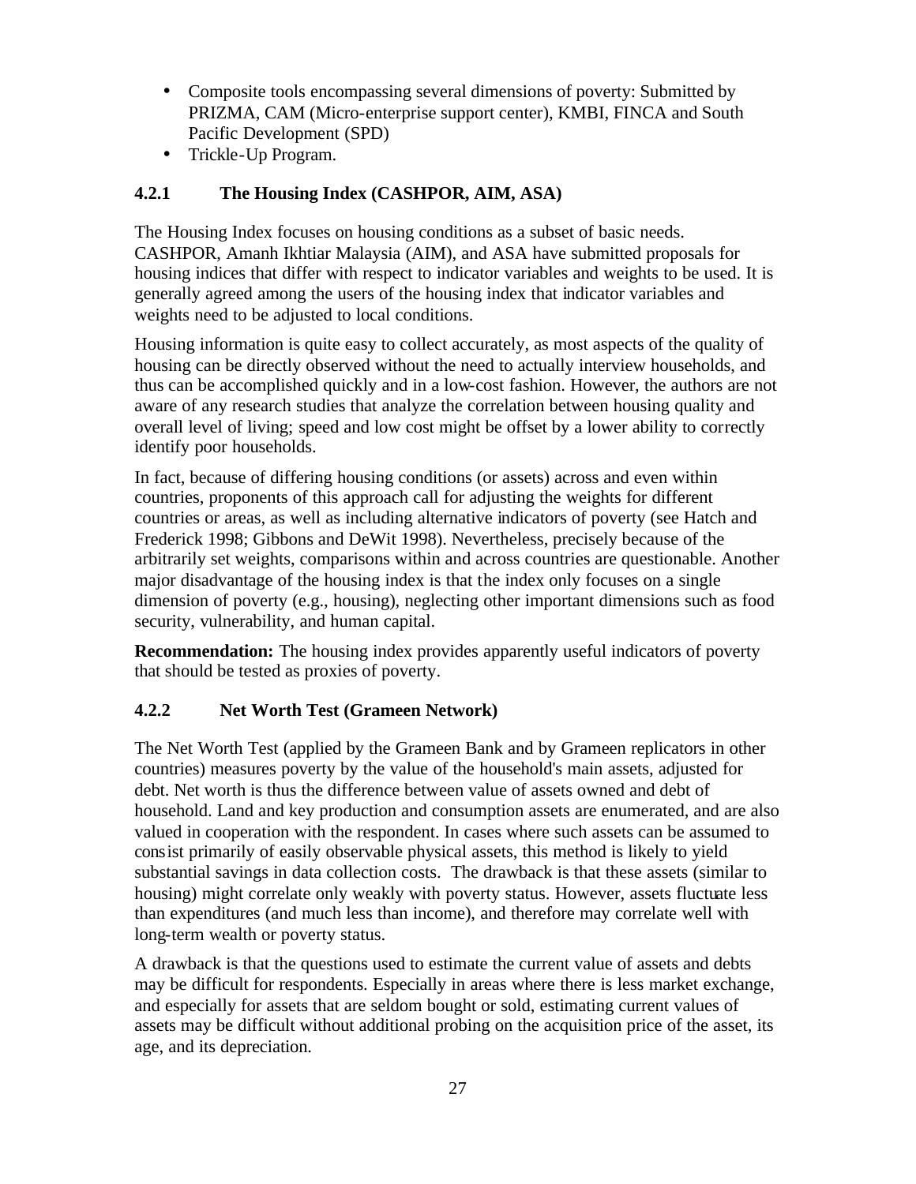- Composite tools encompassing several dimensions of poverty: Submitted by PRIZMA, CAM (Micro-enterprise support center), KMBI, FINCA and South Pacific Development (SPD)
- Trickle-Up Program.

### 4.2.1 The Housing Index (CASHPOR, AIM, ASA)

The Housing Index focuses on housing conditions as a subset of basic needs. CASHPOR, Amanh Ikhtiar Malaysia (AIM), and ASA have submitted proposals for housing indices that differ with respect to indicator variables and weights to be used. It is generally agreed among the users of the housing index that indicator variables and weights need to be adjusted to local conditions.

Housing information is quite easy to collect accurately, as most aspects of the quality of housing can be directly observed without the need to actually interview households, and thus can be accomplished quickly and in a low-cost fashion. However, the authors are not aware of any research studies that analyze the correlation between housing quality and overall level of living; speed and low cost might be offset by a lower ability to correctly identify poor households.

In fact, because of differing housing conditions (or assets) across and even within countries, proponents of this approach call for adjusting the weights for different countries or areas, as well as including alternative indicators of poverty (see Hatch and Frederick 1998; Gibbons and DeWit 1998). Nevertheless, precisely because of the arbitrarily set weights, comparisons within and across countries are questionable. Another major disadvantage of the housing index is that the index only focuses on a single dimension of poverty (e.g., housing), neglecting other important dimensions such as food security, vulnerability, and human capital.

**Recommendation:** The housing index provides apparently useful indicators of poverty that should be tested as proxies of poverty.

### 4.2.2 Net Worth Test (Grameen Network)

The Net Worth Test (applied by the Grameen Bank and by Grameen replicators in other countries) measures poverty by the value of the household's main assets, adjusted for debt. Net worth is thus the difference between value of assets owned and debt of household. Land and key production and consumption assets are enumerated, and are also valued in cooperation with the respondent. In cases where such assets can be assumed to consist primarily of easily observable physical assets, this method is likely to yield substantial savings in data collection costs. The drawback is that these assets (similar to housing) might correlate only weakly with poverty status. However, assets fluctuate less than expenditures (and much less than income), and therefore may correlate well with long-term wealth or poverty status.

A drawback is that the questions used to estimate the current value of assets and debts may be difficult for respondents. Especially in areas where there is less market exchange, and especially for assets that are seldom bought or sold, estimating current values of assets may be difficult without additional probing on the acquisition price of the asset, its age, and its depreciation.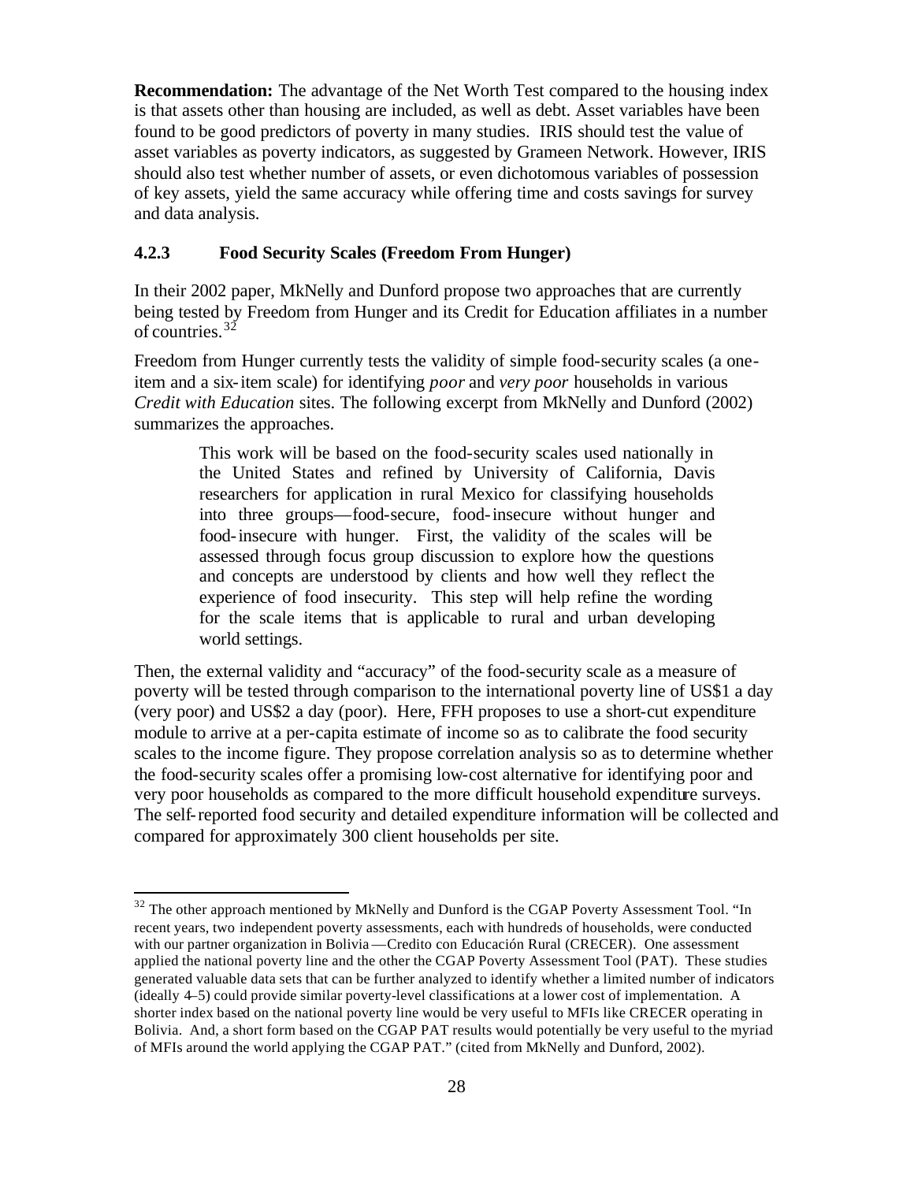**Recommendation:** The advantage of the Net Worth Test compared to the housing index is that assets other than housing are included, as well as debt. Asset variables have been found to be good predictors of poverty in many studies. IRIS should test the value of asset variables as poverty indicators, as suggested by Grameen Network. However, IRIS should also test whether number of assets, or even dichotomous variables of possession of key assets, yield the same accuracy while offering time and costs savings for survey and data analysis.

### 4.2.3 Food Security Scales (Freedom From Hunger)

In their 2002 paper, MkNelly and Dunford propose two approaches that are currently being tested by Freedom from Hunger and its Credit for Education affiliates in a number of countries.[32]

Freedom from Hunger currently tests the validity of simple food-security scales (a one-item and a six-item scale) for identifying *poor* and *very poor* households in various *Credit with Education* sites. The following excerpt from MkNelly and Dunford (2002) summarizes the approaches.

> This work will be based on the food-security scales used nationally in the United States and refined by University of California, Davis researchers for application in rural Mexico for classifying households into three groups—food-secure, food-insecure without hunger and food-insecure with hunger. First, the validity of the scales will be assessed through focus group discussion to explore how the questions and concepts are understood by clients and how well they reflect the experience of food insecurity. This step will help refine the wording for the scale items that is applicable to rural and urban developing world settings.

Then, the external validity and "accuracy" of the food-security scale as a measure of poverty will be tested through comparison to the international poverty line of US$1 a day (very poor) and US$2 a day (poor). Here, FFH proposes to use a short-cut expenditure module to arrive at a per-capita estimate of income so as to calibrate the food security scales to the income figure. They propose correlation analysis so as to determine whether the food-security scales offer a promising low-cost alternative for identifying poor and very poor households as compared to the more difficult household expenditure surveys. The self-reported food security and detailed expenditure information will be collected and compared for approximately 300 client households per site.

---

[32] The other approach mentioned by MkNelly and Dunford is the CGAP Poverty Assessment Tool. "In recent years, two independent poverty assessments, each with hundreds of households, were conducted with our partner organization in Bolivia —Credito con Educación Rural (CRECER). One assessment applied the national poverty line and the other the CGAP Poverty Assessment Tool (PAT). These studies generated valuable data sets that can be further analyzed to identify whether a limited number of indicators (ideally 4–5) could provide similar poverty-level classifications at a lower cost of implementation. A shorter index based on the national poverty line would be very useful to MFIs like CRECER operating in Bolivia. And, a short form based on the CGAP PAT results would potentially be very useful to the myriad of MFIs around the world applying the CGAP PAT." (cited from MkNelly and Dunford, 2002).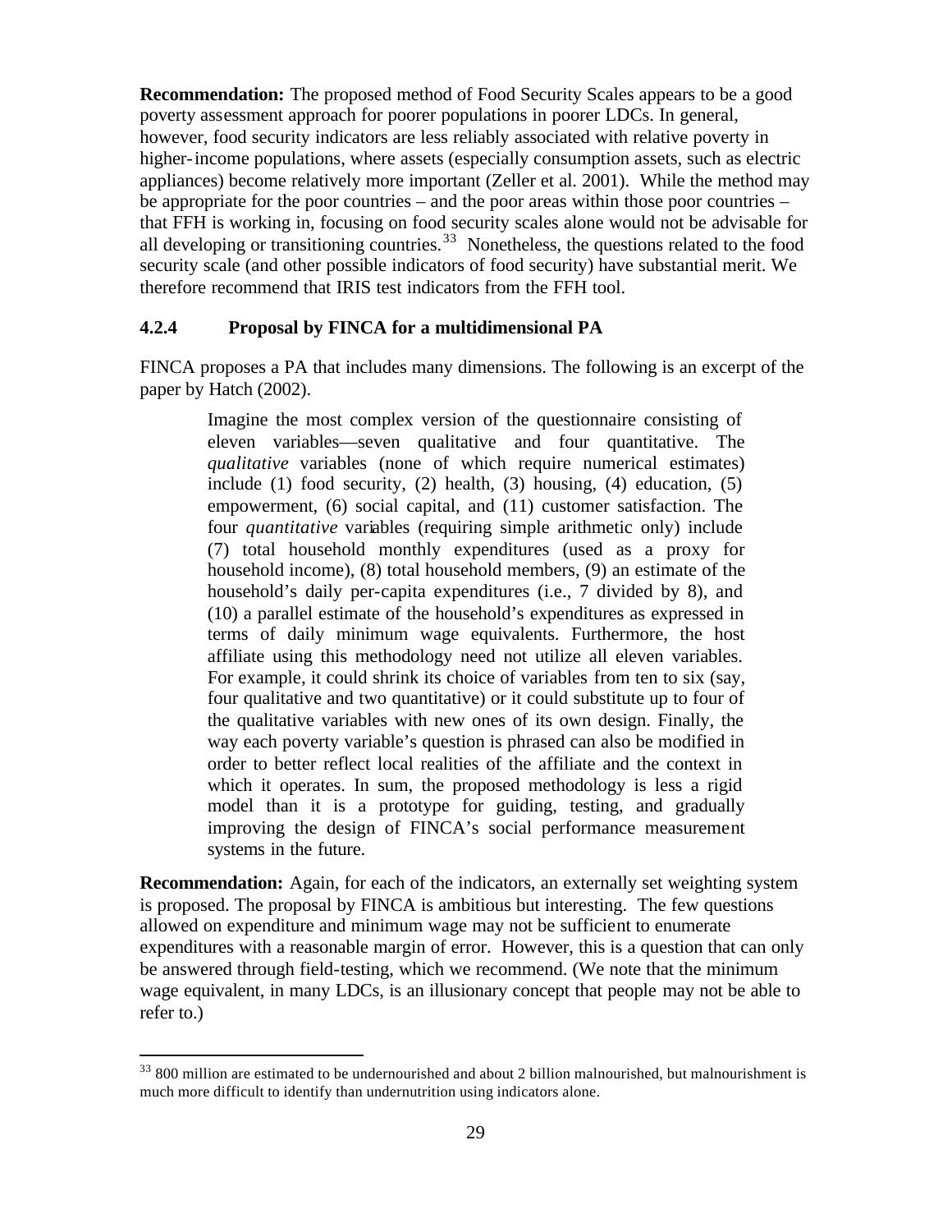**Recommendation:** The proposed method of Food Security Scales appears to be a good poverty assessment approach for poorer populations in poorer LDCs. In general, however, food security indicators are less reliably associated with relative poverty in higher-income populations, where assets (especially consumption assets, such as electric appliances) become relatively more important (Zeller et al. 2001). While the method may be appropriate for the poor countries – and the poor areas within those poor countries – that FFH is working in, focusing on food security scales alone would not be advisable for all developing or transitioning countries.[33] Nonetheless, the questions related to the food security scale (and other possible indicators of food security) have substantial merit. We therefore recommend that IRIS test indicators from the FFH tool.

### 4.2.4 Proposal by FINCA for a multidimensional PA

FINCA proposes a PA that includes many dimensions. The following is an excerpt of the paper by Hatch (2002).

> Imagine the most complex version of the questionnaire consisting of eleven variables—seven qualitative and four quantitative. The *qualitative* variables (none of which require numerical estimates) include (1) food security, (2) health, (3) housing, (4) education, (5) empowerment, (6) social capital, and (11) customer satisfaction. The four *quantitative* variables (requiring simple arithmetic only) include (7) total household monthly expenditures (used as a proxy for household income), (8) total household members, (9) an estimate of the household's daily per-capita expenditures (i.e., 7 divided by 8), and (10) a parallel estimate of the household's expenditures as expressed in terms of daily minimum wage equivalents. Furthermore, the host affiliate using this methodology need not utilize all eleven variables. For example, it could shrink its choice of variables from ten to six (say, four qualitative and two quantitative) or it could substitute up to four of the qualitative variables with new ones of its own design. Finally, the way each poverty variable's question is phrased can also be modified in order to better reflect local realities of the affiliate and the context in which it operates. In sum, the proposed methodology is less a rigid model than it is a prototype for guiding, testing, and gradually improving the design of FINCA's social performance measurement systems in the future.

**Recommendation:** Again, for each of the indicators, an externally set weighting system is proposed. The proposal by FINCA is ambitious but interesting. The few questions allowed on expenditure and minimum wage may not be sufficient to enumerate expenditures with a reasonable margin of error. However, this is a question that can only be answered through field-testing, which we recommend. (We note that the minimum wage equivalent, in many LDCs, is an illusionary concept that people may not be able to refer to.)

---

[33] 800 million are estimated to be undernourished and about 2 billion malnourished, but malnourishment is much more difficult to identify than undernutrition using indicators alone.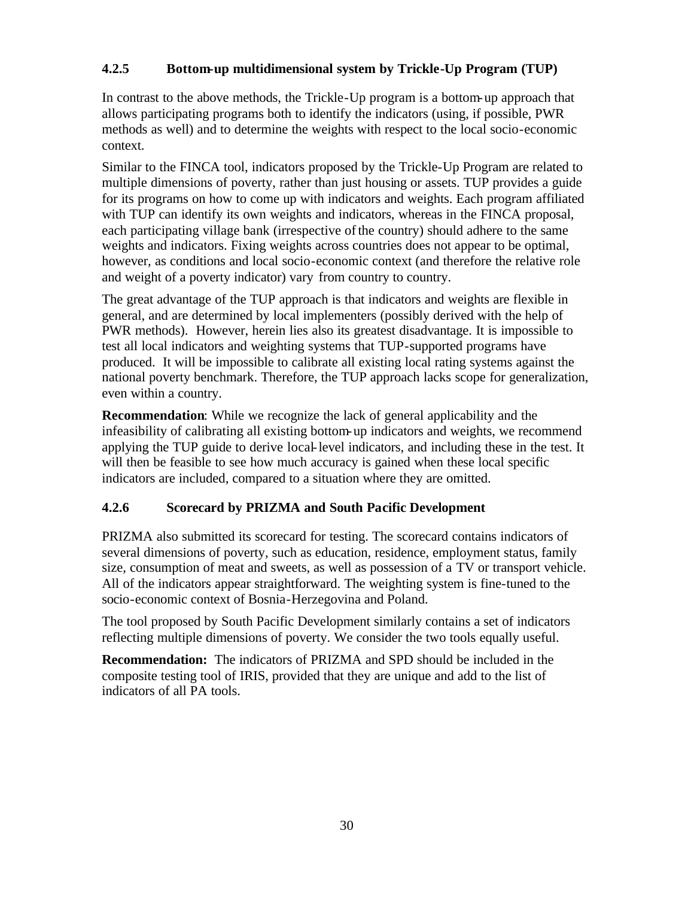### 4.2.5 Bottom-up multidimensional system by Trickle-Up Program (TUP)

In contrast to the above methods, the Trickle-Up program is a bottom-up approach that allows participating programs both to identify the indicators (using, if possible, PWR methods as well) and to determine the weights with respect to the local socio-economic context.

Similar to the FINCA tool, indicators proposed by the Trickle-Up Program are related to multiple dimensions of poverty, rather than just housing or assets. TUP provides a guide for its programs on how to come up with indicators and weights. Each program affiliated with TUP can identify its own weights and indicators, whereas in the FINCA proposal, each participating village bank (irrespective of the country) should adhere to the same weights and indicators. Fixing weights across countries does not appear to be optimal, however, as conditions and local socio-economic context (and therefore the relative role and weight of a poverty indicator) vary from country to country.

The great advantage of the TUP approach is that indicators and weights are flexible in general, and are determined by local implementers (possibly derived with the help of PWR methods). However, herein lies also its greatest disadvantage. It is impossible to test all local indicators and weighting systems that TUP-supported programs have produced. It will be impossible to calibrate all existing local rating systems against the national poverty benchmark. Therefore, the TUP approach lacks scope for generalization, even within a country.

**Recommendation**: While we recognize the lack of general applicability and the infeasibility of calibrating all existing bottom-up indicators and weights, we recommend applying the TUP guide to derive local-level indicators, and including these in the test. It will then be feasible to see how much accuracy is gained when these local specific indicators are included, compared to a situation where they are omitted.

### 4.2.6 Scorecard by PRIZMA and South Pacific Development

PRIZMA also submitted its scorecard for testing. The scorecard contains indicators of several dimensions of poverty, such as education, residence, employment status, family size, consumption of meat and sweets, as well as possession of a TV or transport vehicle. All of the indicators appear straightforward. The weighting system is fine-tuned to the socio-economic context of Bosnia-Herzegovina and Poland.

The tool proposed by South Pacific Development similarly contains a set of indicators reflecting multiple dimensions of poverty. We consider the two tools equally useful.

**Recommendation:** The indicators of PRIZMA and SPD should be included in the composite testing tool of IRIS, provided that they are unique and add to the list of indicators of all PA tools.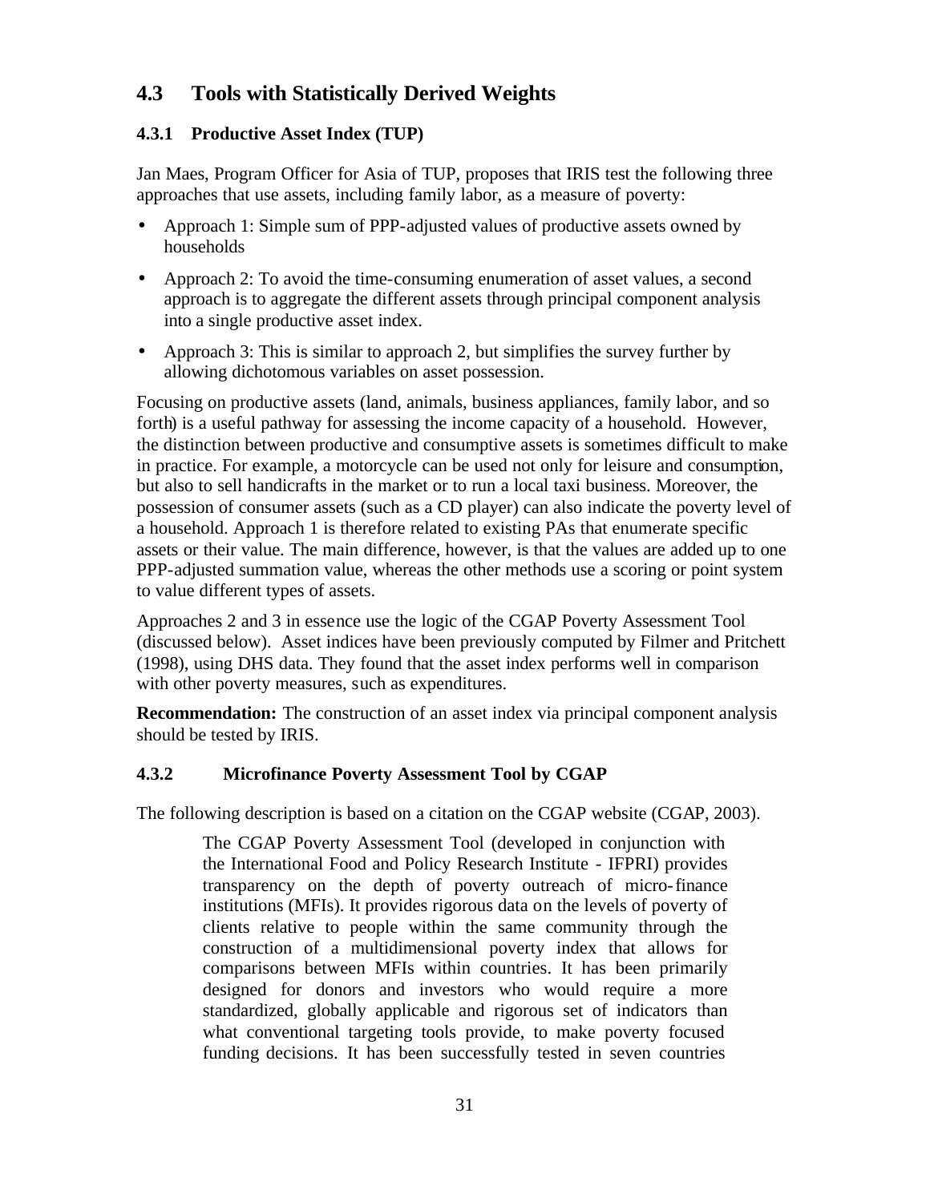## 4.3 Tools with Statistically Derived Weights

### 4.3.1 Productive Asset Index (TUP)

Jan Maes, Program Officer for Asia of TUP, proposes that IRIS test the following three approaches that use assets, including family labor, as a measure of poverty:

- Approach 1: Simple sum of PPP-adjusted values of productive assets owned by households
- Approach 2: To avoid the time-consuming enumeration of asset values, a second approach is to aggregate the different assets through principal component analysis into a single productive asset index.
- Approach 3: This is similar to approach 2, but simplifies the survey further by allowing dichotomous variables on asset possession.

Focusing on productive assets (land, animals, business appliances, family labor, and so forth) is a useful pathway for assessing the income capacity of a household. However, the distinction between productive and consumptive assets is sometimes difficult to make in practice. For example, a motorcycle can be used not only for leisure and consumption, but also to sell handicrafts in the market or to run a local taxi business. Moreover, the possession of consumer assets (such as a CD player) can also indicate the poverty level of a household. Approach 1 is therefore related to existing PAs that enumerate specific assets or their value. The main difference, however, is that the values are added up to one PPP-adjusted summation value, whereas the other methods use a scoring or point system to value different types of assets.

Approaches 2 and 3 in essence use the logic of the CGAP Poverty Assessment Tool (discussed below). Asset indices have been previously computed by Filmer and Pritchett (1998), using DHS data. They found that the asset index performs well in comparison with other poverty measures, such as expenditures.

**Recommendation:** The construction of an asset index via principal component analysis should be tested by IRIS.

### 4.3.2 Microfinance Poverty Assessment Tool by CGAP

The following description is based on a citation on the CGAP website (CGAP, 2003).

> The CGAP Poverty Assessment Tool (developed in conjunction with the International Food and Policy Research Institute - IFPRI) provides transparency on the depth of poverty outreach of micro-finance institutions (MFIs). It provides rigorous data on the levels of poverty of clients relative to people within the same community through the construction of a multidimensional poverty index that allows for comparisons between MFIs within countries. It has been primarily designed for donors and investors who would require a more standardized, globally applicable and rigorous set of indicators than what conventional targeting tools provide, to make poverty focused funding decisions. It has been successfully tested in seven countries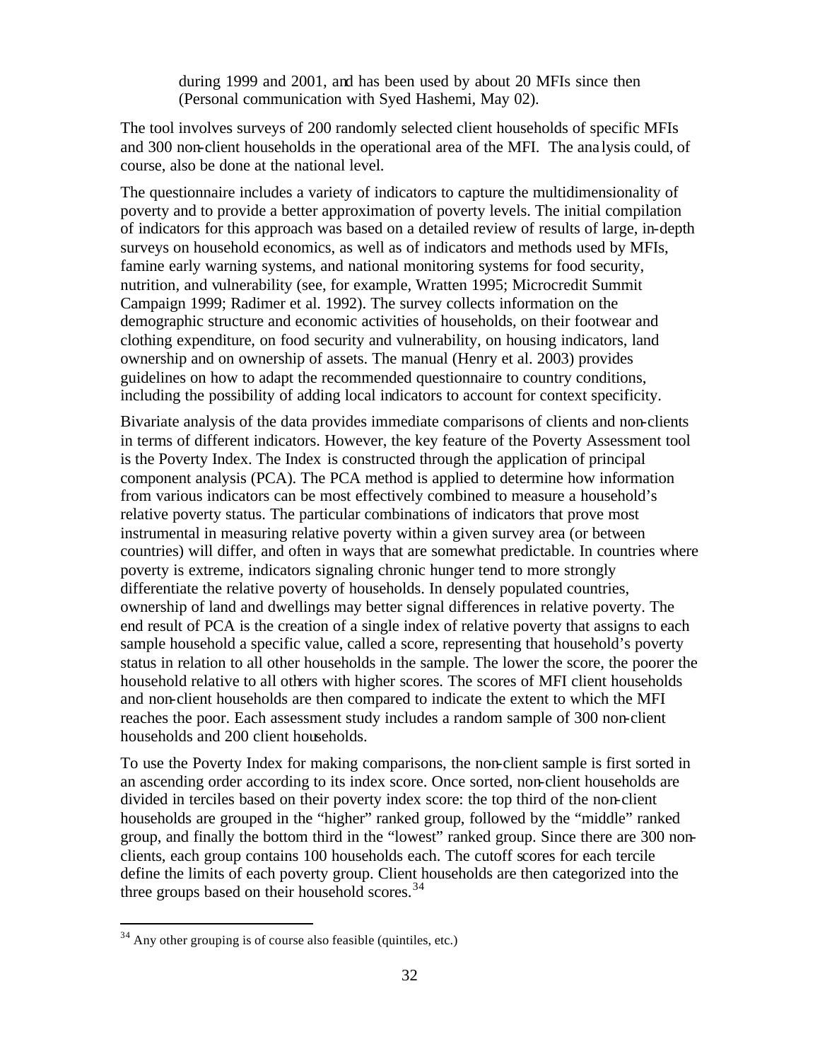during 1999 and 2001, and has been used by about 20 MFIs since then (Personal communication with Syed Hashemi, May 02).

The tool involves surveys of 200 randomly selected client households of specific MFIs and 300 non-client households in the operational area of the MFI. The analysis could, of course, also be done at the national level.

The questionnaire includes a variety of indicators to capture the multidimensionality of poverty and to provide a better approximation of poverty levels. The initial compilation of indicators for this approach was based on a detailed review of results of large, in-depth surveys on household economics, as well as of indicators and methods used by MFIs, famine early warning systems, and national monitoring systems for food security, nutrition, and vulnerability (see, for example, Wratten 1995; Microcredit Summit Campaign 1999; Radimer et al. 1992). The survey collects information on the demographic structure and economic activities of households, on their footwear and clothing expenditure, on food security and vulnerability, on housing indicators, land ownership and on ownership of assets. The manual (Henry et al. 2003) provides guidelines on how to adapt the recommended questionnaire to country conditions, including the possibility of adding local indicators to account for context specificity.

Bivariate analysis of the data provides immediate comparisons of clients and non-clients in terms of different indicators. However, the key feature of the Poverty Assessment tool is the Poverty Index. The Index is constructed through the application of principal component analysis (PCA). The PCA method is applied to determine how information from various indicators can be most effectively combined to measure a household's relative poverty status. The particular combinations of indicators that prove most instrumental in measuring relative poverty within a given survey area (or between countries) will differ, and often in ways that are somewhat predictable. In countries where poverty is extreme, indicators signaling chronic hunger tend to more strongly differentiate the relative poverty of households. In densely populated countries, ownership of land and dwellings may better signal differences in relative poverty. The end result of PCA is the creation of a single index of relative poverty that assigns to each sample household a specific value, called a score, representing that household's poverty status in relation to all other households in the sample. The lower the score, the poorer the household relative to all others with higher scores. The scores of MFI client households and non-client households are then compared to indicate the extent to which the MFI reaches the poor. Each assessment study includes a random sample of 300 non-client households and 200 client households.

To use the Poverty Index for making comparisons, the non-client sample is first sorted in an ascending order according to its index score. Once sorted, non-client households are divided in terciles based on their poverty index score: the top third of the non-client households are grouped in the "higher" ranked group, followed by the "middle" ranked group, and finally the bottom third in the "lowest" ranked group. Since there are 300 non-clients, each group contains 100 households each. The cutoff scores for each tercile define the limits of each poverty group. Client households are then categorized into the three groups based on their household scores.[34]

[34] Any other grouping is of course also feasible (quintiles, etc.)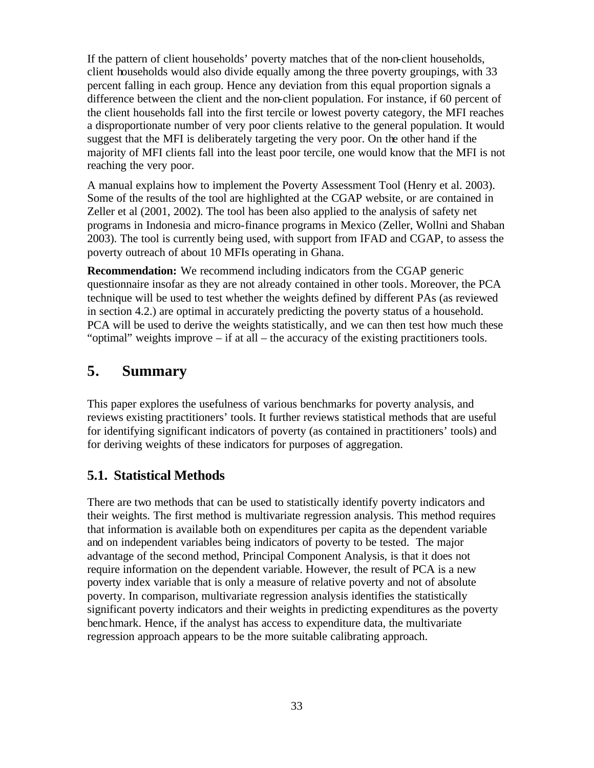If the pattern of client households' poverty matches that of the non-client households, client households would also divide equally among the three poverty groupings, with 33 percent falling in each group. Hence any deviation from this equal proportion signals a difference between the client and the non-client population. For instance, if 60 percent of the client households fall into the first tercile or lowest poverty category, the MFI reaches a disproportionate number of very poor clients relative to the general population. It would suggest that the MFI is deliberately targeting the very poor. On the other hand if the majority of MFI clients fall into the least poor tercile, one would know that the MFI is not reaching the very poor.

A manual explains how to implement the Poverty Assessment Tool (Henry et al. 2003). Some of the results of the tool are highlighted at the CGAP website, or are contained in Zeller et al (2001, 2002). The tool has been also applied to the analysis of safety net programs in Indonesia and micro-finance programs in Mexico (Zeller, Wollni and Shaban 2003). The tool is currently being used, with support from IFAD and CGAP, to assess the poverty outreach of about 10 MFIs operating in Ghana.

**Recommendation:** We recommend including indicators from the CGAP generic questionnaire insofar as they are not already contained in other tools. Moreover, the PCA technique will be used to test whether the weights defined by different PAs (as reviewed in section 4.2.) are optimal in accurately predicting the poverty status of a household. PCA will be used to derive the weights statistically, and we can then test how much these "optimal" weights improve – if at all – the accuracy of the existing practitioners tools.

# 5. Summary

This paper explores the usefulness of various benchmarks for poverty analysis, and reviews existing practitioners' tools. It further reviews statistical methods that are useful for identifying significant indicators of poverty (as contained in practitioners' tools) and for deriving weights of these indicators for purposes of aggregation.

## 5.1. Statistical Methods

There are two methods that can be used to statistically identify poverty indicators and their weights. The first method is multivariate regression analysis. This method requires that information is available both on expenditures per capita as the dependent variable and on independent variables being indicators of poverty to be tested. The major advantage of the second method, Principal Component Analysis, is that it does not require information on the dependent variable. However, the result of PCA is a new poverty index variable that is only a measure of relative poverty and not of absolute poverty. In comparison, multivariate regression analysis identifies the statistically significant poverty indicators and their weights in predicting expenditures as the poverty benchmark. Hence, if the analyst has access to expenditure data, the multivariate regression approach appears to be the more suitable calibrating approach.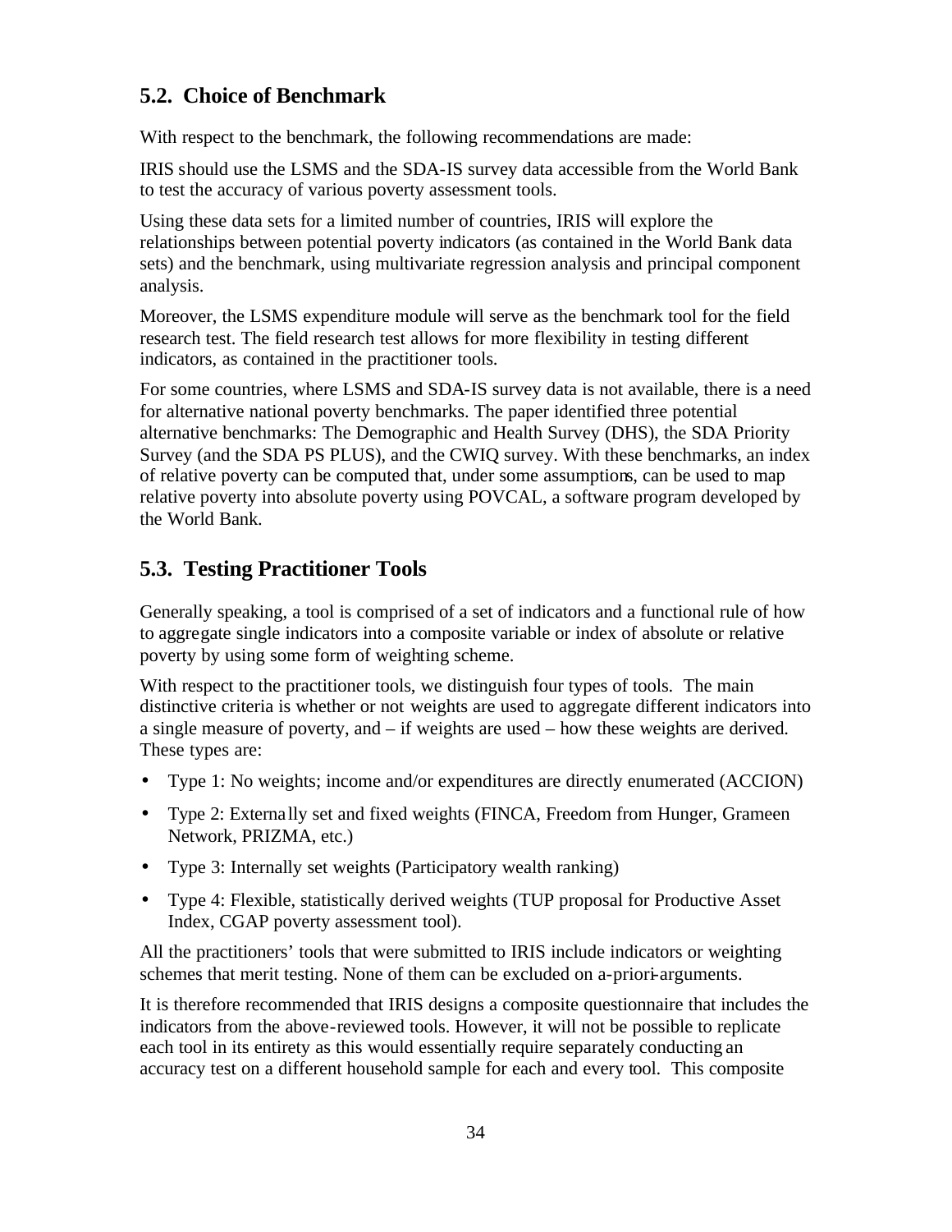## 5.2. Choice of Benchmark

With respect to the benchmark, the following recommendations are made:

IRIS should use the LSMS and the SDA-IS survey data accessible from the World Bank to test the accuracy of various poverty assessment tools.

Using these data sets for a limited number of countries, IRIS will explore the relationships between potential poverty indicators (as contained in the World Bank data sets) and the benchmark, using multivariate regression analysis and principal component analysis.

Moreover, the LSMS expenditure module will serve as the benchmark tool for the field research test. The field research test allows for more flexibility in testing different indicators, as contained in the practitioner tools.

For some countries, where LSMS and SDA-IS survey data is not available, there is a need for alternative national poverty benchmarks. The paper identified three potential alternative benchmarks: The Demographic and Health Survey (DHS), the SDA Priority Survey (and the SDA PS PLUS), and the CWIQ survey. With these benchmarks, an index of relative poverty can be computed that, under some assumptions, can be used to map relative poverty into absolute poverty using POVCAL, a software program developed by the World Bank.

## 5.3. Testing Practitioner Tools

Generally speaking, a tool is comprised of a set of indicators and a functional rule of how to aggregate single indicators into a composite variable or index of absolute or relative poverty by using some form of weighting scheme.

With respect to the practitioner tools, we distinguish four types of tools. The main distinctive criteria is whether or not weights are used to aggregate different indicators into a single measure of poverty, and – if weights are used – how these weights are derived. These types are:

- Type 1: No weights; income and/or expenditures are directly enumerated (ACCION)
- Type 2: Externally set and fixed weights (FINCA, Freedom from Hunger, Grameen Network, PRIZMA, etc.)
- Type 3: Internally set weights (Participatory wealth ranking)
- Type 4: Flexible, statistically derived weights (TUP proposal for Productive Asset Index, CGAP poverty assessment tool).

All the practitioners' tools that were submitted to IRIS include indicators or weighting schemes that merit testing. None of them can be excluded on a-priori-arguments.

It is therefore recommended that IRIS designs a composite questionnaire that includes the indicators from the above-reviewed tools. However, it will not be possible to replicate each tool in its entirety as this would essentially require separately conducting an accuracy test on a different household sample for each and every tool. This composite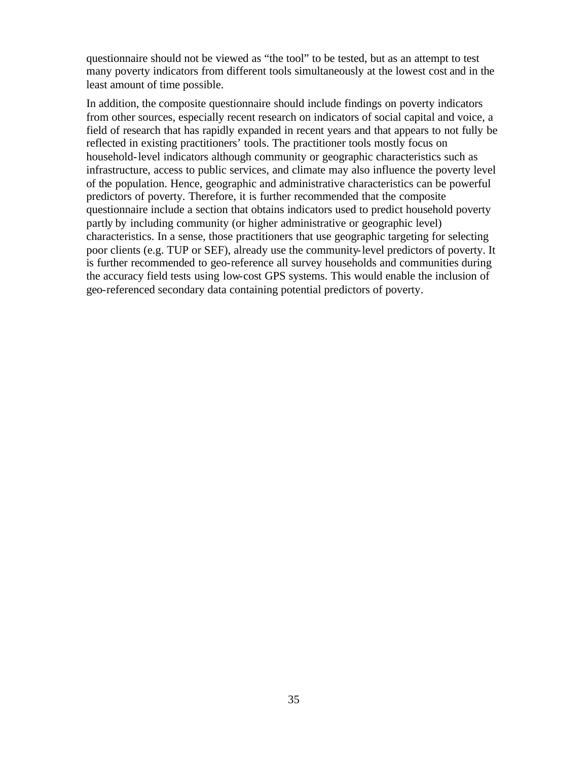questionnaire should not be viewed as "the tool" to be tested, but as an attempt to test many poverty indicators from different tools simultaneously at the lowest cost and in the least amount of time possible.

In addition, the composite questionnaire should include findings on poverty indicators from other sources, especially recent research on indicators of social capital and voice, a field of research that has rapidly expanded in recent years and that appears to not fully be reflected in existing practitioners' tools. The practitioner tools mostly focus on household-level indicators although community or geographic characteristics such as infrastructure, access to public services, and climate may also influence the poverty level of the population. Hence, geographic and administrative characteristics can be powerful predictors of poverty. Therefore, it is further recommended that the composite questionnaire include a section that obtains indicators used to predict household poverty partly by including community (or higher administrative or geographic level) characteristics. In a sense, those practitioners that use geographic targeting for selecting poor clients (e.g. TUP or SEF), already use the community-level predictors of poverty. It is further recommended to geo-reference all survey households and communities during the accuracy field tests using low-cost GPS systems. This would enable the inclusion of geo-referenced secondary data containing potential predictors of poverty.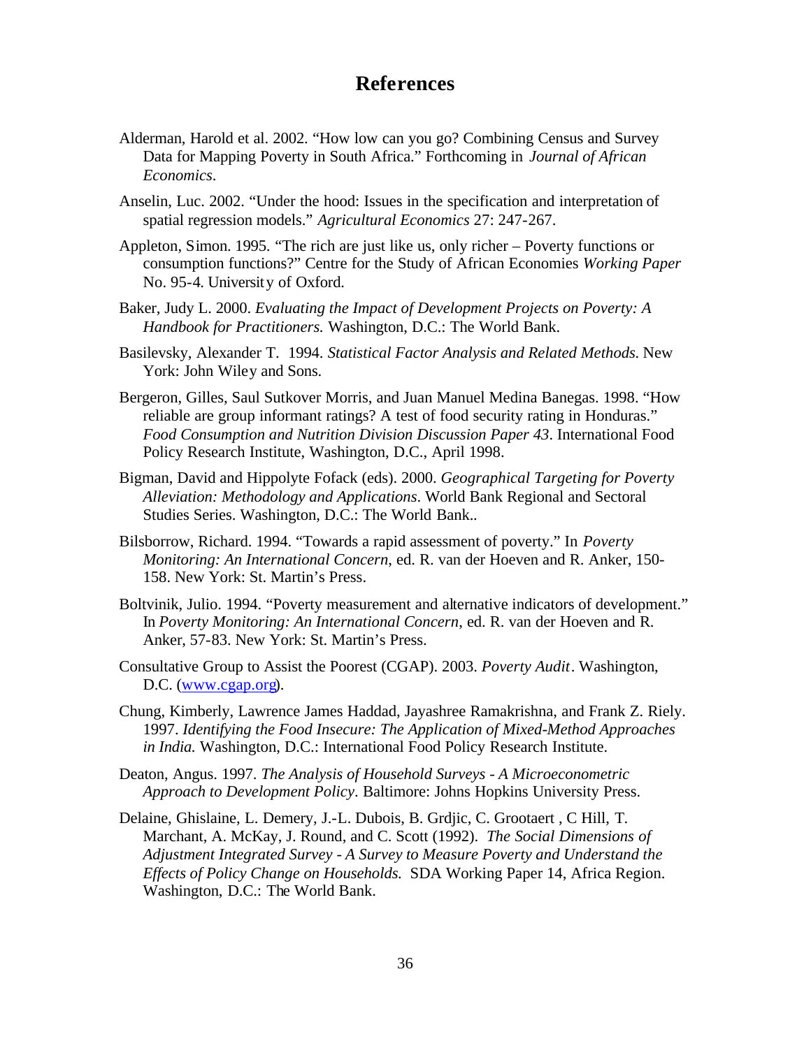# References

Alderman, Harold et al. 2002. "How low can you go? Combining Census and Survey Data for Mapping Poverty in South Africa." Forthcoming in *Journal of African Economics*.

Anselin, Luc. 2002. "Under the hood: Issues in the specification and interpretation of spatial regression models." *Agricultural Economics* 27: 247-267.

Appleton, Simon. 1995. "The rich are just like us, only richer – Poverty functions or consumption functions?" Centre for the Study of African Economies *Working Paper* No. 95-4. University of Oxford.

Baker, Judy L. 2000. *Evaluating the Impact of Development Projects on Poverty: A Handbook for Practitioners.* Washington, D.C.: The World Bank.

Basilevsky, Alexander T. 1994. *Statistical Factor Analysis and Related Methods.* New York: John Wiley and Sons.

Bergeron, Gilles, Saul Sutkover Morris, and Juan Manuel Medina Banegas. 1998. "How reliable are group informant ratings? A test of food security rating in Honduras." *Food Consumption and Nutrition Division Discussion Paper 43*. International Food Policy Research Institute, Washington, D.C., April 1998.

Bigman, David and Hippolyte Fofack (eds). 2000. *Geographical Targeting for Poverty Alleviation: Methodology and Applications*. World Bank Regional and Sectoral Studies Series. Washington, D.C.: The World Bank..

Bilsborrow, Richard. 1994. "Towards a rapid assessment of poverty." In *Poverty Monitoring: An International Concern*, ed. R. van der Hoeven and R. Anker, 150-158. New York: St. Martin's Press.

Boltvinik, Julio. 1994. "Poverty measurement and alternative indicators of development." In *Poverty Monitoring: An International Concern*, ed. R. van der Hoeven and R. Anker, 57-83. New York: St. Martin's Press.

Consultative Group to Assist the Poorest (CGAP). 2003. *Poverty Audit*. Washington, D.C. (www.cgap.org).

Chung, Kimberly, Lawrence James Haddad, Jayashree Ramakrishna, and Frank Z. Riely. 1997. *Identifying the Food Insecure: The Application of Mixed-Method Approaches in India.* Washington, D.C.: International Food Policy Research Institute.

Deaton, Angus. 1997. *The Analysis of Household Surveys - A Microeconometric Approach to Development Policy*. Baltimore: Johns Hopkins University Press.

Delaine, Ghislaine, L. Demery, J.-L. Dubois, B. Grdjic, C. Grootaert , C Hill, T. Marchant, A. McKay, J. Round, and C. Scott (1992). *The Social Dimensions of Adjustment Integrated Survey - A Survey to Measure Poverty and Understand the Effects of Policy Change on Households.* SDA Working Paper 14, Africa Region. Washington, D.C.: The World Bank.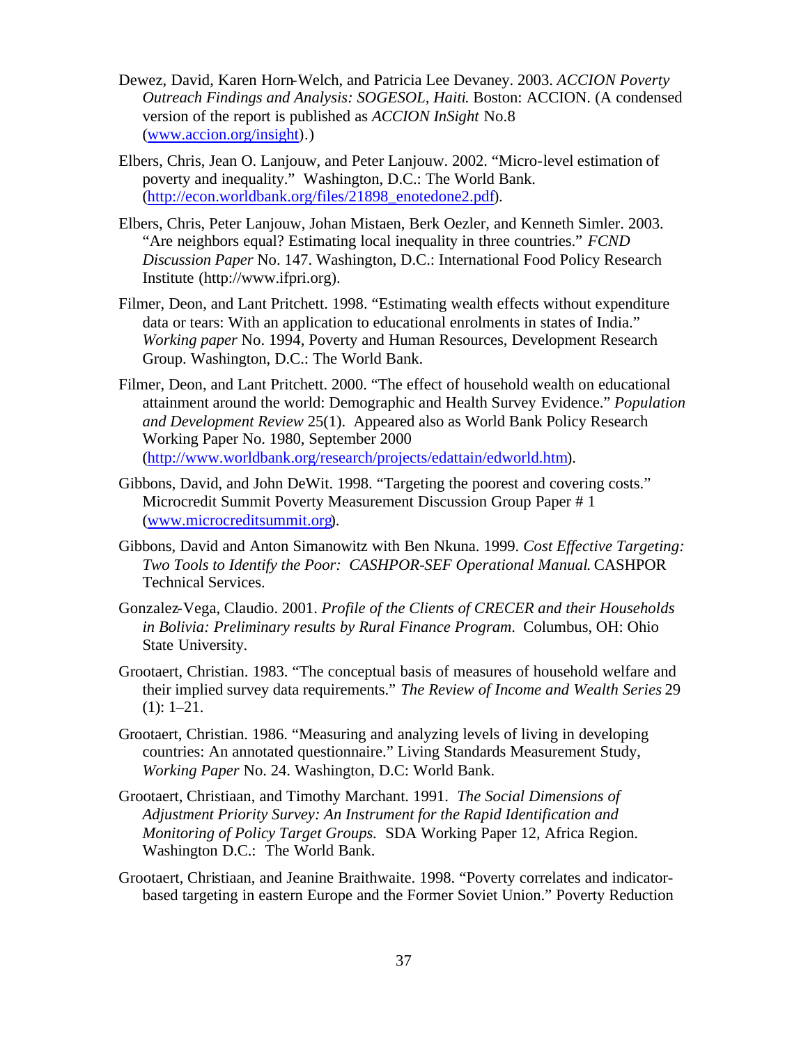Dewez, David, Karen Horn-Welch, and Patricia Lee Devaney. 2003. *ACCION Poverty Outreach Findings and Analysis: SOGESOL, Haiti*. Boston: ACCION. (A condensed version of the report is published as *ACCION InSight* No.8 (www.accion.org/insight).)

Elbers, Chris, Jean O. Lanjouw, and Peter Lanjouw. 2002. "Micro-level estimation of poverty and inequality." Washington, D.C.: The World Bank. (http://econ.worldbank.org/files/21898_enotedone2.pdf).

Elbers, Chris, Peter Lanjouw, Johan Mistaen, Berk Oezler, and Kenneth Simler. 2003. "Are neighbors equal? Estimating local inequality in three countries." *FCND Discussion Paper* No. 147. Washington, D.C.: International Food Policy Research Institute (http://www.ifpri.org).

Filmer, Deon, and Lant Pritchett. 1998. "Estimating wealth effects without expenditure data or tears: With an application to educational enrolments in states of India." *Working paper* No. 1994, Poverty and Human Resources, Development Research Group. Washington, D.C.: The World Bank.

Filmer, Deon, and Lant Pritchett. 2000. "The effect of household wealth on educational attainment around the world: Demographic and Health Survey Evidence." *Population and Development Review* 25(1). Appeared also as World Bank Policy Research Working Paper No. 1980, September 2000 (http://www.worldbank.org/research/projects/edattain/edworld.htm).

Gibbons, David, and John DeWit. 1998. "Targeting the poorest and covering costs." Microcredit Summit Poverty Measurement Discussion Group Paper # 1 (www.microcreditsummit.org).

Gibbons, David and Anton Simanowitz with Ben Nkuna. 1999. *Cost Effective Targeting: Two Tools to Identify the Poor: CASHPOR-SEF Operational Manual*. CASHPOR Technical Services.

Gonzalez-Vega, Claudio. 2001. *Profile of the Clients of CRECER and their Households in Bolivia: Preliminary results by Rural Finance Program*. Columbus, OH: Ohio State University.

Grootaert, Christian. 1983. "The conceptual basis of measures of household welfare and their implied survey data requirements." *The Review of Income and Wealth Series* 29 (1): 1–21.

Grootaert, Christian. 1986. "Measuring and analyzing levels of living in developing countries: An annotated questionnaire." Living Standards Measurement Study, *Working Paper* No. 24. Washington, D.C: World Bank.

Grootaert, Christiaan, and Timothy Marchant. 1991. *The Social Dimensions of Adjustment Priority Survey: An Instrument for the Rapid Identification and Monitoring of Policy Target Groups.* SDA Working Paper 12, Africa Region. Washington D.C.: The World Bank.

Grootaert, Christiaan, and Jeanine Braithwaite. 1998. "Poverty correlates and indicator-based targeting in eastern Europe and the Former Soviet Union." Poverty Reduction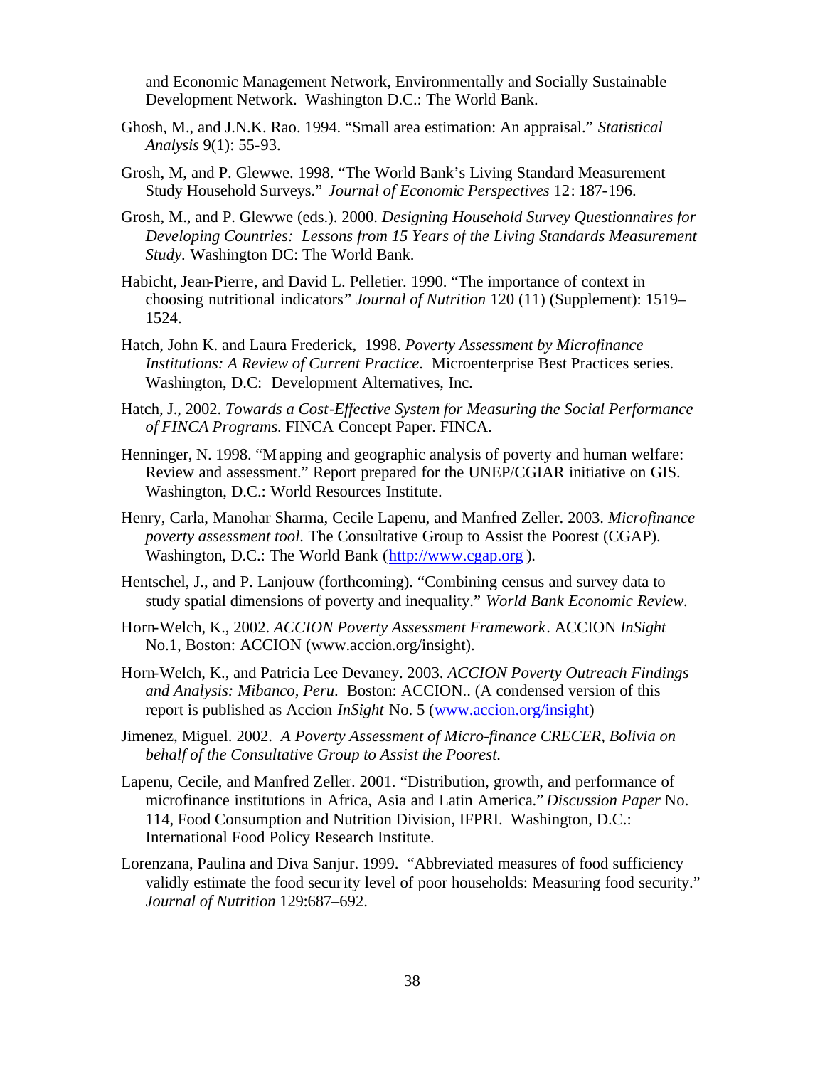and Economic Management Network, Environmentally and Socially Sustainable Development Network. Washington D.C.: The World Bank.

Ghosh, M., and J.N.K. Rao. 1994. "Small area estimation: An appraisal." *Statistical Analysis* 9(1): 55-93.

Grosh, M, and P. Glewwe. 1998. "The World Bank's Living Standard Measurement Study Household Surveys." *Journal of Economic Perspectives* 12: 187-196.

Grosh, M., and P. Glewwe (eds.). 2000. *Designing Household Survey Questionnaires for Developing Countries: Lessons from 15 Years of the Living Standards Measurement Study.* Washington DC: The World Bank.

Habicht, Jean-Pierre, and David L. Pelletier. 1990. "The importance of context in choosing nutritional indicators" *Journal of Nutrition* 120 (11) (Supplement): 1519–1524.

Hatch, John K. and Laura Frederick, 1998. *Poverty Assessment by Microfinance Institutions: A Review of Current Practice.* Microenterprise Best Practices series. Washington, D.C: Development Alternatives, Inc.

Hatch, J., 2002. *Towards a Cost-Effective System for Measuring the Social Performance of FINCA Programs.* FINCA Concept Paper. FINCA.

Henninger, N. 1998. "Mapping and geographic analysis of poverty and human welfare: Review and assessment." Report prepared for the UNEP/CGIAR initiative on GIS. Washington, D.C.: World Resources Institute.

Henry, Carla, Manohar Sharma, Cecile Lapenu, and Manfred Zeller. 2003. *Microfinance poverty assessment tool.* The Consultative Group to Assist the Poorest (CGAP). Washington, D.C.: The World Bank (http://www.cgap.org ).

Hentschel, J., and P. Lanjouw (forthcoming). "Combining census and survey data to study spatial dimensions of poverty and inequality." *World Bank Economic Review.*

Horn-Welch, K., 2002. *ACCION Poverty Assessment Framework*. ACCION *InSight* No.1, Boston: ACCION (www.accion.org/insight).

Horn-Welch, K., and Patricia Lee Devaney. 2003. *ACCION Poverty Outreach Findings and Analysis: Mibanco, Peru.* Boston: ACCION.. (A condensed version of this report is published as Accion *InSight* No. 5 (www.accion.org/insight)

Jimenez, Miguel. 2002. *A Poverty Assessment of Micro-finance CRECER, Bolivia on behalf of the Consultative Group to Assist the Poorest.*

Lapenu, Cecile, and Manfred Zeller. 2001. "Distribution, growth, and performance of microfinance institutions in Africa, Asia and Latin America." *Discussion Paper* No. 114, Food Consumption and Nutrition Division, IFPRI. Washington, D.C.: International Food Policy Research Institute.

Lorenzana, Paulina and Diva Sanjur. 1999. "Abbreviated measures of food sufficiency validly estimate the food security level of poor households: Measuring food security." *Journal of Nutrition* 129:687–692.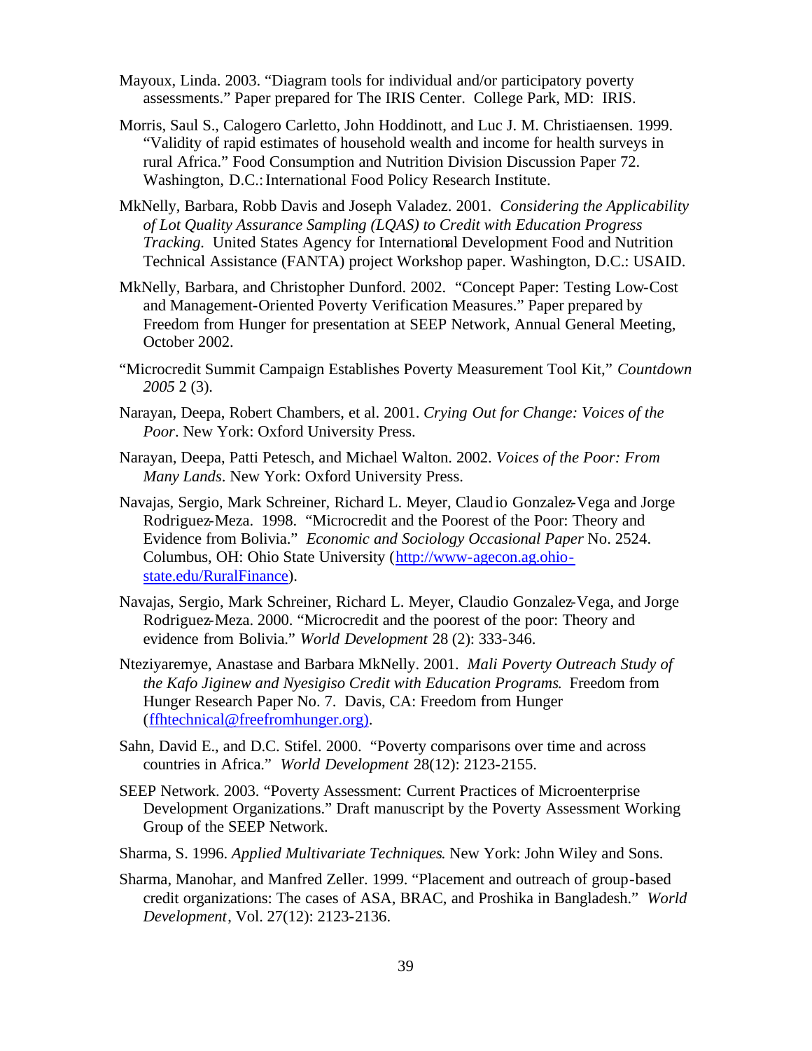Mayoux, Linda. 2003. "Diagram tools for individual and/or participatory poverty assessments." Paper prepared for The IRIS Center. College Park, MD: IRIS.

Morris, Saul S., Calogero Carletto, John Hoddinott, and Luc J. M. Christiaensen. 1999. "Validity of rapid estimates of household wealth and income for health surveys in rural Africa." Food Consumption and Nutrition Division Discussion Paper 72. Washington, D.C.: International Food Policy Research Institute.

MkNelly, Barbara, Robb Davis and Joseph Valadez. 2001. *Considering the Applicability of Lot Quality Assurance Sampling (LQAS) to Credit with Education Progress Tracking.* United States Agency for International Development Food and Nutrition Technical Assistance (FANTA) project Workshop paper. Washington, D.C.: USAID.

MkNelly, Barbara, and Christopher Dunford. 2002. "Concept Paper: Testing Low-Cost and Management-Oriented Poverty Verification Measures." Paper prepared by Freedom from Hunger for presentation at SEEP Network, Annual General Meeting, October 2002.

"Microcredit Summit Campaign Establishes Poverty Measurement Tool Kit," *Countdown 2005* 2 (3).

Narayan, Deepa, Robert Chambers, et al. 2001. *Crying Out for Change: Voices of the Poor*. New York: Oxford University Press.

Narayan, Deepa, Patti Petesch, and Michael Walton. 2002. *Voices of the Poor: From Many Lands*. New York: Oxford University Press.

Navajas, Sergio, Mark Schreiner, Richard L. Meyer, Claudio Gonzalez-Vega and Jorge Rodriguez-Meza. 1998. "Microcredit and the Poorest of the Poor: Theory and Evidence from Bolivia." *Economic and Sociology Occasional Paper* No. 2524. Columbus, OH: Ohio State University (http://www-agecon.ag.ohio-state.edu/RuralFinance).

Navajas, Sergio, Mark Schreiner, Richard L. Meyer, Claudio Gonzalez-Vega, and Jorge Rodriguez-Meza. 2000. "Microcredit and the poorest of the poor: Theory and evidence from Bolivia." *World Development* 28 (2): 333-346.

Nteziyaremye, Anastase and Barbara MkNelly. 2001. *Mali Poverty Outreach Study of the Kafo Jiginew and Nyesigiso Credit with Education Programs.* Freedom from Hunger Research Paper No. 7. Davis, CA: Freedom from Hunger (ffhtechnical@freefromhunger.org).

Sahn, David E., and D.C. Stifel. 2000. "Poverty comparisons over time and across countries in Africa." *World Development* 28(12): 2123-2155.

SEEP Network. 2003. "Poverty Assessment: Current Practices of Microenterprise Development Organizations." Draft manuscript by the Poverty Assessment Working Group of the SEEP Network.

Sharma, S. 1996. *Applied Multivariate Techniques*. New York: John Wiley and Sons.

Sharma, Manohar, and Manfred Zeller. 1999. "Placement and outreach of group-based credit organizations: The cases of ASA, BRAC, and Proshika in Bangladesh." *World Development*, Vol. 27(12): 2123-2136.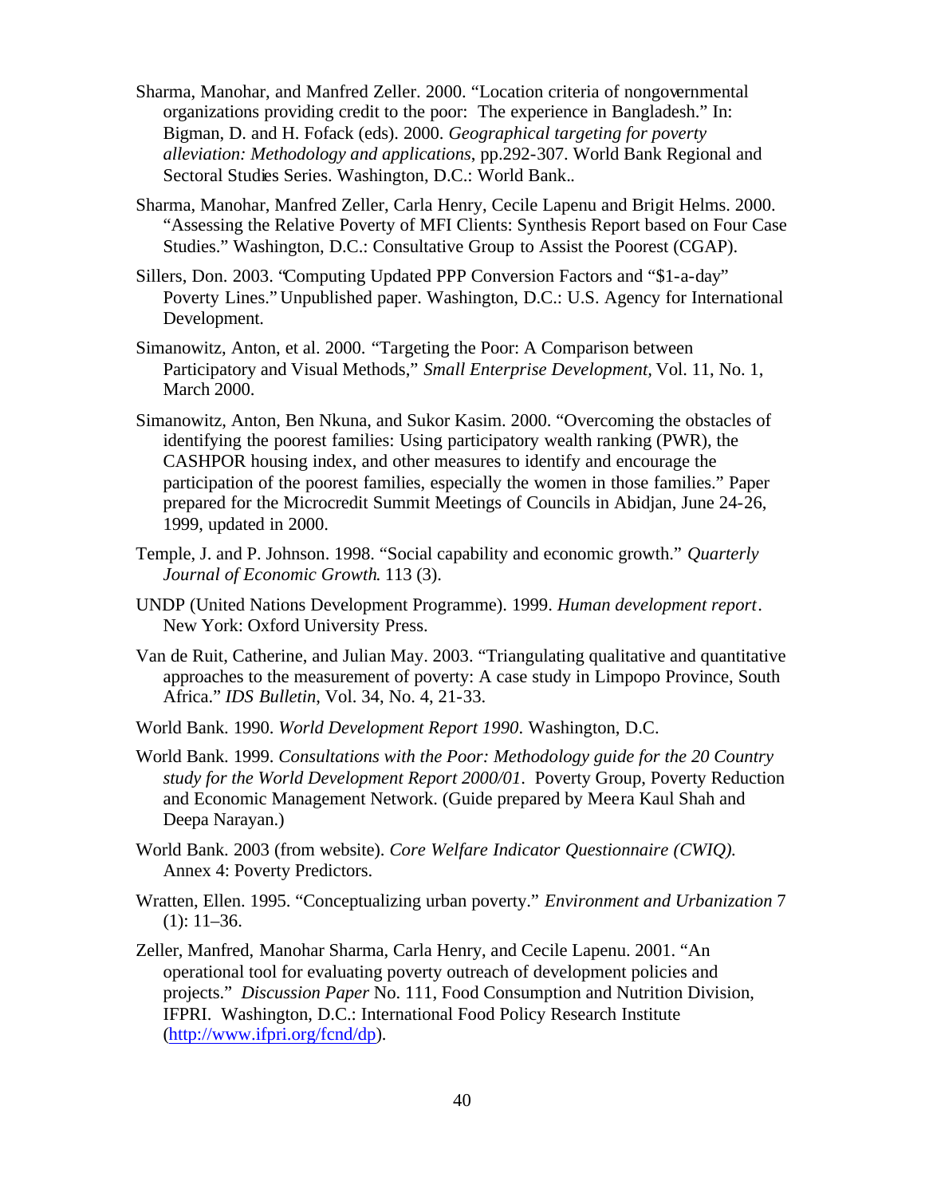Sharma, Manohar, and Manfred Zeller. 2000. "Location criteria of nongovernmental organizations providing credit to the poor: The experience in Bangladesh." In: Bigman, D. and H. Fofack (eds). 2000. *Geographical targeting for poverty alleviation: Methodology and applications*, pp.292-307. World Bank Regional and Sectoral Studies Series. Washington, D.C.: World Bank..

Sharma, Manohar, Manfred Zeller, Carla Henry, Cecile Lapenu and Brigit Helms. 2000. "Assessing the Relative Poverty of MFI Clients: Synthesis Report based on Four Case Studies." Washington, D.C.: Consultative Group to Assist the Poorest (CGAP).

Sillers, Don. 2003. "Computing Updated PPP Conversion Factors and "$1-a-day" Poverty Lines." Unpublished paper. Washington, D.C.: U.S. Agency for International Development.

Simanowitz, Anton, et al. 2000. "Targeting the Poor: A Comparison between Participatory and Visual Methods," *Small Enterprise Development*, Vol. 11, No. 1, March 2000.

Simanowitz, Anton, Ben Nkuna, and Sukor Kasim. 2000. "Overcoming the obstacles of identifying the poorest families: Using participatory wealth ranking (PWR), the CASHPOR housing index, and other measures to identify and encourage the participation of the poorest families, especially the women in those families." Paper prepared for the Microcredit Summit Meetings of Councils in Abidjan, June 24-26, 1999, updated in 2000.

Temple, J. and P. Johnson. 1998. "Social capability and economic growth." *Quarterly Journal of Economic Growth*. 113 (3).

UNDP (United Nations Development Programme). 1999. *Human development report*. New York: Oxford University Press.

Van de Ruit, Catherine, and Julian May. 2003. "Triangulating qualitative and quantitative approaches to the measurement of poverty: A case study in Limpopo Province, South Africa." *IDS Bulletin*, Vol. 34, No. 4, 21-33.

World Bank. 1990. *World Development Report 1990*. Washington, D.C.

World Bank. 1999. *Consultations with the Poor: Methodology guide for the 20 Country study for the World Development Report 2000/01*. Poverty Group, Poverty Reduction and Economic Management Network. (Guide prepared by Meera Kaul Shah and Deepa Narayan.)

World Bank. 2003 (from website). *Core Welfare Indicator Questionnaire (CWIQ).* Annex 4: Poverty Predictors.

Wratten, Ellen. 1995. "Conceptualizing urban poverty." *Environment and Urbanization* 7 (1): 11–36.

Zeller, Manfred, Manohar Sharma, Carla Henry, and Cecile Lapenu. 2001. "An operational tool for evaluating poverty outreach of development policies and projects." *Discussion Paper* No. 111, Food Consumption and Nutrition Division, IFPRI. Washington, D.C.: International Food Policy Research Institute (http://www.ifpri.org/fcnd/dp).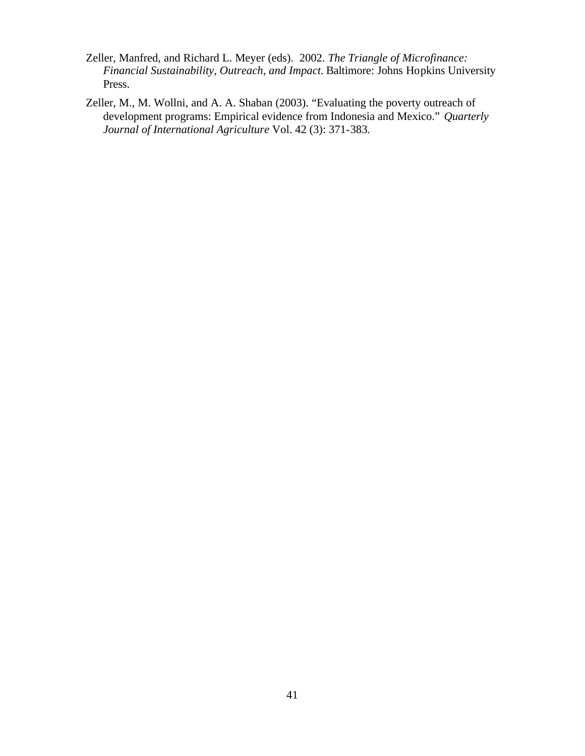Zeller, Manfred, and Richard L. Meyer (eds). 2002. *The Triangle of Microfinance: Financial Sustainability, Outreach, and Impact.* Baltimore: Johns Hopkins University Press.

Zeller, M., M. Wollni, and A. A. Shaban (2003). "Evaluating the poverty outreach of development programs: Empirical evidence from Indonesia and Mexico." *Quarterly Journal of International Agriculture* Vol. 42 (3): 371-383.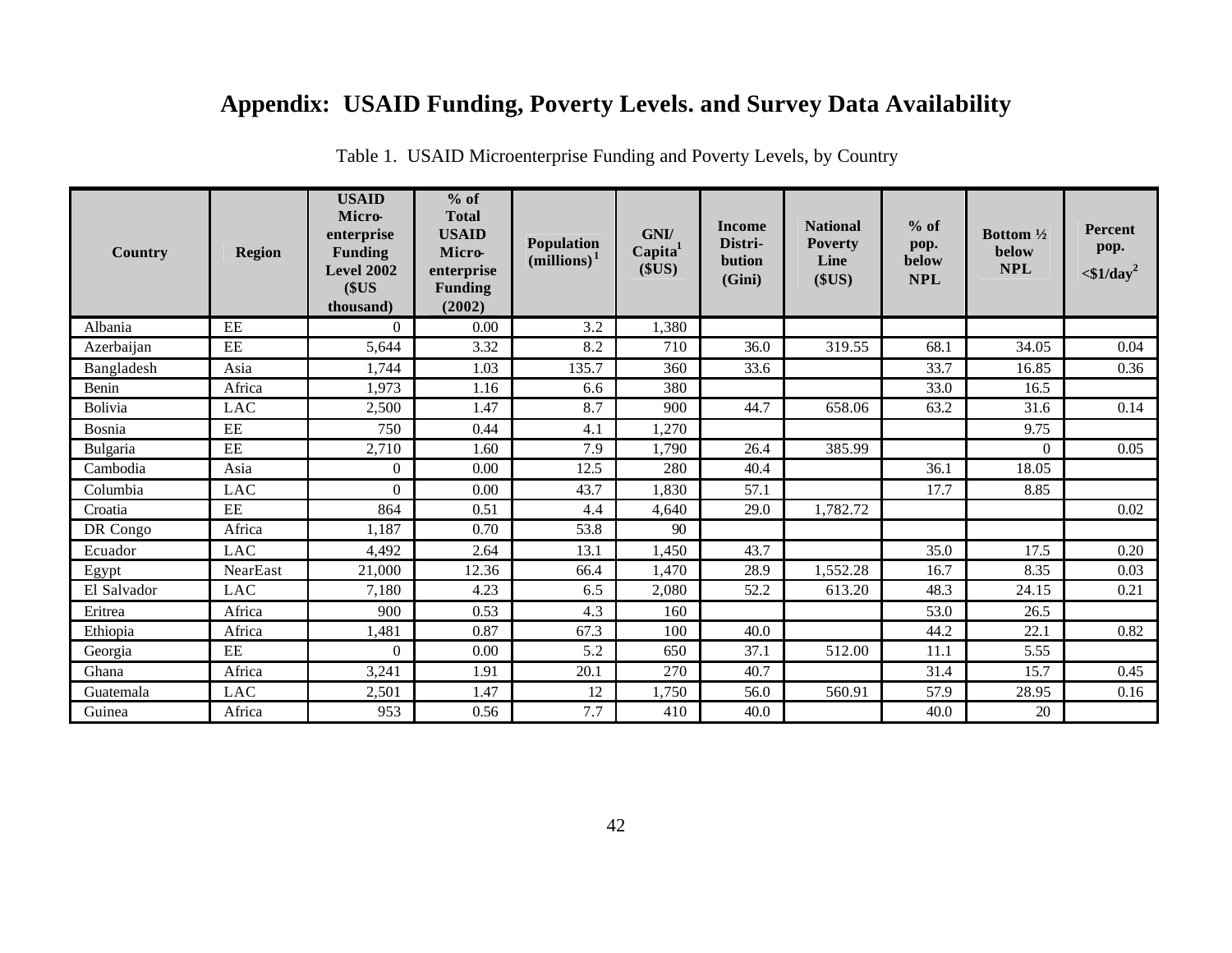# Appendix: USAID Funding, Poverty Levels. and Survey Data Availability

Table 1. USAID Microenterprise Funding and Poverty Levels, by Country

| Country | Region | USAID Micro-enterprise Funding Level 2002 ($US thousand) | % of Total USAID Micro-enterprise Funding (2002) | Population (millions)[1] | GNI/ Capita[1] ($US) | Income Distri-bution (Gini) | National Poverty Line ($US) | % of pop. below NPL | Bottom ½ below NPL | Percent pop. <$1/day[2] |
|---|---|---|---|---|---|---|---|---|---|---|
| Albania | EE | 0 | 0.00 | 3.2 | 1,380 | | | | | |
| Azerbaijan | EE | 5,644 | 3.32 | 8.2 | 710 | 36.0 | 319.55 | 68.1 | 34.05 | 0.04 |
| Bangladesh | Asia | 1,744 | 1.03 | 135.7 | 360 | 33.6 | | 33.7 | 16.85 | 0.36 |
| Benin | Africa | 1,973 | 1.16 | 6.6 | 380 | | | 33.0 | 16.5 | |
| Bolivia | LAC | 2,500 | 1.47 | 8.7 | 900 | 44.7 | 658.06 | 63.2 | 31.6 | 0.14 |
| Bosnia | EE | 750 | 0.44 | 4.1 | 1,270 | | | | 9.75 | |
| Bulgaria | EE | 2,710 | 1.60 | 7.9 | 1,790 | 26.4 | 385.99 | | 0 | 0.05 |
| Cambodia | Asia | 0 | 0.00 | 12.5 | 280 | 40.4 | | 36.1 | 18.05 | |
| Columbia | LAC | 0 | 0.00 | 43.7 | 1,830 | 57.1 | | 17.7 | 8.85 | |
| Croatia | EE | 864 | 0.51 | 4.4 | 4,640 | 29.0 | 1,782.72 | | | 0.02 |
| DR Congo | Africa | 1,187 | 0.70 | 53.8 | 90 | | | | | |
| Ecuador | LAC | 4,492 | 2.64 | 13.1 | 1,450 | 43.7 | | 35.0 | 17.5 | 0.20 |
| Egypt | NearEast | 21,000 | 12.36 | 66.4 | 1,470 | 28.9 | 1,552.28 | 16.7 | 8.35 | 0.03 |
| El Salvador | LAC | 7,180 | 4.23 | 6.5 | 2,080 | 52.2 | 613.20 | 48.3 | 24.15 | 0.21 |
| Eritrea | Africa | 900 | 0.53 | 4.3 | 160 | | | 53.0 | 26.5 | |
| Ethiopia | Africa | 1,481 | 0.87 | 67.3 | 100 | 40.0 | | 44.2 | 22.1 | 0.82 |
| Georgia | EE | 0 | 0.00 | 5.2 | 650 | 37.1 | 512.00 | 11.1 | 5.55 | |
| Ghana | Africa | 3,241 | 1.91 | 20.1 | 270 | 40.7 | | 31.4 | 15.7 | 0.45 |
| Guatemala | LAC | 2,501 | 1.47 | 12 | 1,750 | 56.0 | 560.91 | 57.9 | 28.95 | 0.16 |
| Guinea | Africa | 953 | 0.56 | 7.7 | 410 | 40.0 | | 40.0 | 20 | |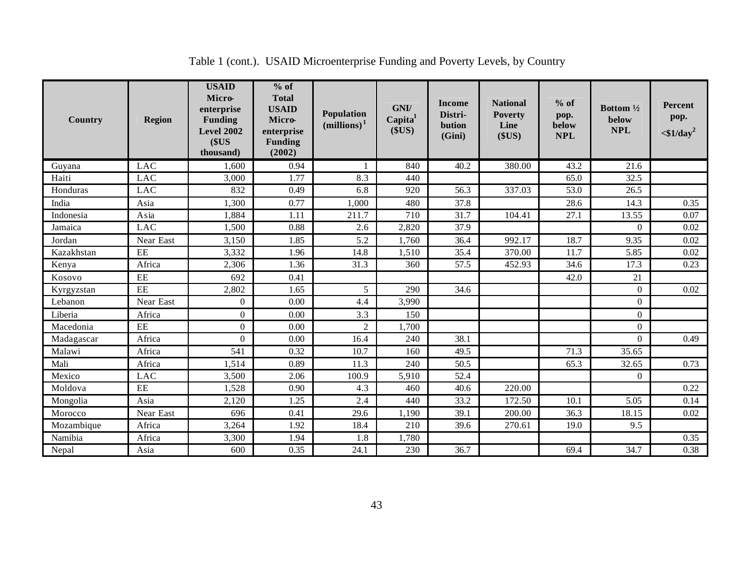Table 1 (cont.). USAID Microenterprise Funding and Poverty Levels, by Country

| Country | Region | USAID Micro-enterprise Funding Level 2002 ($US thousand) | % of Total USAID Micro-enterprise Funding (2002) | Population (millions)[1] | GNI/ Capita[1] ($US) | Income Distri-bution (Gini) | National Poverty Line ($US) | % of pop. below NPL | Bottom ½ below NPL | Percent pop. <$1/day[2] |
|---|---|---|---|---|---|---|---|---|---|---|
| Guyana | LAC | 1,600 | 0.94 | 1 | 840 | 40.2 | 380.00 | 43.2 | 21.6 | |
| Haiti | LAC | 3,000 | 1.77 | 8.3 | 440 | | | 65.0 | 32.5 | |
| Honduras | LAC | 832 | 0.49 | 6.8 | 920 | 56.3 | 337.03 | 53.0 | 26.5 | |
| India | Asia | 1,300 | 0.77 | 1,000 | 480 | 37.8 | | 28.6 | 14.3 | 0.35 |
| Indonesia | Asia | 1,884 | 1.11 | 211.7 | 710 | 31.7 | 104.41 | 27.1 | 13.55 | 0.07 |
| Jamaica | LAC | 1,500 | 0.88 | 2.6 | 2,820 | 37.9 | | | 0 | 0.02 |
| Jordan | Near East | 3,150 | 1.85 | 5.2 | 1,760 | 36.4 | 992.17 | 18.7 | 9.35 | 0.02 |
| Kazakhstan | EE | 3,332 | 1.96 | 14.8 | 1,510 | 35.4 | 370.00 | 11.7 | 5.85 | 0.02 |
| Kenya | Africa | 2,306 | 1.36 | 31.3 | 360 | 57.5 | 452.93 | 34.6 | 17.3 | 0.23 |
| Kosovo | EE | 692 | 0.41 | | | | | 42.0 | 21 | |
| Kyrgyzstan | EE | 2,802 | 1.65 | 5 | 290 | 34.6 | | | 0 | 0.02 |
| Lebanon | Near East | 0 | 0.00 | 4.4 | 3,990 | | | | 0 | |
| Liberia | Africa | 0 | 0.00 | 3.3 | 150 | | | | 0 | |
| Macedonia | EE | 0 | 0.00 | 2 | 1,700 | | | | 0 | |
| Madagascar | Africa | 0 | 0.00 | 16.4 | 240 | 38.1 | | | 0 | 0.49 |
| Malawi | Africa | 541 | 0.32 | 10.7 | 160 | 49.5 | | 71.3 | 35.65 | |
| Mali | Africa | 1,514 | 0.89 | 11.3 | 240 | 50.5 | | 65.3 | 32.65 | 0.73 |
| Mexico | LAC | 3,500 | 2.06 | 100.9 | 5,910 | 52.4 | | | 0 | |
| Moldova | EE | 1,528 | 0.90 | 4.3 | 460 | 40.6 | 220.00 | | | 0.22 |
| Mongolia | Asia | 2,120 | 1.25 | 2.4 | 440 | 33.2 | 172.50 | 10.1 | 5.05 | 0.14 |
| Morocco | Near East | 696 | 0.41 | 29.6 | 1,190 | 39.1 | 200.00 | 36.3 | 18.15 | 0.02 |
| Mozambique | Africa | 3,264 | 1.92 | 18.4 | 210 | 39.6 | 270.61 | 19.0 | 9.5 | |
| Namibia | Africa | 3,300 | 1.94 | 1.8 | 1,780 | | | | | 0.35 |
| Nepal | Asia | 600 | 0.35 | 24.1 | 230 | 36.7 | | 69.4 | 34.7 | 0.38 |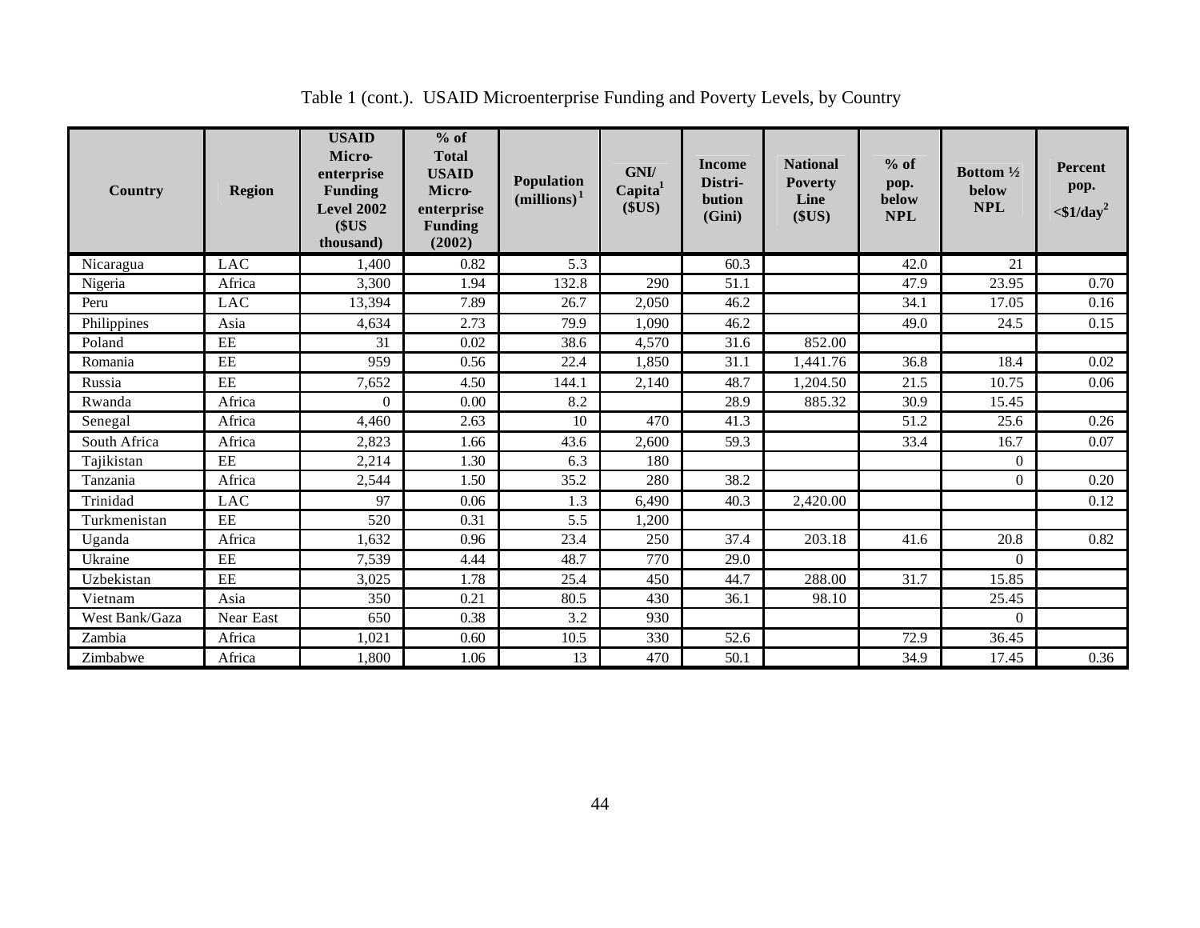Table 1 (cont.). USAID Microenterprise Funding and Poverty Levels, by Country

| Country | Region | USAID Micro-enterprise Funding Level 2002 ($US thousand) | % of Total USAID Micro-enterprise Funding (2002) | Population (millions)[1] | GNI/ Capita[1] ($US) | Income Distri-bution (Gini) | National Poverty Line ($US) | % of pop. below NPL | Bottom ½ below NPL | Percent pop. <$1/day[2] |
|---|---|---|---|---|---|---|---|---|---|---|
| Nicaragua | LAC | 1,400 | 0.82 | 5.3 | | 60.3 | | 42.0 | 21 | |
| Nigeria | Africa | 3,300 | 1.94 | 132.8 | 290 | 51.1 | | 47.9 | 23.95 | 0.70 |
| Peru | LAC | 13,394 | 7.89 | 26.7 | 2,050 | 46.2 | | 34.1 | 17.05 | 0.16 |
| Philippines | Asia | 4,634 | 2.73 | 79.9 | 1,090 | 46.2 | | 49.0 | 24.5 | 0.15 |
| Poland | EE | 31 | 0.02 | 38.6 | 4,570 | 31.6 | 852.00 | | | |
| Romania | EE | 959 | 0.56 | 22.4 | 1,850 | 31.1 | 1,441.76 | 36.8 | 18.4 | 0.02 |
| Russia | EE | 7,652 | 4.50 | 144.1 | 2,140 | 48.7 | 1,204.50 | 21.5 | 10.75 | 0.06 |
| Rwanda | Africa | 0 | 0.00 | 8.2 | | 28.9 | 885.32 | 30.9 | 15.45 | |
| Senegal | Africa | 4,460 | 2.63 | 10 | 470 | 41.3 | | 51.2 | 25.6 | 0.26 |
| South Africa | Africa | 2,823 | 1.66 | 43.6 | 2,600 | 59.3 | | 33.4 | 16.7 | 0.07 |
| Tajikistan | EE | 2,214 | 1.30 | 6.3 | 180 | | | | 0 | |
| Tanzania | Africa | 2,544 | 1.50 | 35.2 | 280 | 38.2 | | | 0 | 0.20 |
| Trinidad | LAC | 97 | 0.06 | 1.3 | 6,490 | 40.3 | 2,420.00 | | | 0.12 |
| Turkmenistan | EE | 520 | 0.31 | 5.5 | 1,200 | | | | | |
| Uganda | Africa | 1,632 | 0.96 | 23.4 | 250 | 37.4 | 203.18 | 41.6 | 20.8 | 0.82 |
| Ukraine | EE | 7,539 | 4.44 | 48.7 | 770 | 29.0 | | | 0 | |
| Uzbekistan | EE | 3,025 | 1.78 | 25.4 | 450 | 44.7 | 288.00 | 31.7 | 15.85 | |
| Vietnam | Asia | 350 | 0.21 | 80.5 | 430 | 36.1 | 98.10 | | 25.45 | |
| West Bank/Gaza | Near East | 650 | 0.38 | 3.2 | 930 | | | | 0 | |
| Zambia | Africa | 1,021 | 0.60 | 10.5 | 330 | 52.6 | | 72.9 | 36.45 | |
| Zimbabwe | Africa | 1,800 | 1.06 | 13 | 470 | 50.1 | | 34.9 | 17.45 | 0.36 |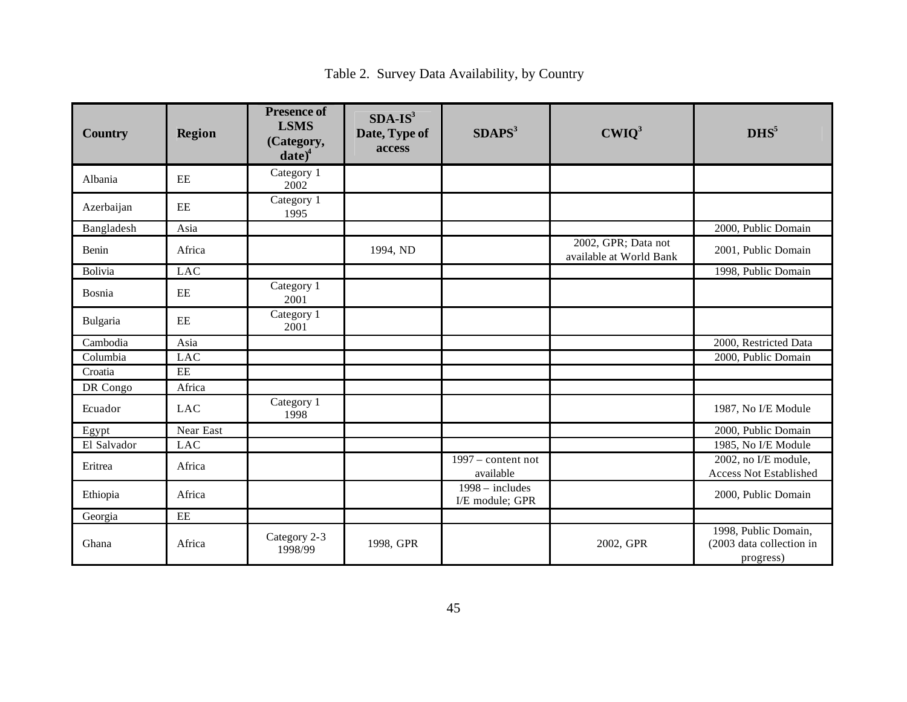Table 2. Survey Data Availability, by Country

| Country | Region | Presence of LSMS (Category, date)[4] | SDA-IS[3] Date, Type of access | SDAPS[3] | CWIQ[3] | DHS[5] |
|---|---|---|---|---|---|---|
| Albania | EE | Category 1 2002 | | | | |
| Azerbaijan | EE | Category 1 1995 | | | | |
| Bangladesh | Asia | | | | | 2000, Public Domain |
| Benin | Africa | | 1994, ND | | 2002, GPR; Data not available at World Bank | 2001, Public Domain |
| Bolivia | LAC | | | | | 1998, Public Domain |
| Bosnia | EE | Category 1 2001 | | | | |
| Bulgaria | EE | Category 1 2001 | | | | |
| Cambodia | Asia | | | | | 2000, Restricted Data |
| Columbia | LAC | | | | | 2000, Public Domain |
| Croatia | EE | | | | | |
| DR Congo | Africa | | | | | |
| Ecuador | LAC | Category 1 1998 | | | | 1987, No I/E Module |
| Egypt | Near East | | | | | 2000, Public Domain |
| El Salvador | LAC | | | | | 1985, No I/E Module |
| Eritrea | Africa | | | 1997 – content not available | | 2002, no I/E module, Access Not Established |
| Ethiopia | Africa | | | 1998 – includes I/E module; GPR | | 2000, Public Domain |
| Georgia | EE | | | | | |
| Ghana | Africa | Category 2-3 1998/99 | 1998, GPR | | 2002, GPR | 1998, Public Domain, (2003 data collection in progress) |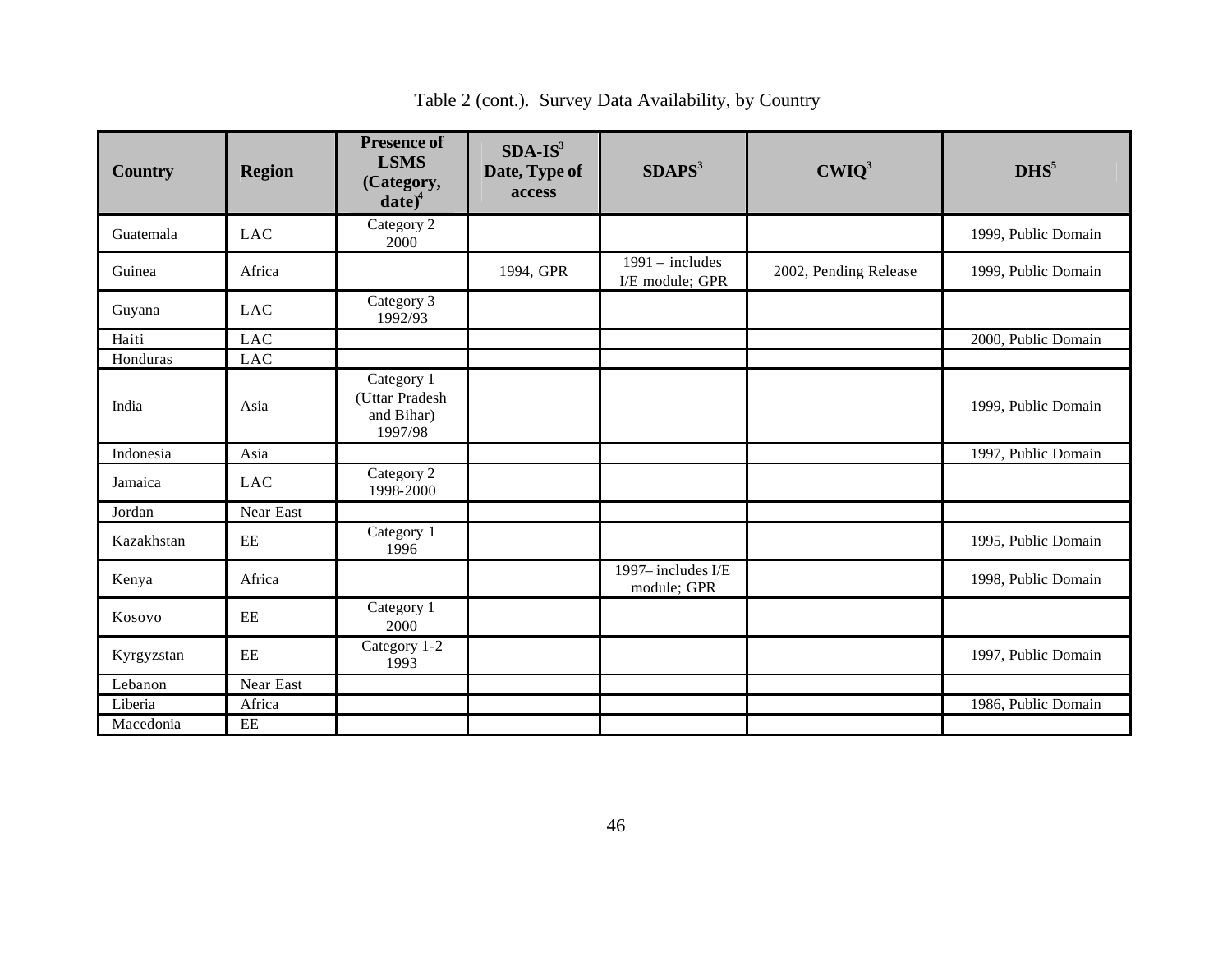Table 2 (cont.). Survey Data Availability, by Country

| Country | Region | Presence of LSMS (Category, date)[4] | SDA-IS[3] Date, Type of access | SDAPS[3] | CWIQ[3] | DHS[5] |
|---|---|---|---|---|---|---|
| Guatemala | LAC | Category 2 2000 | | | | 1999, Public Domain |
| Guinea | Africa | | 1994, GPR | 1991 – includes I/E module; GPR | 2002, Pending Release | 1999, Public Domain |
| Guyana | LAC | Category 3 1992/93 | | | | |
| Haiti | LAC | | | | | 2000, Public Domain |
| Honduras | LAC | | | | | |
| India | Asia | Category 1 (Uttar Pradesh and Bihar) 1997/98 | | | | 1999, Public Domain |
| Indonesia | Asia | | | | | 1997, Public Domain |
| Jamaica | LAC | Category 2 1998-2000 | | | | |
| Jordan | Near East | | | | | |
| Kazakhstan | EE | Category 1 1996 | | | | 1995, Public Domain |
| Kenya | Africa | | | 1997– includes I/E module; GPR | | 1998, Public Domain |
| Kosovo | EE | Category 1 2000 | | | | |
| Kyrgyzstan | EE | Category 1-2 1993 | | | | 1997, Public Domain |
| Lebanon | Near East | | | | | |
| Liberia | Africa | | | | | 1986, Public Domain |
| Macedonia | EE | | | | | |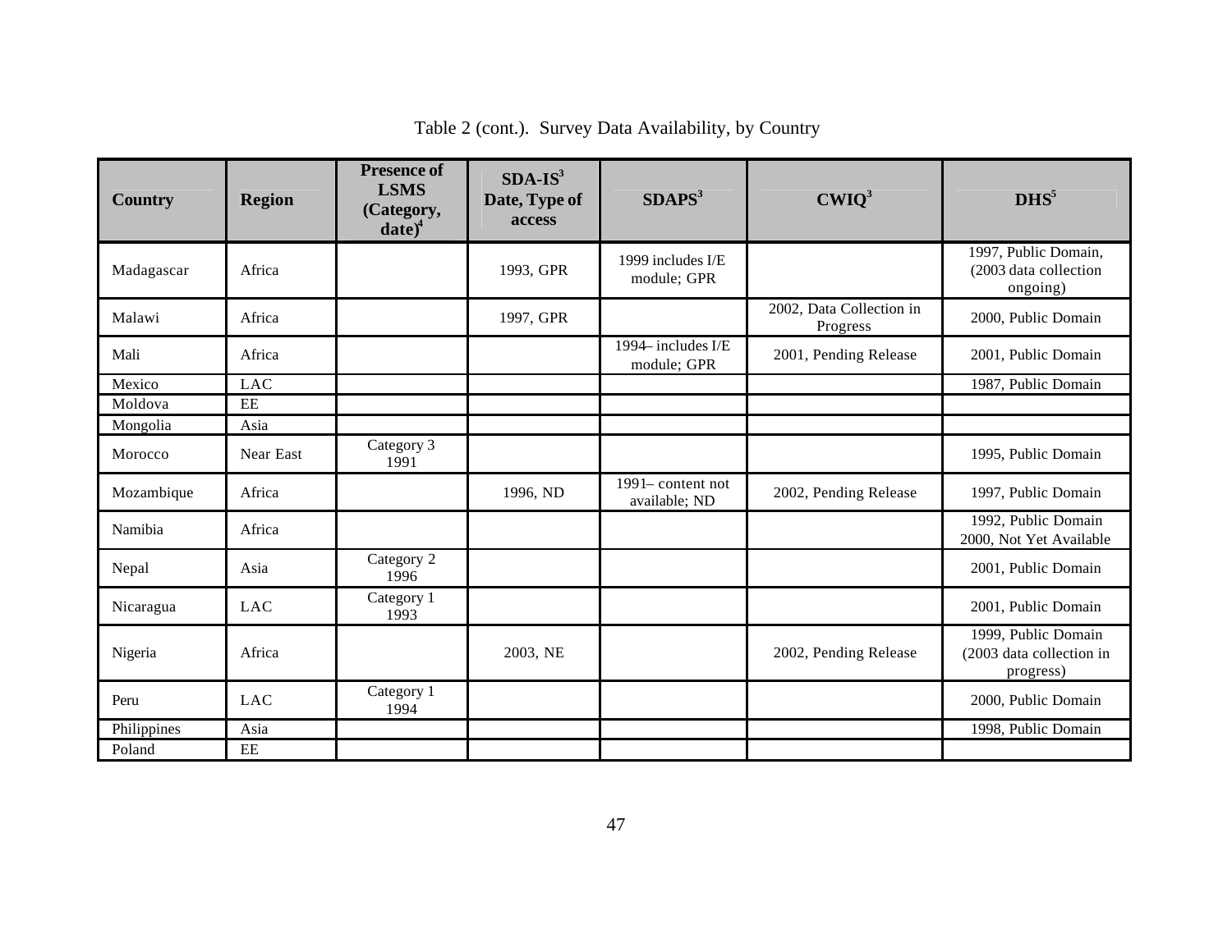Table 2 (cont.). Survey Data Availability, by Country

| Country | Region | Presence of LSMS (Category, date)[4] | SDA-IS[3] Date, Type of access | SDAPS[3] | CWIQ[3] | DHS[5] |
|---|---|---|---|---|---|---|
| Madagascar | Africa | | 1993, GPR | 1999 includes I/E module; GPR | | 1997, Public Domain, (2003 data collection ongoing) |
| Malawi | Africa | | 1997, GPR | | 2002, Data Collection in Progress | 2000, Public Domain |
| Mali | Africa | | | 1994– includes I/E module; GPR | 2001, Pending Release | 2001, Public Domain |
| Mexico | LAC | | | | | 1987, Public Domain |
| Moldova | EE | | | | | |
| Mongolia | Asia | | | | | |
| Morocco | Near East | Category 3 1991 | | | | 1995, Public Domain |
| Mozambique | Africa | | 1996, ND | 1991– content not available; ND | 2002, Pending Release | 1997, Public Domain |
| Namibia | Africa | | | | | 1992, Public Domain 2000, Not Yet Available |
| Nepal | Asia | Category 2 1996 | | | | 2001, Public Domain |
| Nicaragua | LAC | Category 1 1993 | | | | 2001, Public Domain |
| Nigeria | Africa | | 2003, NE | | 2002, Pending Release | 1999, Public Domain (2003 data collection in progress) |
| Peru | LAC | Category 1 1994 | | | | 2000, Public Domain |
| Philippines | Asia | | | | | 1998, Public Domain |
| Poland | EE | | | | | |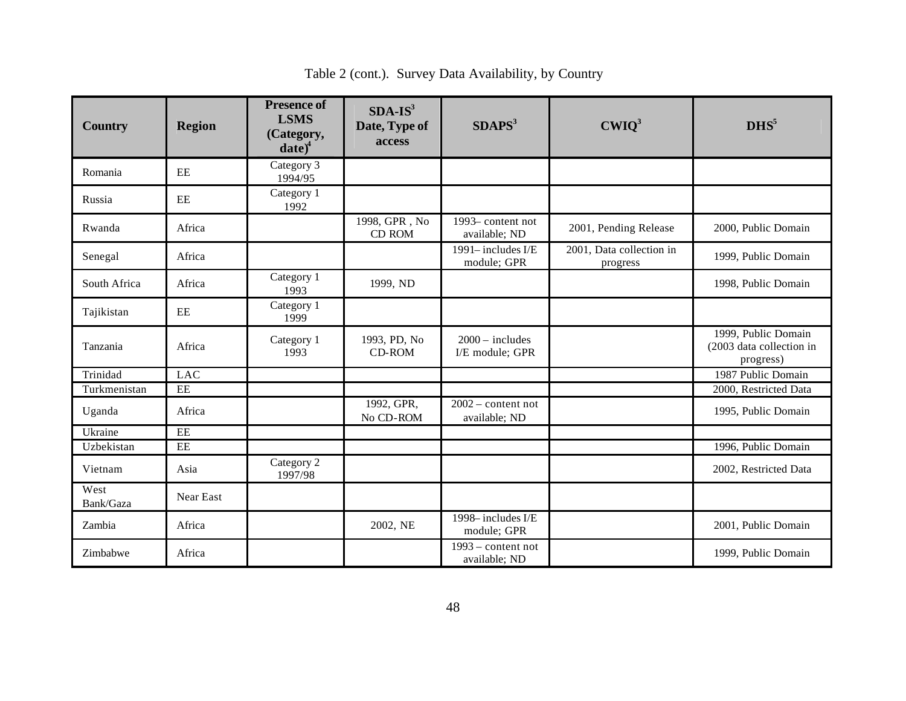Table 2 (cont.). Survey Data Availability, by Country

| Country | Region | Presence of LSMS (Category, date)[4] | SDA-IS[3] Date, Type of access | SDAPS[3] | CWIQ[3] | DHS[5] |
|---|---|---|---|---|---|---|
| Romania | EE | Category 3 1994/95 | | | | |
| Russia | EE | Category 1 1992 | | | | |
| Rwanda | Africa | | 1998, GPR , No CD ROM | 1993– content not available; ND | 2001, Pending Release | 2000, Public Domain |
| Senegal | Africa | | | 1991– includes I/E module; GPR | 2001, Data collection in progress | 1999, Public Domain |
| South Africa | Africa | Category 1 1993 | 1999, ND | | | 1998, Public Domain |
| Tajikistan | EE | Category 1 1999 | | | | |
| Tanzania | Africa | Category 1 1993 | 1993, PD, No CD-ROM | 2000 – includes I/E module; GPR | | 1999, Public Domain (2003 data collection in progress) |
| Trinidad | LAC | | | | | 1987 Public Domain |
| Turkmenistan | EE | | | | | 2000, Restricted Data |
| Uganda | Africa | | 1992, GPR, No CD-ROM | 2002 – content not available; ND | | 1995, Public Domain |
| Ukraine | EE | | | | | |
| Uzbekistan | EE | | | | | 1996, Public Domain |
| Vietnam | Asia | Category 2 1997/98 | | | | 2002, Restricted Data |
| West Bank/Gaza | Near East | | | | | |
| Zambia | Africa | | 2002, NE | 1998– includes I/E module; GPR | | 2001, Public Domain |
| Zimbabwe | Africa | | | 1993 – content not available; ND | | 1999, Public Domain |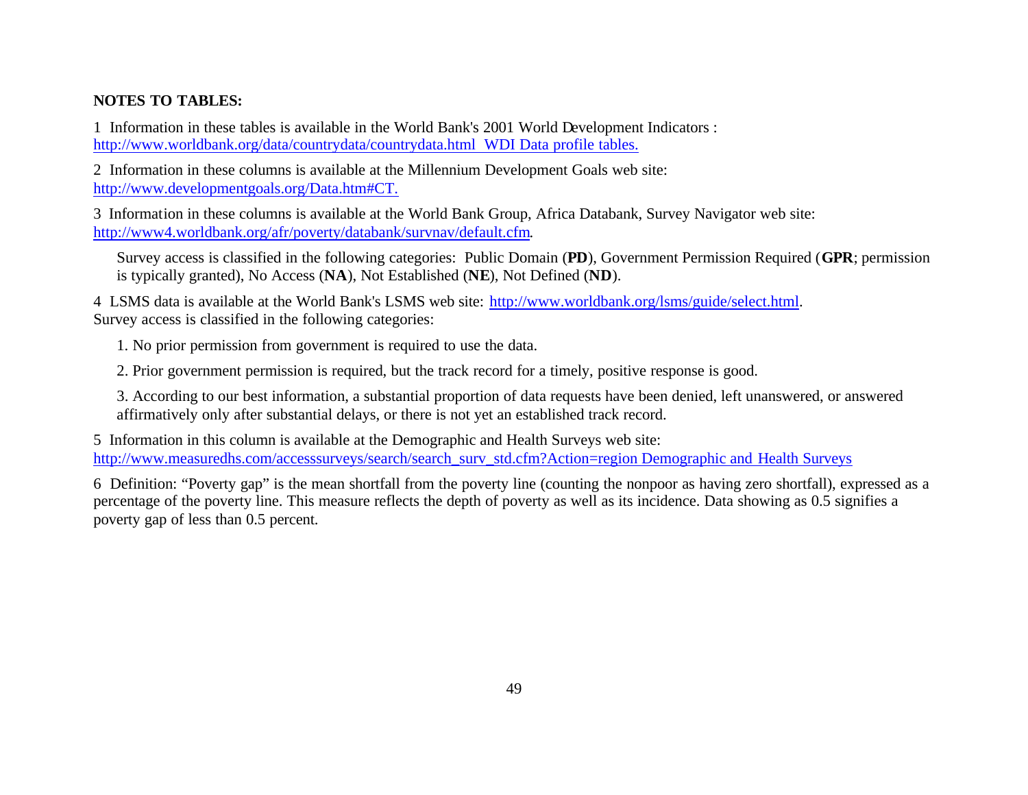**NOTES TO TABLES:**

1 Information in these tables is available in the World Bank's 2001 World Development Indicators :
http://www.worldbank.org/data/countrydata/countrydata.html WDI Data profile tables.

2 Information in these columns is available at the Millennium Development Goals web site:
http://www.developmentgoals.org/Data.htm#CT.

3 Information in these columns is available at the World Bank Group, Africa Databank, Survey Navigator web site:
http://www4.worldbank.org/afr/poverty/databank/survnav/default.cfm.

Survey access is classified in the following categories: Public Domain (**PD**), Government Permission Required (**GPR**; permission is typically granted), No Access (**NA**), Not Established (**NE**), Not Defined (**ND**).

4 LSMS data is available at the World Bank's LSMS web site: http://www.worldbank.org/lsms/guide/select.html.
Survey access is classified in the following categories:

1. No prior permission from government is required to use the data.

2. Prior government permission is required, but the track record for a timely, positive response is good.

3. According to our best information, a substantial proportion of data requests have been denied, left unanswered, or answered affirmatively only after substantial delays, or there is not yet an established track record.

5 Information in this column is available at the Demographic and Health Surveys web site:
http://www.measuredhs.com/accesssurveys/search/search_surv_std.cfm?Action=region Demographic and Health Surveys

6 Definition: "Poverty gap" is the mean shortfall from the poverty line (counting the nonpoor as having zero shortfall), expressed as a percentage of the poverty line. This measure reflects the depth of poverty as well as its incidence. Data showing as 0.5 signifies a poverty gap of less than 0.5 percent.